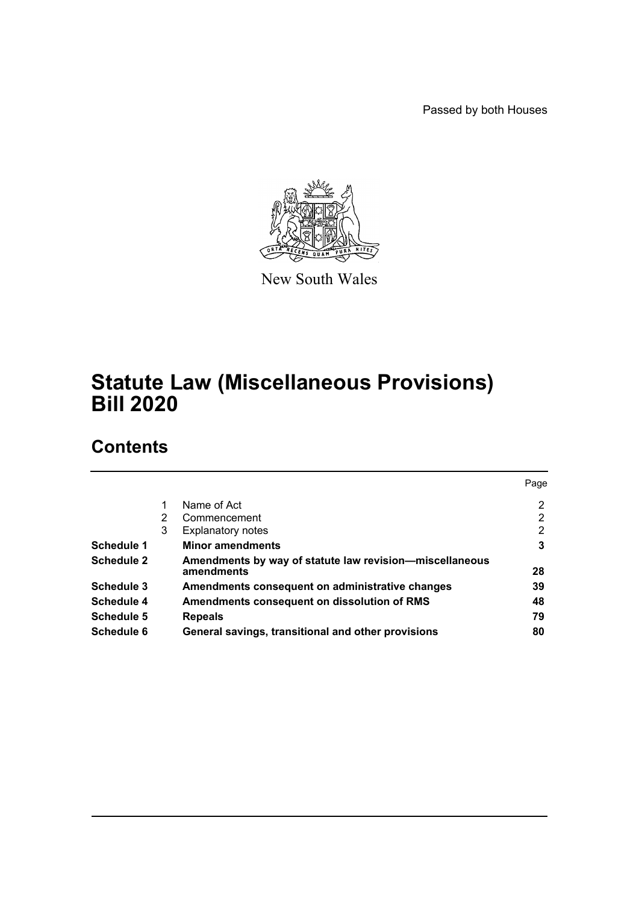Passed by both Houses

New South Wales

# Statute Law (Miscellaneous Provisions) Bill 2020

## Contents

| | | | Page |
|---|---|---|---|
| | 1 | Name of Act | 2 |
| | 2 | Commencement | 2 |
| | 3 | Explanatory notes | 2 |
| **Schedule 1** | | **Minor amendments** | **3** |
| **Schedule 2** | | **Amendments by way of statute law revision—miscellaneous amendments** | **28** |
| **Schedule 3** | | **Amendments consequent on administrative changes** | **39** |
| **Schedule 4** | | **Amendments consequent on dissolution of RMS** | **48** |
| **Schedule 5** | | **Repeals** | **79** |
| **Schedule 6** | | **General savings, transitional and other provisions** | **80** |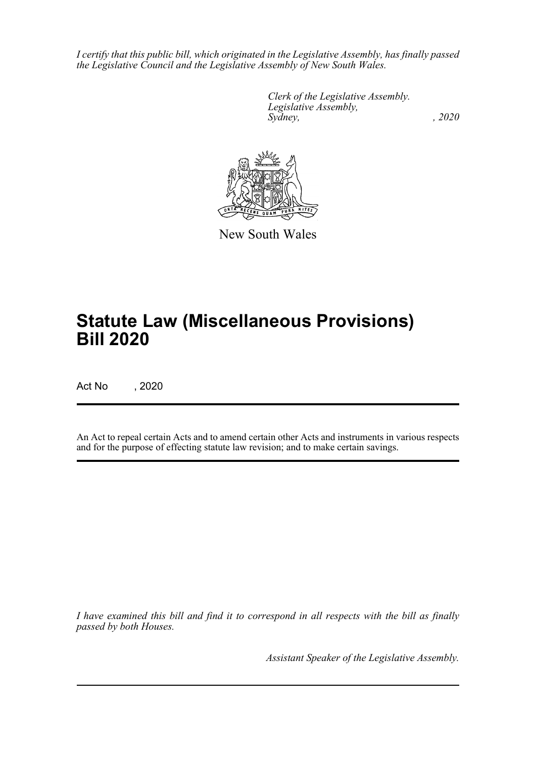*I certify that this public bill, which originated in the Legislative Assembly, has finally passed the Legislative Council and the Legislative Assembly of New South Wales.*

*Clerk of the Legislative Assembly.*
*Legislative Assembly,*
*Sydney, , 2020*

New South Wales

# Statute Law (Miscellaneous Provisions) Bill 2020

Act No , 2020

An Act to repeal certain Acts and to amend certain other Acts and instruments in various respects and for the purpose of effecting statute law revision; and to make certain savings.

*I have examined this bill and find it to correspond in all respects with the bill as finally passed by both Houses.*

*Assistant Speaker of the Legislative Assembly.*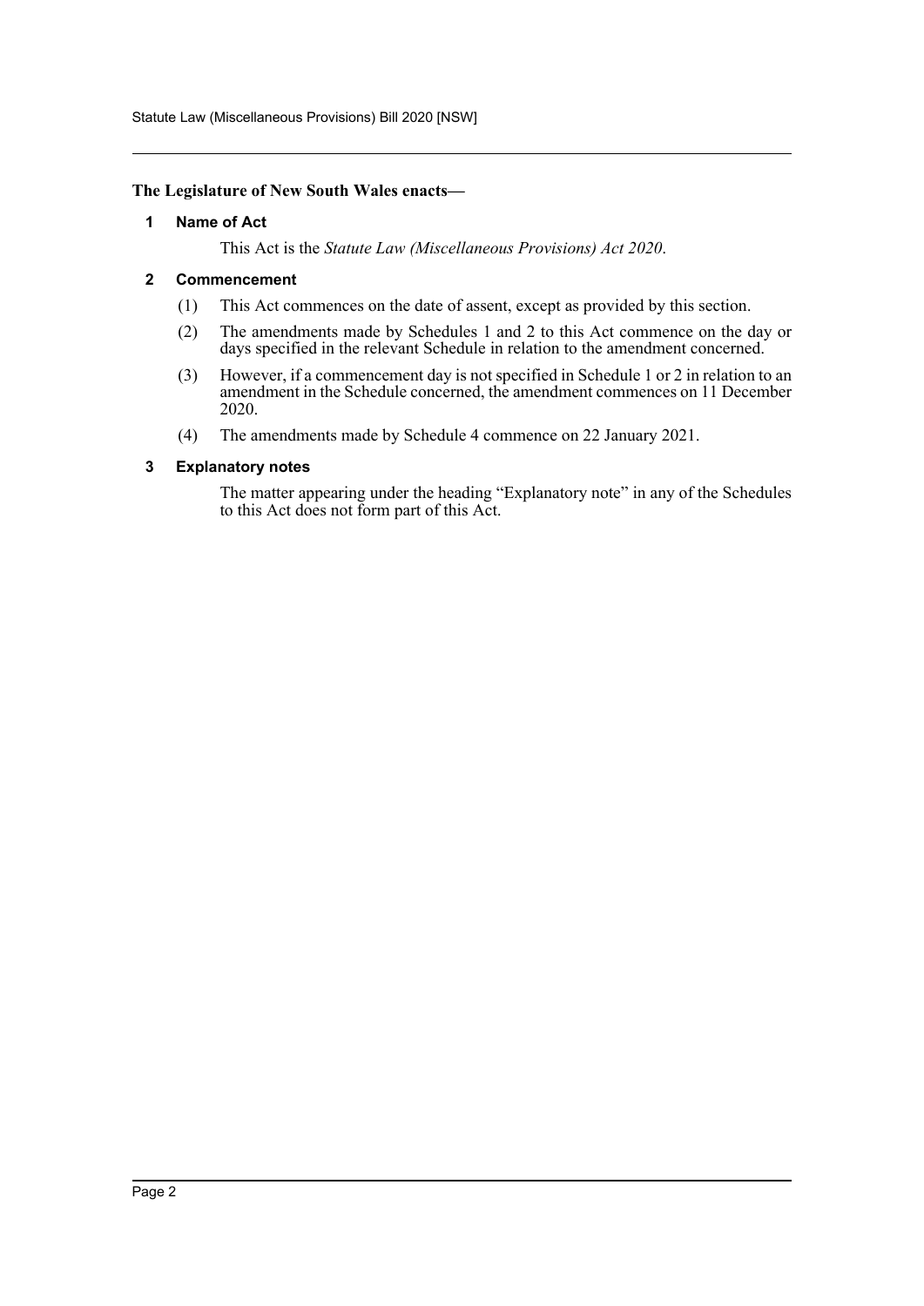**The Legislature of New South Wales enacts—**

## 1 Name of Act

This Act is the *Statute Law (Miscellaneous Provisions) Act 2020*.

## 2 Commencement

(1) This Act commences on the date of assent, except as provided by this section.

(2) The amendments made by Schedules 1 and 2 to this Act commence on the day or days specified in the relevant Schedule in relation to the amendment concerned.

(3) However, if a commencement day is not specified in Schedule 1 or 2 in relation to an amendment in the Schedule concerned, the amendment commences on 11 December 2020.

(4) The amendments made by Schedule 4 commence on 22 January 2021.

## 3 Explanatory notes

The matter appearing under the heading "Explanatory note" in any of the Schedules to this Act does not form part of this Act.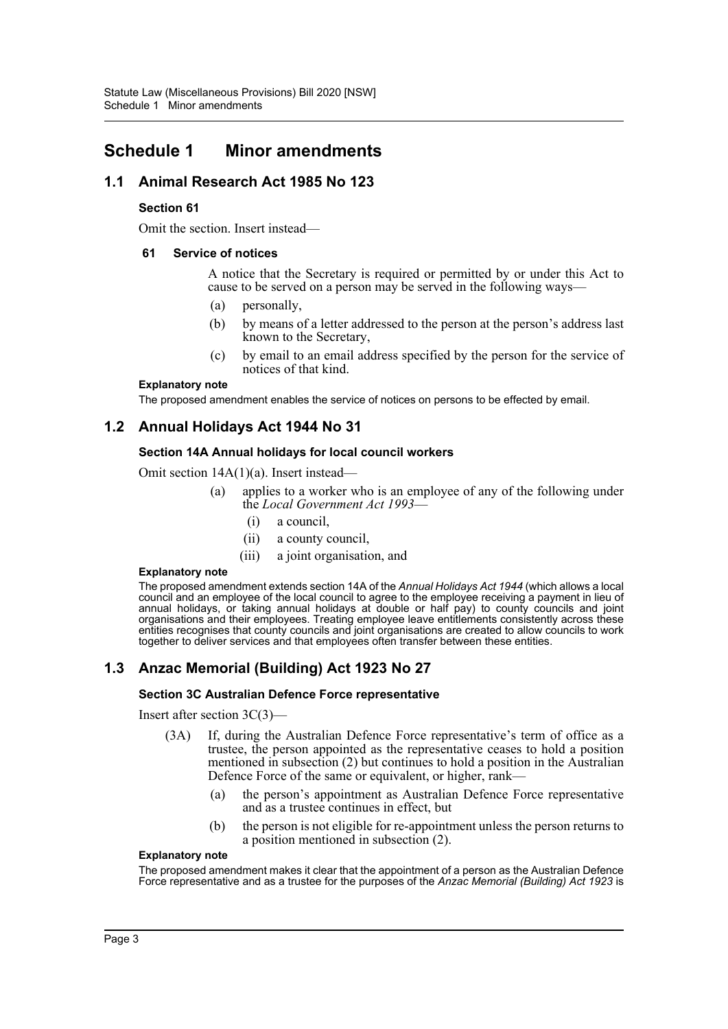# Schedule 1 Minor amendments

## 1.1 Animal Research Act 1985 No 123

**Section 61**

Omit the section. Insert instead—

**61 Service of notices**

A notice that the Secretary is required or permitted by or under this Act to cause to be served on a person may be served in the following ways—

(a) personally,

(b) by means of a letter addressed to the person at the person's address last known to the Secretary,

(c) by email to an email address specified by the person for the service of notices of that kind.

**Explanatory note**

The proposed amendment enables the service of notices on persons to be effected by email.

## 1.2 Annual Holidays Act 1944 No 31

**Section 14A Annual holidays for local council workers**

Omit section 14A(1)(a). Insert instead—

(a) applies to a worker who is an employee of any of the following under the *Local Government Act 1993*—

(i) a council,

(ii) a county council,

(iii) a joint organisation, and

**Explanatory note**

The proposed amendment extends section 14A of the *Annual Holidays Act 1944* (which allows a local council and an employee of the local council to agree to the employee receiving a payment in lieu of annual holidays, or taking annual holidays at double or half pay) to county councils and joint organisations and their employees. Treating employee leave entitlements consistently across these entities recognises that county councils and joint organisations are created to allow councils to work together to deliver services and that employees often transfer between these entities.

## 1.3 Anzac Memorial (Building) Act 1923 No 27

**Section 3C Australian Defence Force representative**

Insert after section 3C(3)—

(3A) If, during the Australian Defence Force representative's term of office as a trustee, the person appointed as the representative ceases to hold a position mentioned in subsection (2) but continues to hold a position in the Australian Defence Force of the same or equivalent, or higher, rank—

(a) the person's appointment as Australian Defence Force representative and as a trustee continues in effect, but

(b) the person is not eligible for re-appointment unless the person returns to a position mentioned in subsection (2).

**Explanatory note**

The proposed amendment makes it clear that the appointment of a person as the Australian Defence Force representative and as a trustee for the purposes of the *Anzac Memorial (Building) Act 1923* is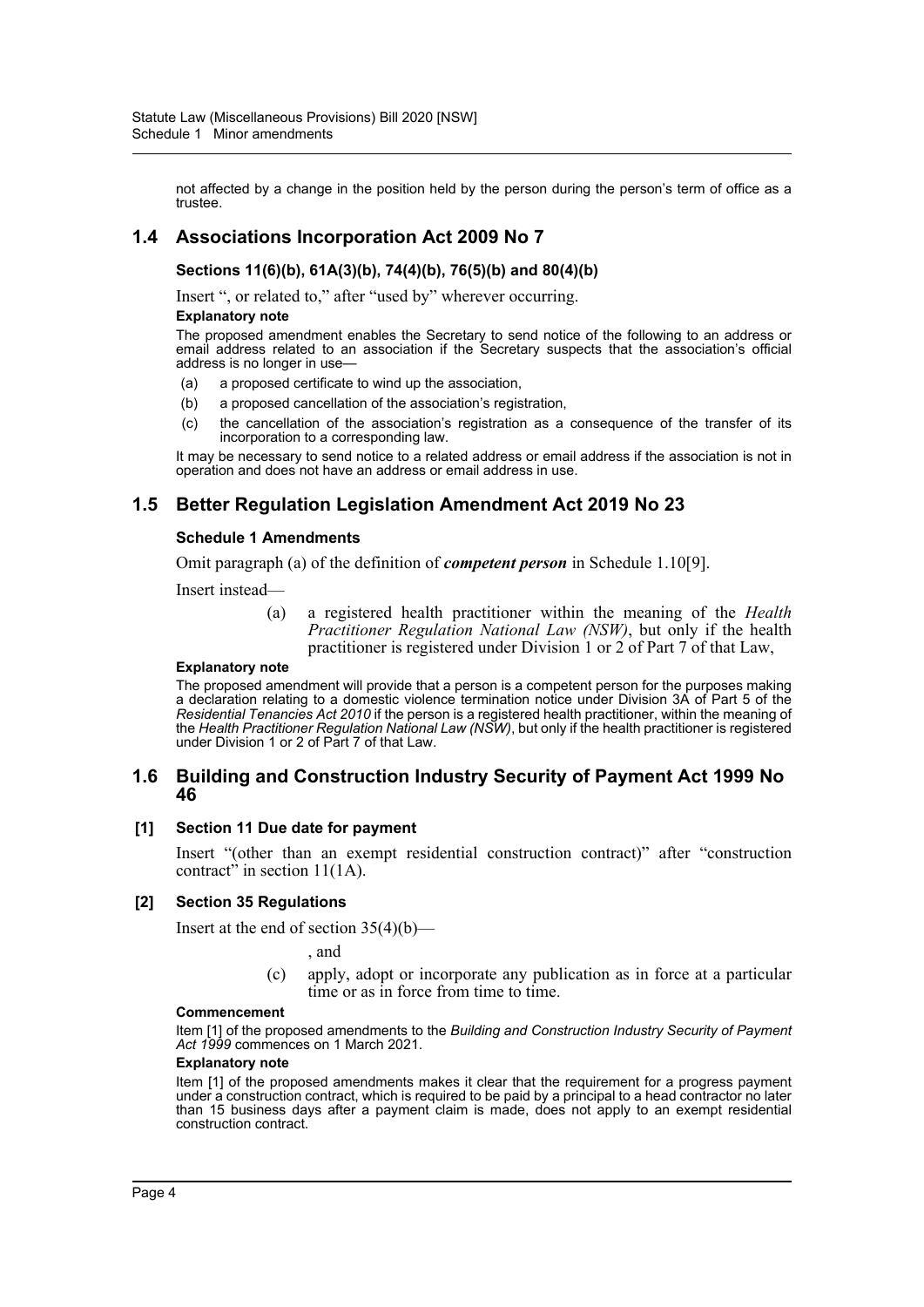not affected by a change in the position held by the person during the person's term of office as a trustee.

## 1.4 Associations Incorporation Act 2009 No 7

### Sections 11(6)(b), 61A(3)(b), 74(4)(b), 76(5)(b) and 80(4)(b)

Insert ", or related to," after "used by" wherever occurring.

**Explanatory note**

The proposed amendment enables the Secretary to send notice of the following to an address or email address related to an association if the Secretary suspects that the association's official address is no longer in use—

(a) a proposed certificate to wind up the association,

(b) a proposed cancellation of the association's registration,

(c) the cancellation of the association's registration as a consequence of the transfer of its incorporation to a corresponding law.

It may be necessary to send notice to a related address or email address if the association is not in operation and does not have an address or email address in use.

## 1.5 Better Regulation Legislation Amendment Act 2019 No 23

### Schedule 1 Amendments

Omit paragraph (a) of the definition of ***competent person*** in Schedule 1.10[9].

Insert instead—

(a) a registered health practitioner within the meaning of the *Health Practitioner Regulation National Law (NSW)*, but only if the health practitioner is registered under Division 1 or 2 of Part 7 of that Law,

**Explanatory note**

The proposed amendment will provide that a person is a competent person for the purposes making a declaration relating to a domestic violence termination notice under Division 3A of Part 5 of the *Residential Tenancies Act 2010* if the person is a registered health practitioner, within the meaning of the *Health Practitioner Regulation National Law (NSW)*, but only if the health practitioner is registered under Division 1 or 2 of Part 7 of that Law.

## 1.6 Building and Construction Industry Security of Payment Act 1999 No 46

### [1] Section 11 Due date for payment

Insert "(other than an exempt residential construction contract)" after "construction contract" in section 11(1A).

### [2] Section 35 Regulations

Insert at the end of section 35(4)(b)—

, and

(c) apply, adopt or incorporate any publication as in force at a particular time or as in force from time to time.

**Commencement**

Item [1] of the proposed amendments to the *Building and Construction Industry Security of Payment Act 1999* commences on 1 March 2021.

**Explanatory note**

Item [1] of the proposed amendments makes it clear that the requirement for a progress payment under a construction contract, which is required to be paid by a principal to a head contractor no later than 15 business days after a payment claim is made, does not apply to an exempt residential construction contract.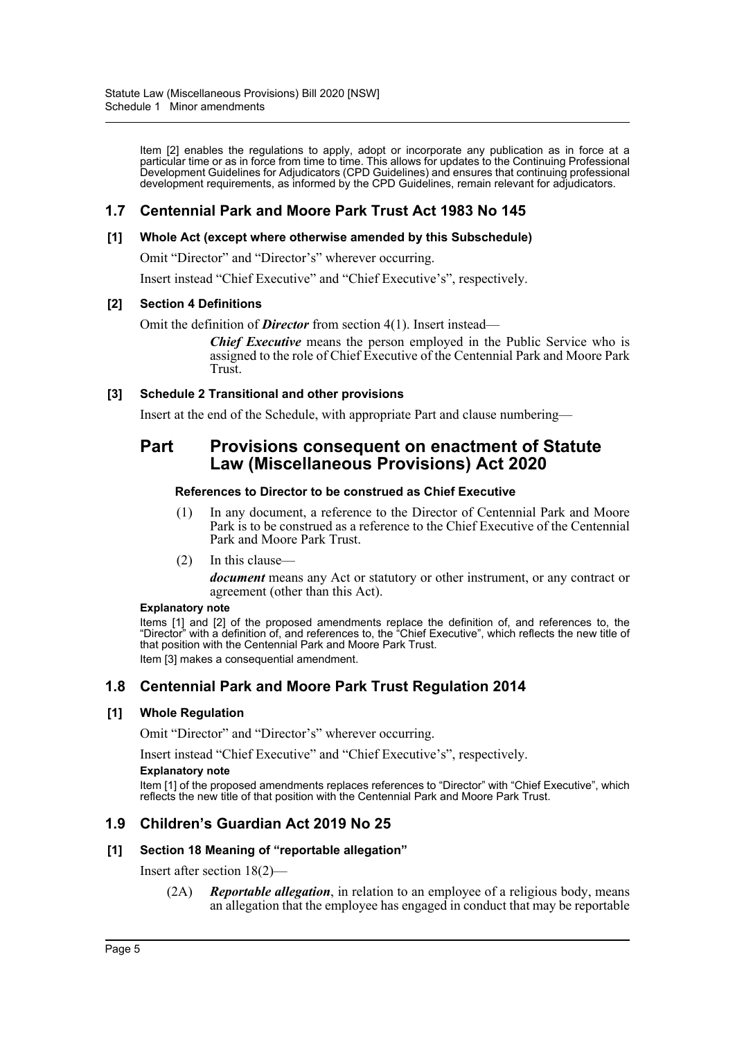Item [2] enables the regulations to apply, adopt or incorporate any publication as in force at a particular time or as in force from time to time. This allows for updates to the Continuing Professional Development Guidelines for Adjudicators (CPD Guidelines) and ensures that continuing professional development requirements, as informed by the CPD Guidelines, remain relevant for adjudicators.

## 1.7 Centennial Park and Moore Park Trust Act 1983 No 145

### [1] Whole Act (except where otherwise amended by this Subschedule)

Omit "Director" and "Director's" wherever occurring.

Insert instead "Chief Executive" and "Chief Executive's", respectively.

### [2] Section 4 Definitions

Omit the definition of ***Director*** from section 4(1). Insert instead—

> ***Chief Executive*** means the person employed in the Public Service who is assigned to the role of Chief Executive of the Centennial Park and Moore Park Trust.

### [3] Schedule 2 Transitional and other provisions

Insert at the end of the Schedule, with appropriate Part and clause numbering—

## Part Provisions consequent on enactment of Statute Law (Miscellaneous Provisions) Act 2020

#### References to Director to be construed as Chief Executive

(1) In any document, a reference to the Director of Centennial Park and Moore Park is to be construed as a reference to the Chief Executive of the Centennial Park and Moore Park Trust.

(2) In this clause—

***document*** means any Act or statutory or other instrument, or any contract or agreement (other than this Act).

**Explanatory note**

Items [1] and [2] of the proposed amendments replace the definition of, and references to, the "Director" with a definition of, and references to, the "Chief Executive", which reflects the new title of that position with the Centennial Park and Moore Park Trust.

Item [3] makes a consequential amendment.

## 1.8 Centennial Park and Moore Park Trust Regulation 2014

### [1] Whole Regulation

Omit "Director" and "Director's" wherever occurring.

Insert instead "Chief Executive" and "Chief Executive's", respectively.

**Explanatory note**

Item [1] of the proposed amendments replaces references to "Director" with "Chief Executive", which reflects the new title of that position with the Centennial Park and Moore Park Trust.

## 1.9 Children's Guardian Act 2019 No 25

### [1] Section 18 Meaning of "reportable allegation"

Insert after section 18(2)—

(2A) ***Reportable allegation***, in relation to an employee of a religious body, means an allegation that the employee has engaged in conduct that may be reportable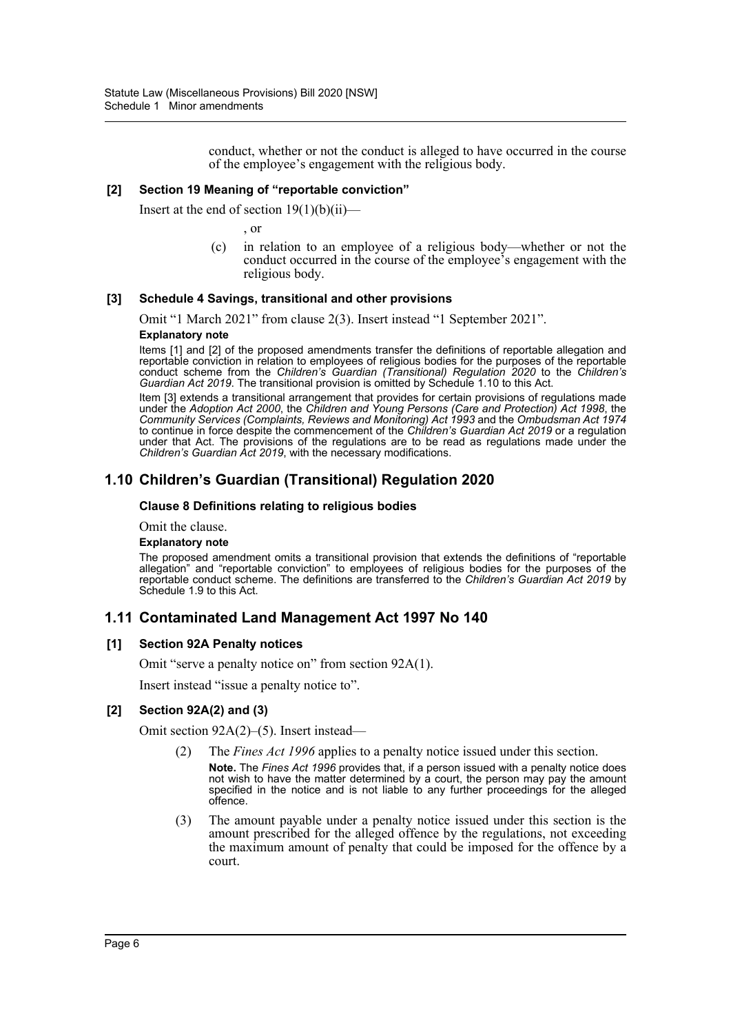conduct, whether or not the conduct is alleged to have occurred in the course of the employee's engagement with the religious body.

**[2] Section 19 Meaning of "reportable conviction"**

Insert at the end of section 19(1)(b)(ii)—

, or

(c) in relation to an employee of a religious body—whether or not the conduct occurred in the course of the employee's engagement with the religious body.

**[3] Schedule 4 Savings, transitional and other provisions**

Omit "1 March 2021" from clause 2(3). Insert instead "1 September 2021".

**Explanatory note**

Items [1] and [2] of the proposed amendments transfer the definitions of reportable allegation and reportable conviction in relation to employees of religious bodies for the purposes of the reportable conduct scheme from the *Children's Guardian (Transitional) Regulation 2020* to the *Children's Guardian Act 2019*. The transitional provision is omitted by Schedule 1.10 to this Act.

Item [3] extends a transitional arrangement that provides for certain provisions of regulations made under the *Adoption Act 2000*, the *Children and Young Persons (Care and Protection) Act 1998*, the *Community Services (Complaints, Reviews and Monitoring) Act 1993* and the *Ombudsman Act 1974* to continue in force despite the commencement of the *Children's Guardian Act 2019* or a regulation under that Act. The provisions of the regulations are to be read as regulations made under the *Children's Guardian Act 2019*, with the necessary modifications.

## 1.10 Children's Guardian (Transitional) Regulation 2020

**Clause 8 Definitions relating to religious bodies**

Omit the clause.

**Explanatory note**

The proposed amendment omits a transitional provision that extends the definitions of "reportable allegation" and "reportable conviction" to employees of religious bodies for the purposes of the reportable conduct scheme. The definitions are transferred to the *Children's Guardian Act 2019* by Schedule 1.9 to this Act.

## 1.11 Contaminated Land Management Act 1997 No 140

**[1] Section 92A Penalty notices**

Omit "serve a penalty notice on" from section 92A(1).

Insert instead "issue a penalty notice to".

**[2] Section 92A(2) and (3)**

Omit section 92A(2)–(5). Insert instead—

(2) The *Fines Act 1996* applies to a penalty notice issued under this section.

**Note.** The *Fines Act 1996* provides that, if a person issued with a penalty notice does not wish to have the matter determined by a court, the person may pay the amount specified in the notice and is not liable to any further proceedings for the alleged offence.

(3) The amount payable under a penalty notice issued under this section is the amount prescribed for the alleged offence by the regulations, not exceeding the maximum amount of penalty that could be imposed for the offence by a court.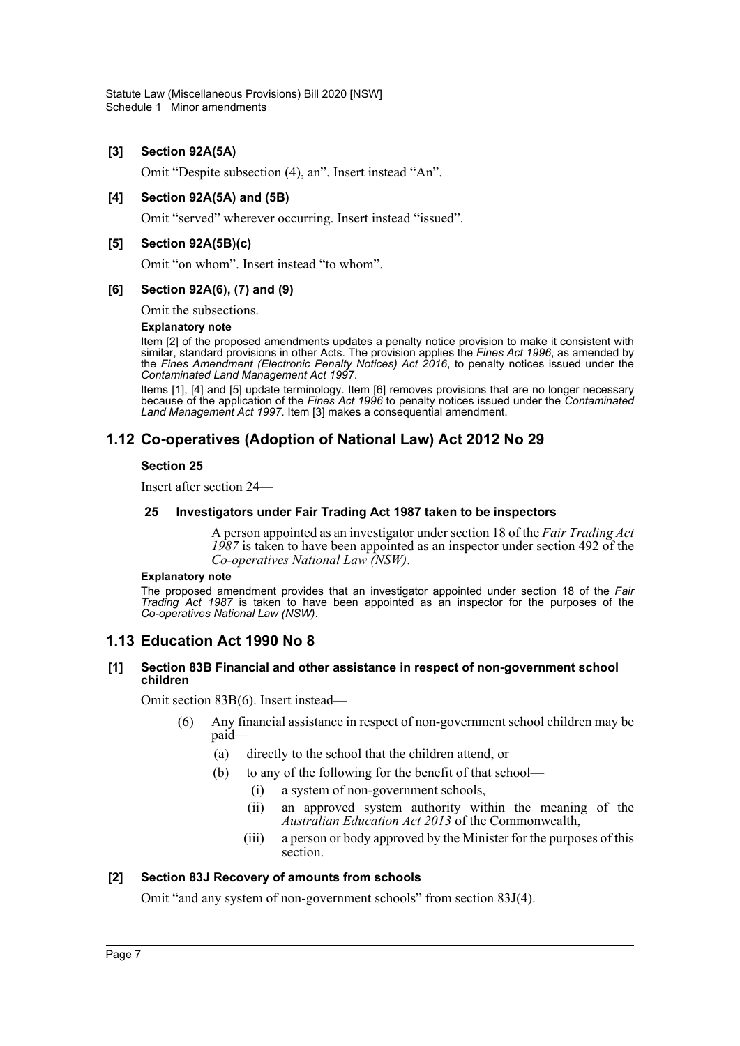**[3] Section 92A(5A)**

Omit "Despite subsection (4), an". Insert instead "An".

**[4] Section 92A(5A) and (5B)**

Omit "served" wherever occurring. Insert instead "issued".

**[5] Section 92A(5B)(c)**

Omit "on whom". Insert instead "to whom".

**[6] Section 92A(6), (7) and (9)**

Omit the subsections.

**Explanatory note**

Item [2] of the proposed amendments updates a penalty notice provision to make it consistent with similar, standard provisions in other Acts. The provision applies the *Fines Act 1996*, as amended by the *Fines Amendment (Electronic Penalty Notices) Act 2016*, to penalty notices issued under the *Contaminated Land Management Act 1997*.

Items [1], [4] and [5] update terminology. Item [6] removes provisions that are no longer necessary because of the application of the *Fines Act 1996* to penalty notices issued under the *Contaminated Land Management Act 1997*. Item [3] makes a consequential amendment.

## 1.12 Co-operatives (Adoption of National Law) Act 2012 No 29

**Section 25**

Insert after section 24—

**25 Investigators under Fair Trading Act 1987 taken to be inspectors**

A person appointed as an investigator under section 18 of the *Fair Trading Act 1987* is taken to have been appointed as an inspector under section 492 of the *Co-operatives National Law (NSW)*.

**Explanatory note**

The proposed amendment provides that an investigator appointed under section 18 of the *Fair Trading Act 1987* is taken to have been appointed as an inspector for the purposes of the *Co-operatives National Law (NSW)*.

## 1.13 Education Act 1990 No 8

**[1] Section 83B Financial and other assistance in respect of non-government school children**

Omit section 83B(6). Insert instead—

(6) Any financial assistance in respect of non-government school children may be paid—

(a) directly to the school that the children attend, or

(b) to any of the following for the benefit of that school—

(i) a system of non-government schools,

(ii) an approved system authority within the meaning of the *Australian Education Act 2013* of the Commonwealth,

(iii) a person or body approved by the Minister for the purposes of this section.

**[2] Section 83J Recovery of amounts from schools**

Omit "and any system of non-government schools" from section 83J(4).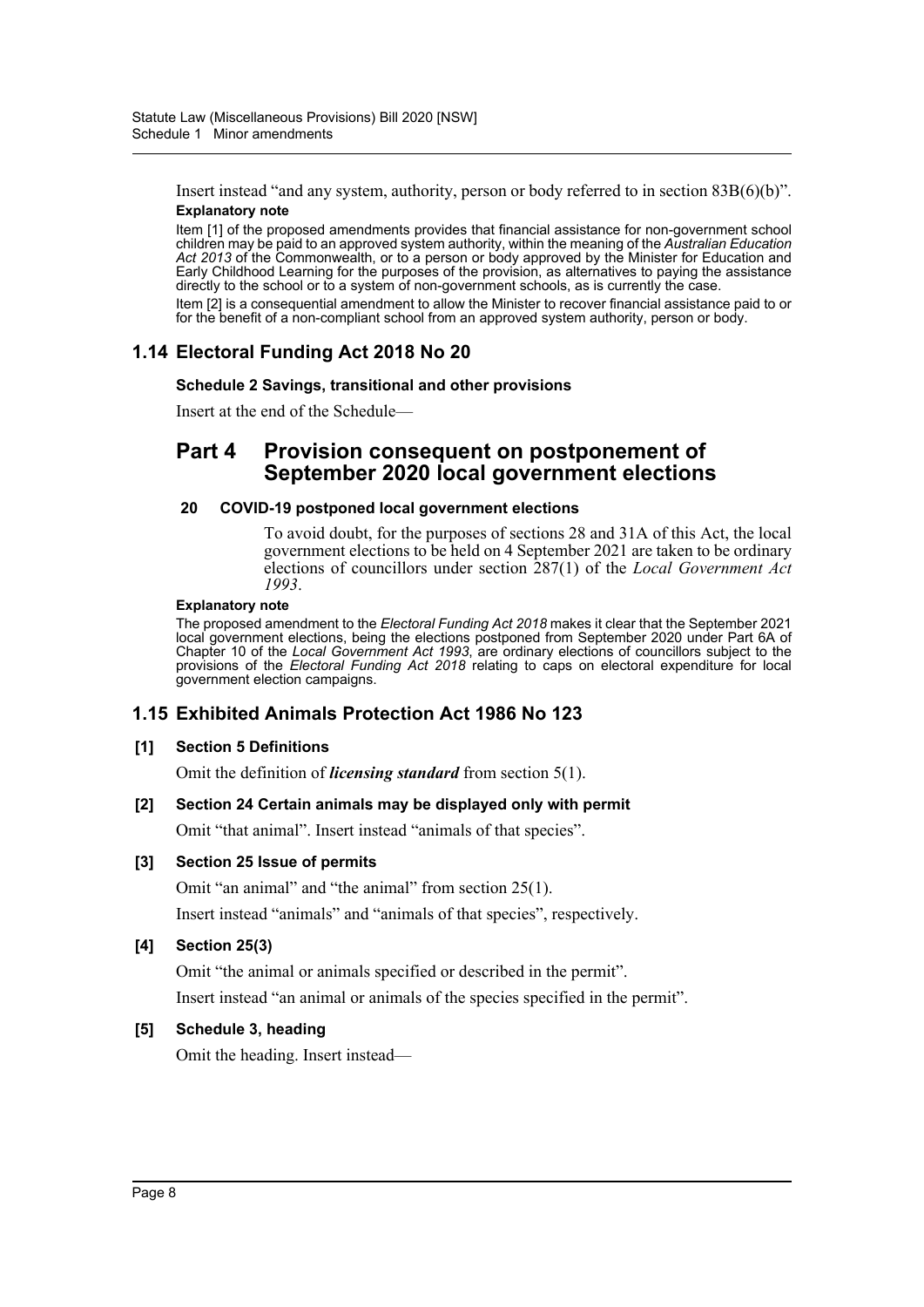Insert instead "and any system, authority, person or body referred to in section 83B(6)(b)".

**Explanatory note**

Item [1] of the proposed amendments provides that financial assistance for non-government school children may be paid to an approved system authority, within the meaning of the *Australian Education Act 2013* of the Commonwealth, or to a person or body approved by the Minister for Education and Early Childhood Learning for the purposes of the provision, as alternatives to paying the assistance directly to the school or to a system of non-government schools, as is currently the case.

Item [2] is a consequential amendment to allow the Minister to recover financial assistance paid to or for the benefit of a non-compliant school from an approved system authority, person or body.

## 1.14 Electoral Funding Act 2018 No 20

### Schedule 2 Savings, transitional and other provisions

Insert at the end of the Schedule—

# Part 4 Provision consequent on postponement of September 2020 local government elections

#### 20 COVID-19 postponed local government elections

To avoid doubt, for the purposes of sections 28 and 31A of this Act, the local government elections to be held on 4 September 2021 are taken to be ordinary elections of councillors under section 287(1) of the *Local Government Act 1993*.

**Explanatory note**

The proposed amendment to the *Electoral Funding Act 2018* makes it clear that the September 2021 local government elections, being the elections postponed from September 2020 under Part 6A of Chapter 10 of the *Local Government Act 1993*, are ordinary elections of councillors subject to the provisions of the *Electoral Funding Act 2018* relating to caps on electoral expenditure for local government election campaigns.

## 1.15 Exhibited Animals Protection Act 1986 No 123

### [1] Section 5 Definitions

Omit the definition of ***licensing standard*** from section 5(1).

### [2] Section 24 Certain animals may be displayed only with permit

Omit "that animal". Insert instead "animals of that species".

### [3] Section 25 Issue of permits

Omit "an animal" and "the animal" from section 25(1).

Insert instead "animals" and "animals of that species", respectively.

### [4] Section 25(3)

Omit "the animal or animals specified or described in the permit".

Insert instead "an animal or animals of the species specified in the permit".

### [5] Schedule 3, heading

Omit the heading. Insert instead—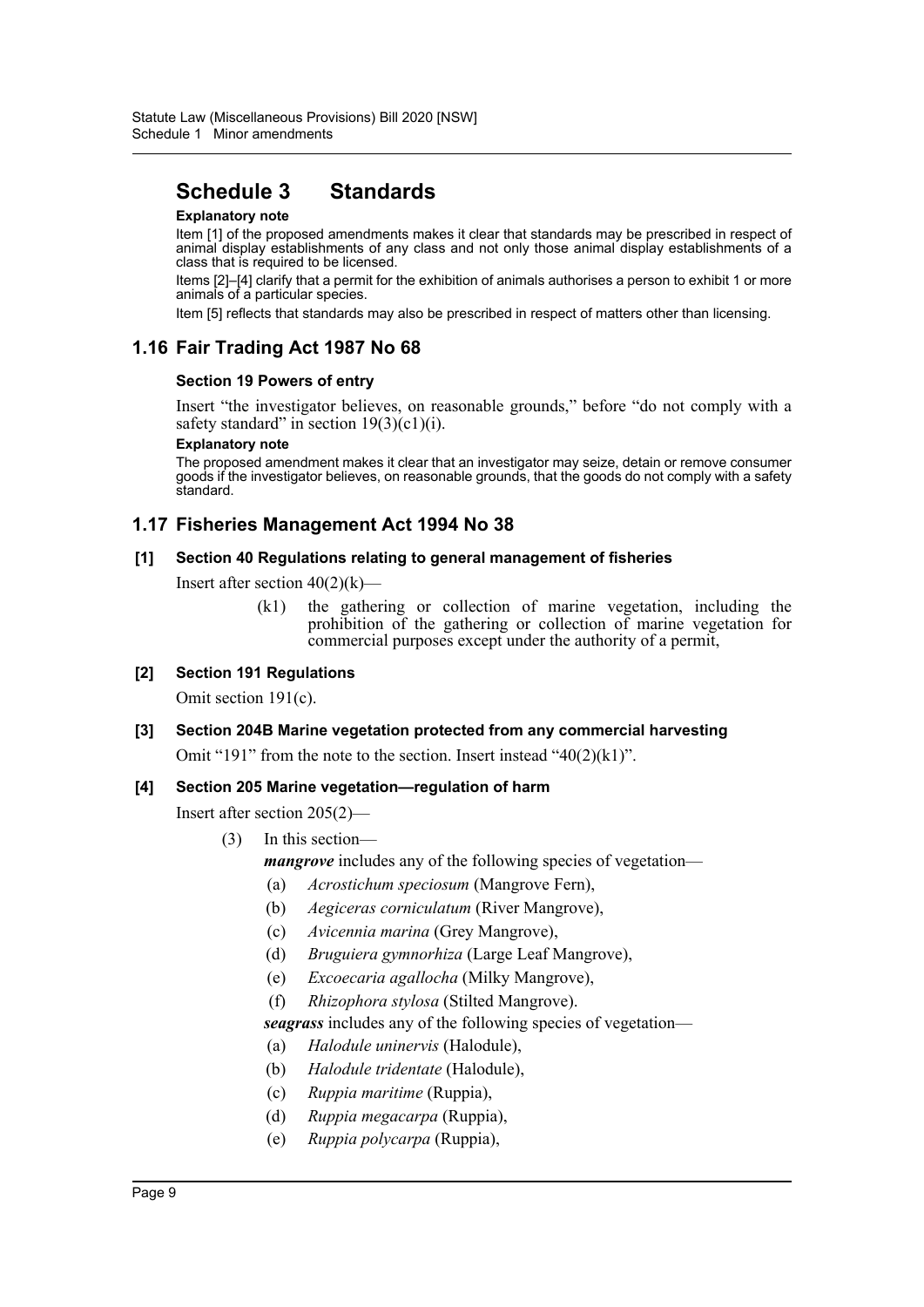## Schedule 3 Standards

**Explanatory note**

Item [1] of the proposed amendments makes it clear that standards may be prescribed in respect of animal display establishments of any class and not only those animal display establishments of a class that is required to be licensed.

Items [2]–[4] clarify that a permit for the exhibition of animals authorises a person to exhibit 1 or more animals of a particular species.

Item [5] reflects that standards may also be prescribed in respect of matters other than licensing.

## 1.16 Fair Trading Act 1987 No 68

### Section 19 Powers of entry

Insert "the investigator believes, on reasonable grounds," before "do not comply with a safety standard" in section 19(3)(c1)(i).

**Explanatory note**

The proposed amendment makes it clear that an investigator may seize, detain or remove consumer goods if the investigator believes, on reasonable grounds, that the goods do not comply with a safety standard.

## 1.17 Fisheries Management Act 1994 No 38

### [1] Section 40 Regulations relating to general management of fisheries

Insert after section 40(2)(k)—

> (k1) the gathering or collection of marine vegetation, including the prohibition of the gathering or collection of marine vegetation for commercial purposes except under the authority of a permit,

### [2] Section 191 Regulations

Omit section 191(c).

### [3] Section 204B Marine vegetation protected from any commercial harvesting

Omit "191" from the note to the section. Insert instead "40(2)(k1)".

### [4] Section 205 Marine vegetation—regulation of harm

Insert after section 205(2)—

> (3) In this section—
>
> ***mangrove*** includes any of the following species of vegetation—
>
> (a) *Acrostichum speciosum* (Mangrove Fern),
>
> (b) *Aegiceras corniculatum* (River Mangrove),
>
> (c) *Avicennia marina* (Grey Mangrove),
>
> (d) *Bruguiera gymnorhiza* (Large Leaf Mangrove),
>
> (e) *Excoecaria agallocha* (Milky Mangrove),
>
> (f) *Rhizophora stylosa* (Stilted Mangrove).
>
> ***seagrass*** includes any of the following species of vegetation—
>
> (a) *Halodule uninervis* (Halodule),
>
> (b) *Halodule tridentate* (Halodule),
>
> (c) *Ruppia maritime* (Ruppia),
>
> (d) *Ruppia megacarpa* (Ruppia),
>
> (e) *Ruppia polycarpa* (Ruppia),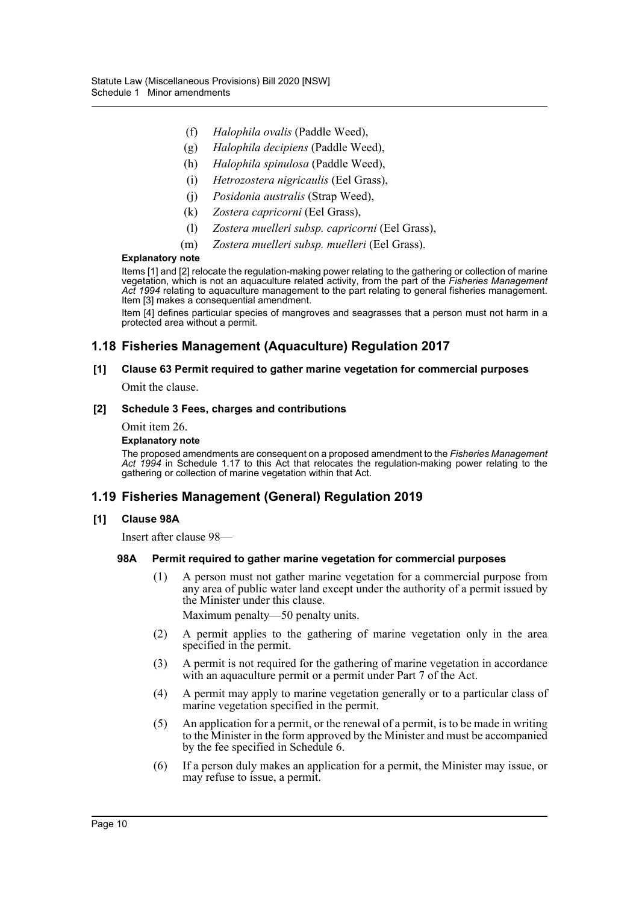(f) *Halophila ovalis* (Paddle Weed),

(g) *Halophila decipiens* (Paddle Weed),

(h) *Halophila spinulosa* (Paddle Weed),

(i) *Hetrozostera nigricaulis* (Eel Grass),

(j) *Posidonia australis* (Strap Weed),

(k) *Zostera capricorni* (Eel Grass),

(l) *Zostera muelleri subsp. capricorni* (Eel Grass),

(m) *Zostera muelleri subsp. muelleri* (Eel Grass).

**Explanatory note**

Items [1] and [2] relocate the regulation-making power relating to the gathering or collection of marine vegetation, which is not an aquaculture related activity, from the part of the *Fisheries Management Act 1994* relating to aquaculture management to the part relating to general fisheries management. Item [3] makes a consequential amendment.

Item [4] defines particular species of mangroves and seagrasses that a person must not harm in a protected area without a permit.

## 1.18 Fisheries Management (Aquaculture) Regulation 2017

### [1] Clause 63 Permit required to gather marine vegetation for commercial purposes

Omit the clause.

### [2] Schedule 3 Fees, charges and contributions

Omit item 26.

**Explanatory note**

The proposed amendments are consequent on a proposed amendment to the *Fisheries Management Act 1994* in Schedule 1.17 to this Act that relocates the regulation-making power relating to the gathering or collection of marine vegetation within that Act.

## 1.19 Fisheries Management (General) Regulation 2019

### [1] Clause 98A

Insert after clause 98—

#### 98A Permit required to gather marine vegetation for commercial purposes

(1) A person must not gather marine vegetation for a commercial purpose from any area of public water land except under the authority of a permit issued by the Minister under this clause.

Maximum penalty—50 penalty units.

(2) A permit applies to the gathering of marine vegetation only in the area specified in the permit.

(3) A permit is not required for the gathering of marine vegetation in accordance with an aquaculture permit or a permit under Part 7 of the Act.

(4) A permit may apply to marine vegetation generally or to a particular class of marine vegetation specified in the permit.

(5) An application for a permit, or the renewal of a permit, is to be made in writing to the Minister in the form approved by the Minister and must be accompanied by the fee specified in Schedule 6.

(6) If a person duly makes an application for a permit, the Minister may issue, or may refuse to issue, a permit.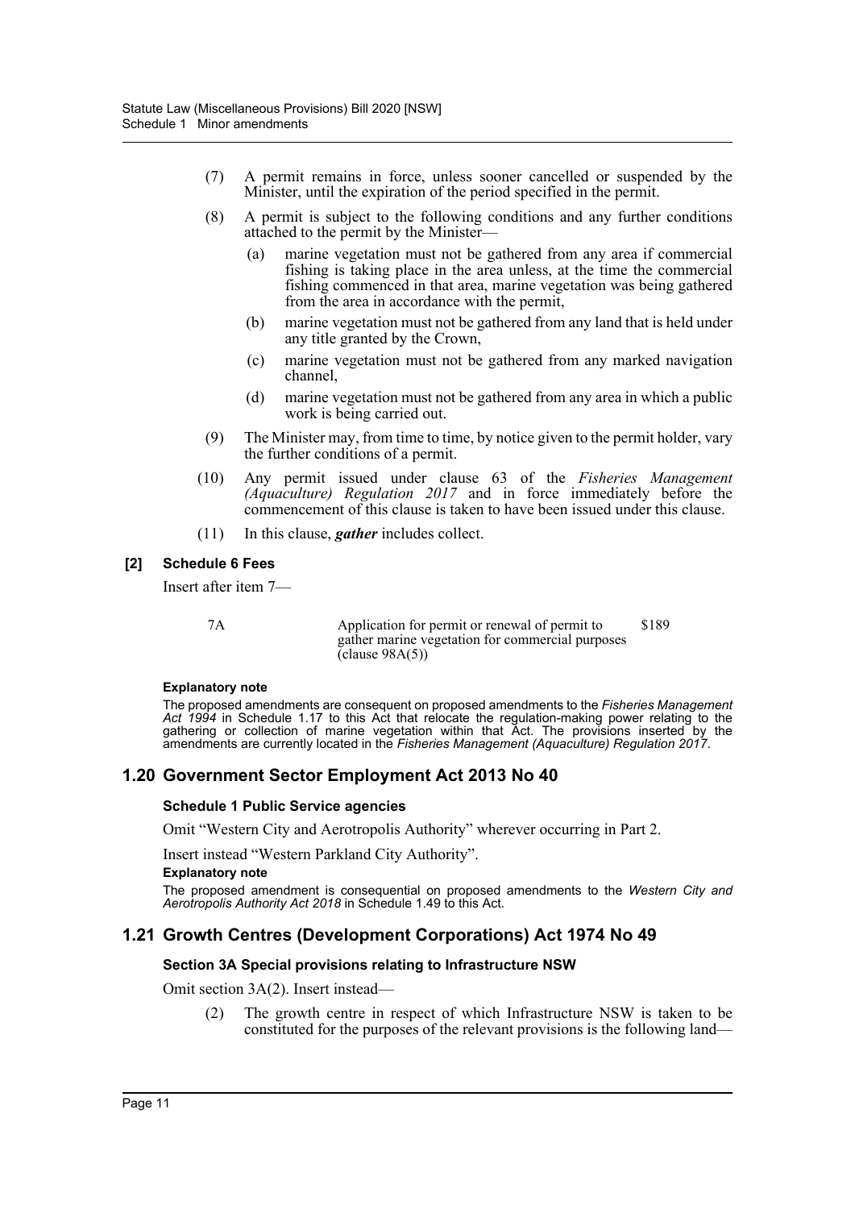(7) A permit remains in force, unless sooner cancelled or suspended by the Minister, until the expiration of the period specified in the permit.

(8) A permit is subject to the following conditions and any further conditions attached to the permit by the Minister—

(a) marine vegetation must not be gathered from any area if commercial fishing is taking place in the area unless, at the time the commercial fishing commenced in that area, marine vegetation was being gathered from the area in accordance with the permit,

(b) marine vegetation must not be gathered from any land that is held under any title granted by the Crown,

(c) marine vegetation must not be gathered from any marked navigation channel,

(d) marine vegetation must not be gathered from any area in which a public work is being carried out.

(9) The Minister may, from time to time, by notice given to the permit holder, vary the further conditions of a permit.

(10) Any permit issued under clause 63 of the *Fisheries Management (Aquaculture) Regulation 2017* and in force immediately before the commencement of this clause is taken to have been issued under this clause.

(11) In this clause, ***gather*** includes collect.

**[2] Schedule 6 Fees**

Insert after item 7—

| | | |
|---|---|---|
| 7A | Application for permit or renewal of permit to gather marine vegetation for commercial purposes (clause 98A(5)) | \$189 |

**Explanatory note**

The proposed amendments are consequent on proposed amendments to the *Fisheries Management Act 1994* in Schedule 1.17 to this Act that relocate the regulation-making power relating to the gathering or collection of marine vegetation within that Act. The provisions inserted by the amendments are currently located in the *Fisheries Management (Aquaculture) Regulation 2017*.

## 1.20 Government Sector Employment Act 2013 No 40

### Schedule 1 Public Service agencies

Omit "Western City and Aerotropolis Authority" wherever occurring in Part 2.

Insert instead "Western Parkland City Authority".

**Explanatory note**

The proposed amendment is consequential on proposed amendments to the *Western City and Aerotropolis Authority Act 2018* in Schedule 1.49 to this Act.

## 1.21 Growth Centres (Development Corporations) Act 1974 No 49

### Section 3A Special provisions relating to Infrastructure NSW

Omit section 3A(2). Insert instead—

(2) The growth centre in respect of which Infrastructure NSW is taken to be constituted for the purposes of the relevant provisions is the following land—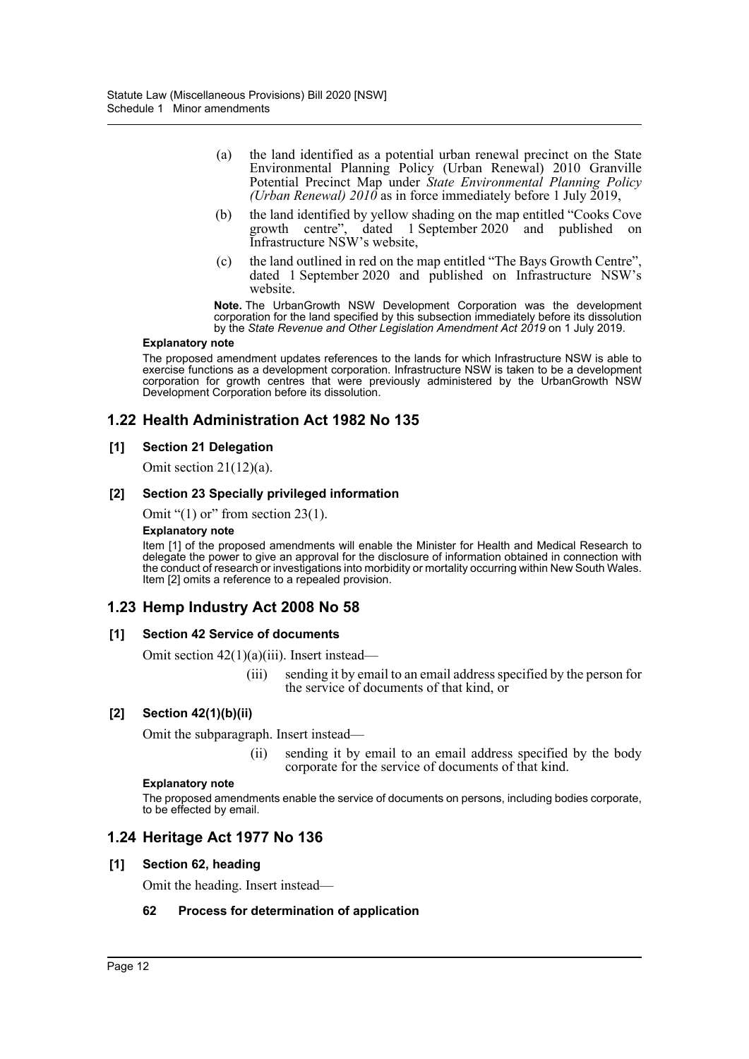(a) the land identified as a potential urban renewal precinct on the State Environmental Planning Policy (Urban Renewal) 2010 Granville Potential Precinct Map under *State Environmental Planning Policy (Urban Renewal) 2010* as in force immediately before 1 July 2019,

(b) the land identified by yellow shading on the map entitled "Cooks Cove growth centre", dated 1 September 2020 and published on Infrastructure NSW's website,

(c) the land outlined in red on the map entitled "The Bays Growth Centre", dated 1 September 2020 and published on Infrastructure NSW's website.

**Note.** The UrbanGrowth NSW Development Corporation was the development corporation for the land specified by this subsection immediately before its dissolution by the *State Revenue and Other Legislation Amendment Act 2019* on 1 July 2019.

#### Explanatory note

The proposed amendment updates references to the lands for which Infrastructure NSW is able to exercise functions as a development corporation. Infrastructure NSW is taken to be a development corporation for growth centres that were previously administered by the UrbanGrowth NSW Development Corporation before its dissolution.

## 1.22 Health Administration Act 1982 No 135

### [1] Section 21 Delegation

Omit section 21(12)(a).

### [2] Section 23 Specially privileged information

Omit "(1) or" from section 23(1).

#### Explanatory note

Item [1] of the proposed amendments will enable the Minister for Health and Medical Research to delegate the power to give an approval for the disclosure of information obtained in connection with the conduct of research or investigations into morbidity or mortality occurring within New South Wales. Item [2] omits a reference to a repealed provision.

## 1.23 Hemp Industry Act 2008 No 58

### [1] Section 42 Service of documents

Omit section 42(1)(a)(iii). Insert instead—

(iii) sending it by email to an email address specified by the person for the service of documents of that kind, or

### [2] Section 42(1)(b)(ii)

Omit the subparagraph. Insert instead—

(ii) sending it by email to an email address specified by the body corporate for the service of documents of that kind.

#### Explanatory note

The proposed amendments enable the service of documents on persons, including bodies corporate, to be effected by email.

## 1.24 Heritage Act 1977 No 136

### [1] Section 62, heading

Omit the heading. Insert instead—

**62 Process for determination of application**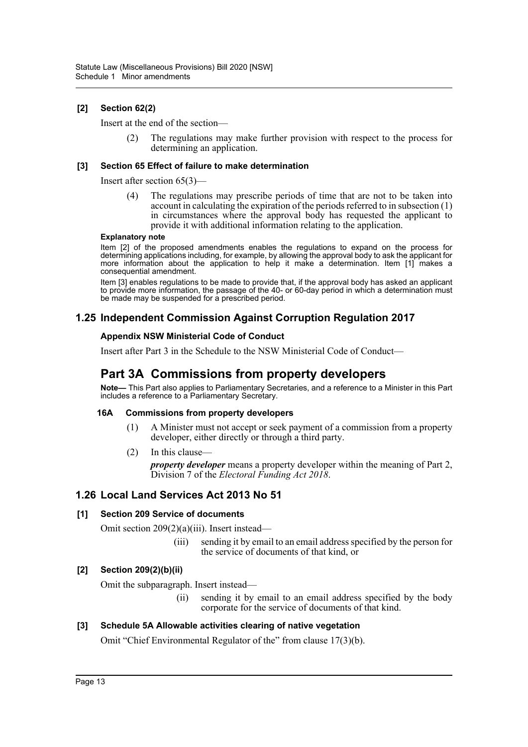**[2] Section 62(2)**

Insert at the end of the section—

(2) The regulations may make further provision with respect to the process for determining an application.

**[3] Section 65 Effect of failure to make determination**

Insert after section 65(3)—

(4) The regulations may prescribe periods of time that are not to be taken into account in calculating the expiration of the periods referred to in subsection (1) in circumstances where the approval body has requested the applicant to provide it with additional information relating to the application.

**Explanatory note**

Item [2] of the proposed amendments enables the regulations to expand on the process for determining applications including, for example, by allowing the approval body to ask the applicant for more information about the application to help it make a determination. Item [1] makes a consequential amendment.

Item [3] enables regulations to be made to provide that, if the approval body has asked an applicant to provide more information, the passage of the 40- or 60-day period in which a determination must be made may be suspended for a prescribed period.

## 1.25 Independent Commission Against Corruption Regulation 2017

**Appendix NSW Ministerial Code of Conduct**

Insert after Part 3 in the Schedule to the NSW Ministerial Code of Conduct—

# Part 3A Commissions from property developers

**Note—** This Part also applies to Parliamentary Secretaries, and a reference to a Minister in this Part includes a reference to a Parliamentary Secretary.

**16A Commissions from property developers**

(1) A Minister must not accept or seek payment of a commission from a property developer, either directly or through a third party.

(2) In this clause—

***property developer*** means a property developer within the meaning of Part 2, Division 7 of the *Electoral Funding Act 2018*.

## 1.26 Local Land Services Act 2013 No 51

**[1] Section 209 Service of documents**

Omit section 209(2)(a)(iii). Insert instead—

(iii) sending it by email to an email address specified by the person for the service of documents of that kind, or

**[2] Section 209(2)(b)(ii)**

Omit the subparagraph. Insert instead—

(ii) sending it by email to an email address specified by the body corporate for the service of documents of that kind.

**[3] Schedule 5A Allowable activities clearing of native vegetation**

Omit "Chief Environmental Regulator of the" from clause 17(3)(b).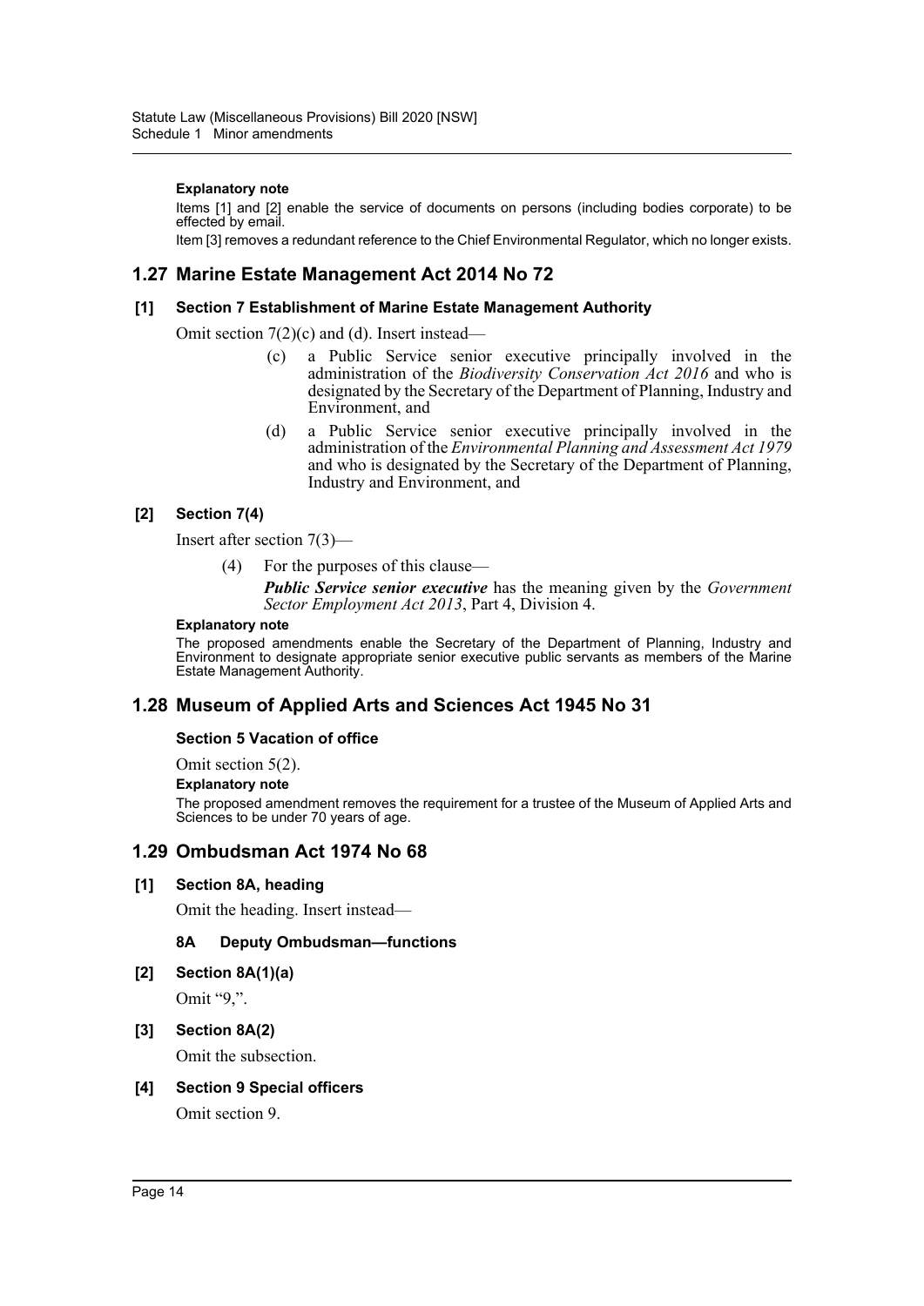#### Explanatory note

Items [1] and [2] enable the service of documents on persons (including bodies corporate) to be effected by email.

Item [3] removes a redundant reference to the Chief Environmental Regulator, which no longer exists.

## 1.27 Marine Estate Management Act 2014 No 72

### [1] Section 7 Establishment of Marine Estate Management Authority

Omit section 7(2)(c) and (d). Insert instead—

(c) a Public Service senior executive principally involved in the administration of the *Biodiversity Conservation Act 2016* and who is designated by the Secretary of the Department of Planning, Industry and Environment, and

(d) a Public Service senior executive principally involved in the administration of the *Environmental Planning and Assessment Act 1979* and who is designated by the Secretary of the Department of Planning, Industry and Environment, and

### [2] Section 7(4)

Insert after section 7(3)—

(4) For the purposes of this clause—

***Public Service senior executive*** has the meaning given by the *Government Sector Employment Act 2013*, Part 4, Division 4.

#### Explanatory note

The proposed amendments enable the Secretary of the Department of Planning, Industry and Environment to designate appropriate senior executive public servants as members of the Marine Estate Management Authority.

## 1.28 Museum of Applied Arts and Sciences Act 1945 No 31

### Section 5 Vacation of office

Omit section 5(2).

#### Explanatory note

The proposed amendment removes the requirement for a trustee of the Museum of Applied Arts and Sciences to be under 70 years of age.

## 1.29 Ombudsman Act 1974 No 68

### [1] Section 8A, heading

Omit the heading. Insert instead—

**8A Deputy Ombudsman—functions**

### [2] Section 8A(1)(a)

Omit "9,".

### [3] Section 8A(2)

Omit the subsection.

### [4] Section 9 Special officers

Omit section 9.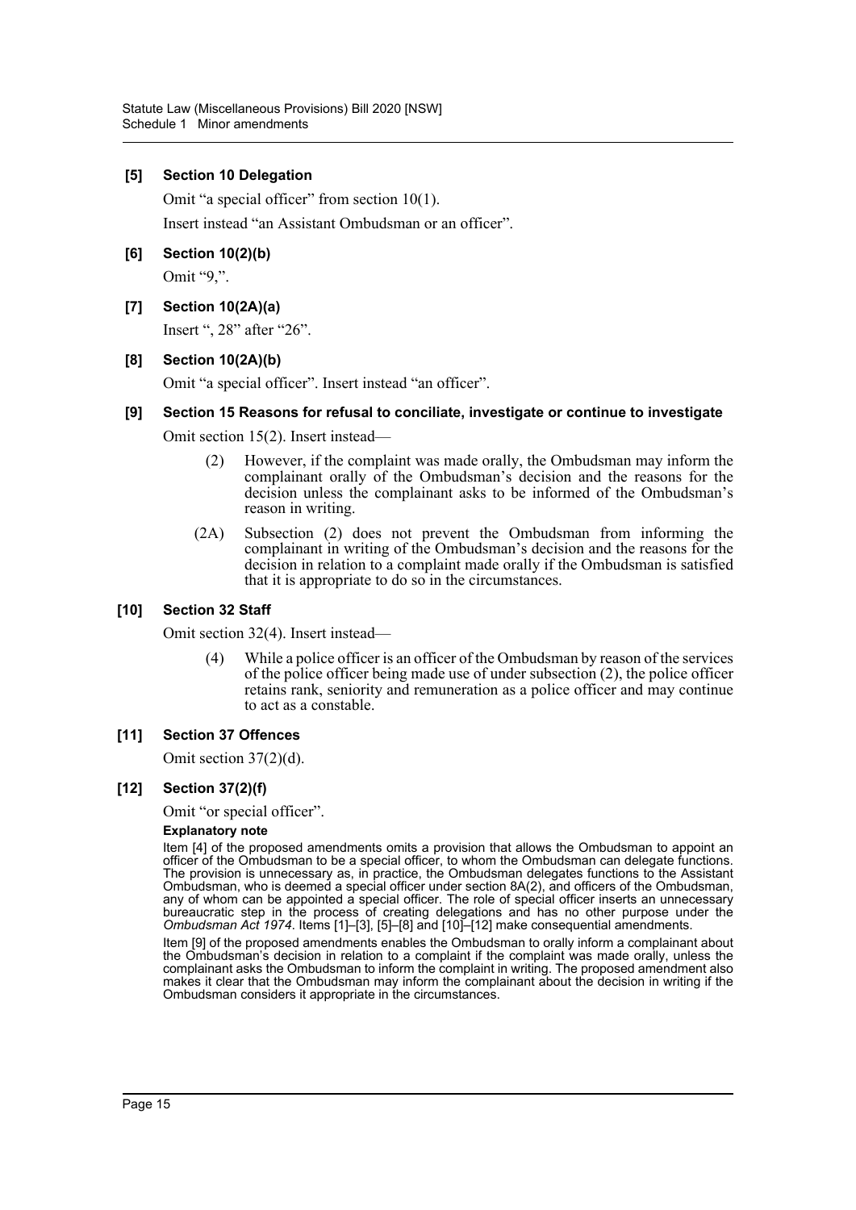### [5] Section 10 Delegation

Omit "a special officer" from section 10(1).

Insert instead "an Assistant Ombudsman or an officer".

### [6] Section 10(2)(b)

Omit "9,".

### [7] Section 10(2A)(a)

Insert ", 28" after "26".

### [8] Section 10(2A)(b)

Omit "a special officer". Insert instead "an officer".

### [9] Section 15 Reasons for refusal to conciliate, investigate or continue to investigate

Omit section 15(2). Insert instead—

> (2) However, if the complaint was made orally, the Ombudsman may inform the complainant orally of the Ombudsman's decision and the reasons for the decision unless the complainant asks to be informed of the Ombudsman's reason in writing.
>
> (2A) Subsection (2) does not prevent the Ombudsman from informing the complainant in writing of the Ombudsman's decision and the reasons for the decision in relation to a complaint made orally if the Ombudsman is satisfied that it is appropriate to do so in the circumstances.

### [10] Section 32 Staff

Omit section 32(4). Insert instead—

> (4) While a police officer is an officer of the Ombudsman by reason of the services of the police officer being made use of under subsection (2), the police officer retains rank, seniority and remuneration as a police officer and may continue to act as a constable.

### [11] Section 37 Offences

Omit section 37(2)(d).

### [12] Section 37(2)(f)

Omit "or special officer".

**Explanatory note**

Item [4] of the proposed amendments omits a provision that allows the Ombudsman to appoint an officer of the Ombudsman to be a special officer, to whom the Ombudsman can delegate functions. The provision is unnecessary as, in practice, the Ombudsman delegates functions to the Assistant Ombudsman, who is deemed a special officer under section 8A(2), and officers of the Ombudsman, any of whom can be appointed a special officer. The role of special officer inserts an unnecessary bureaucratic step in the process of creating delegations and has no other purpose under the *Ombudsman Act 1974*. Items [1]–[3], [5]–[8] and [10]–[12] make consequential amendments.

Item [9] of the proposed amendments enables the Ombudsman to orally inform a complainant about the Ombudsman's decision in relation to a complaint if the complaint was made orally, unless the complainant asks the Ombudsman to inform the complaint in writing. The proposed amendment also makes it clear that the Ombudsman may inform the complainant about the decision in writing if the Ombudsman considers it appropriate in the circumstances.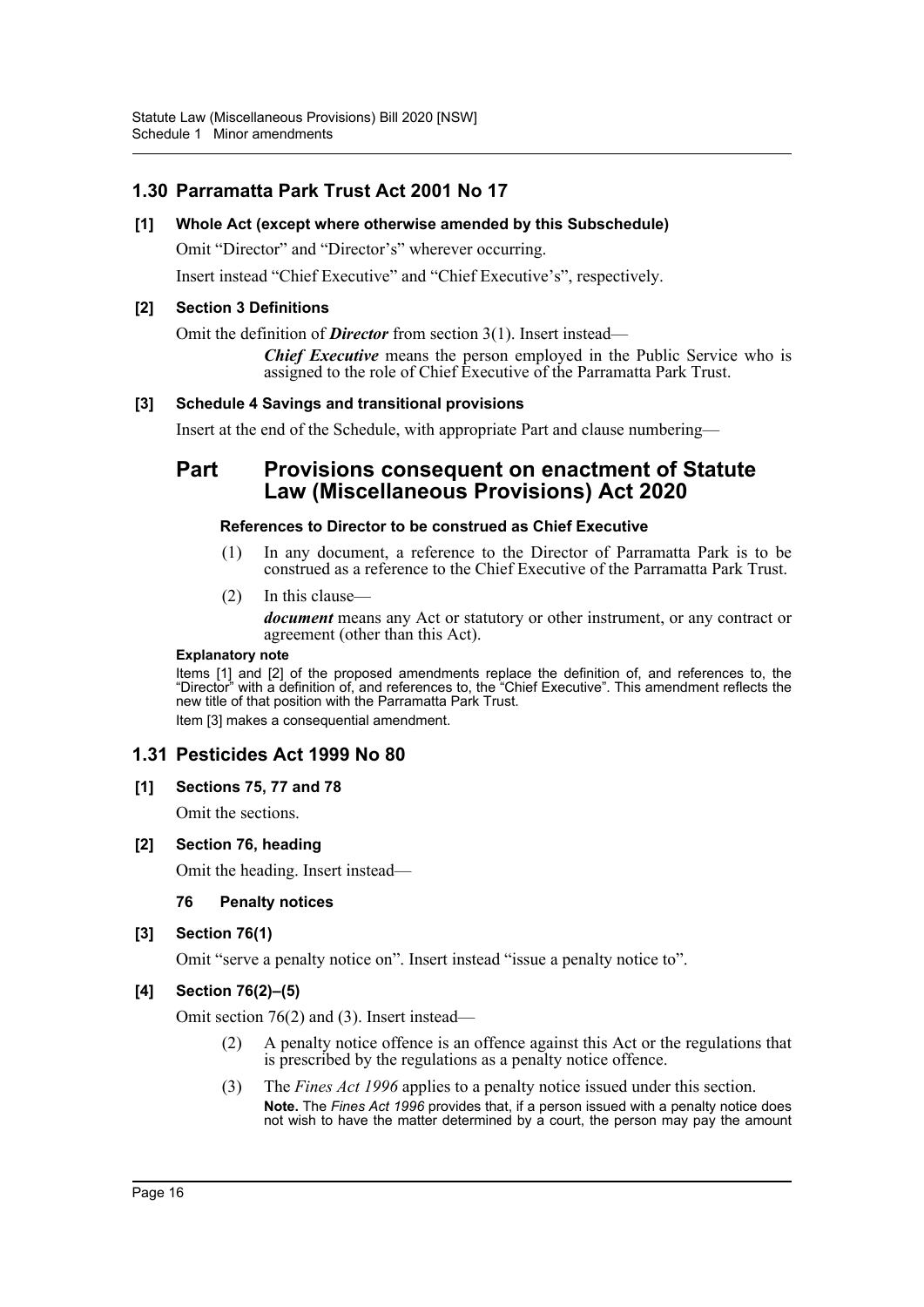## 1.30 Parramatta Park Trust Act 2001 No 17

### [1] Whole Act (except where otherwise amended by this Subschedule)

Omit "Director" and "Director's" wherever occurring.

Insert instead "Chief Executive" and "Chief Executive's", respectively.

### [2] Section 3 Definitions

Omit the definition of ***Director*** from section 3(1). Insert instead—

> ***Chief Executive*** means the person employed in the Public Service who is assigned to the role of Chief Executive of the Parramatta Park Trust.

### [3] Schedule 4 Savings and transitional provisions

Insert at the end of the Schedule, with appropriate Part and clause numbering—

## Part Provisions consequent on enactment of Statute Law (Miscellaneous Provisions) Act 2020

#### References to Director to be construed as Chief Executive

(1) In any document, a reference to the Director of Parramatta Park is to be construed as a reference to the Chief Executive of the Parramatta Park Trust.

(2) In this clause—

***document*** means any Act or statutory or other instrument, or any contract or agreement (other than this Act).

**Explanatory note**

Items [1] and [2] of the proposed amendments replace the definition of, and references to, the "Director" with a definition of, and references to, the "Chief Executive". This amendment reflects the new title of that position with the Parramatta Park Trust.

Item [3] makes a consequential amendment.

## 1.31 Pesticides Act 1999 No 80

### [1] Sections 75, 77 and 78

Omit the sections.

### [2] Section 76, heading

Omit the heading. Insert instead—

**76 Penalty notices**

### [3] Section 76(1)

Omit "serve a penalty notice on". Insert instead "issue a penalty notice to".

### [4] Section 76(2)–(5)

Omit section 76(2) and (3). Insert instead—

(2) A penalty notice offence is an offence against this Act or the regulations that is prescribed by the regulations as a penalty notice offence.

(3) The *Fines Act 1996* applies to a penalty notice issued under this section.

**Note.** The *Fines Act 1996* provides that, if a person issued with a penalty notice does not wish to have the matter determined by a court, the person may pay the amount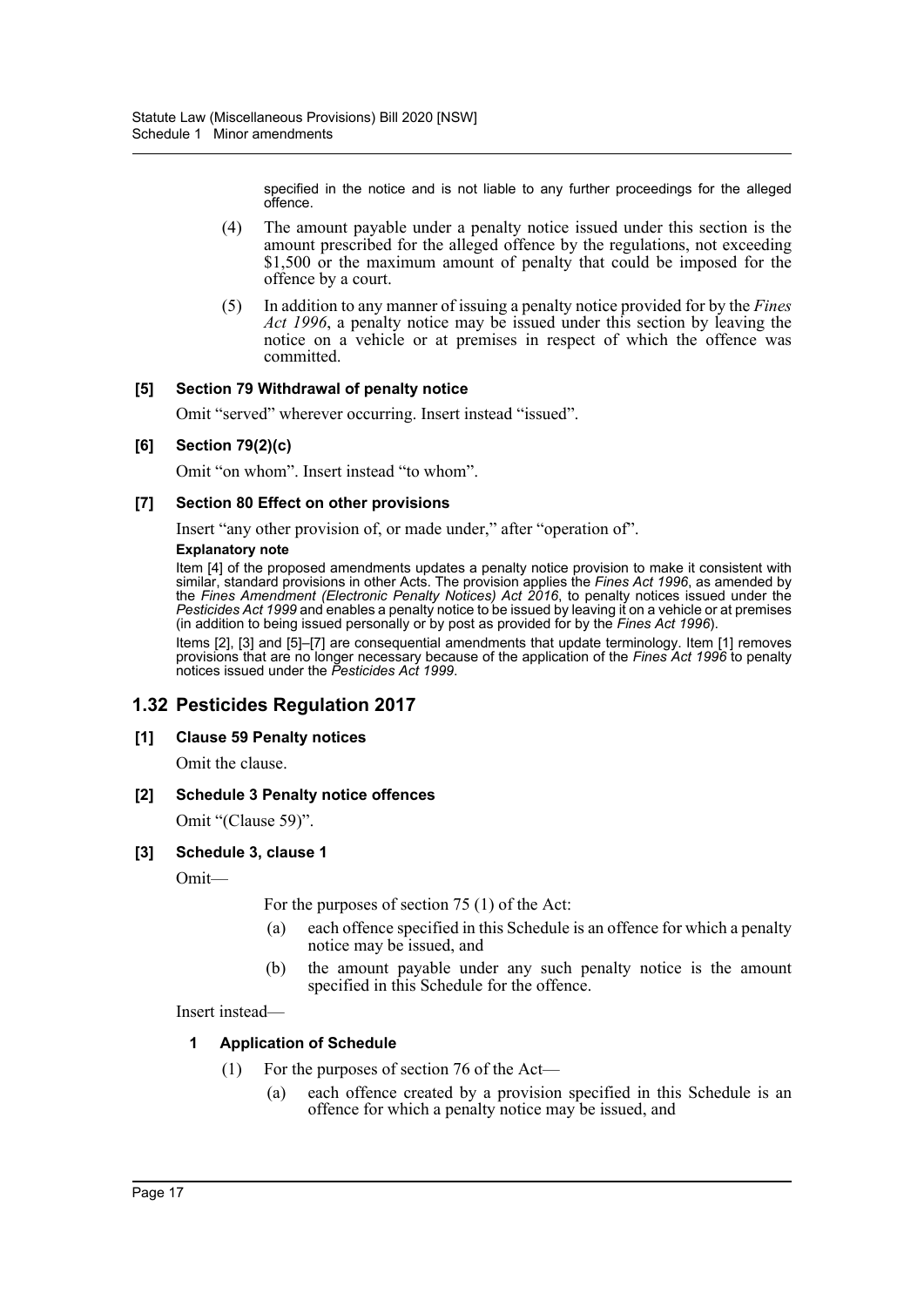specified in the notice and is not liable to any further proceedings for the alleged offence.

(4) The amount payable under a penalty notice issued under this section is the amount prescribed for the alleged offence by the regulations, not exceeding $1,500 or the maximum amount of penalty that could be imposed for the offence by a court.

(5) In addition to any manner of issuing a penalty notice provided for by the *Fines Act 1996*, a penalty notice may be issued under this section by leaving the notice on a vehicle or at premises in respect of which the offence was committed.

**[5] Section 79 Withdrawal of penalty notice**

Omit "served" wherever occurring. Insert instead "issued".

**[6] Section 79(2)(c)**

Omit "on whom". Insert instead "to whom".

**[7] Section 80 Effect on other provisions**

Insert "any other provision of, or made under," after "operation of".

**Explanatory note**

Item [4] of the proposed amendments updates a penalty notice provision to make it consistent with similar, standard provisions in other Acts. The provision applies the *Fines Act 1996*, as amended by the *Fines Amendment (Electronic Penalty Notices) Act 2016*, to penalty notices issued under the *Pesticides Act 1999* and enables a penalty notice to be issued by leaving it on a vehicle or at premises (in addition to being issued personally or by post as provided for by the *Fines Act 1996*).

Items [2], [3] and [5]–[7] are consequential amendments that update terminology. Item [1] removes provisions that are no longer necessary because of the application of the *Fines Act 1996* to penalty notices issued under the *Pesticides Act 1999*.

## 1.32 Pesticides Regulation 2017

**[1] Clause 59 Penalty notices**

Omit the clause.

**[2] Schedule 3 Penalty notice offences**

Omit "(Clause 59)".

**[3] Schedule 3, clause 1**

Omit—

For the purposes of section 75 (1) of the Act:

(a) each offence specified in this Schedule is an offence for which a penalty notice may be issued, and

(b) the amount payable under any such penalty notice is the amount specified in this Schedule for the offence.

Insert instead—

**1 Application of Schedule**

(1) For the purposes of section 76 of the Act—

(a) each offence created by a provision specified in this Schedule is an offence for which a penalty notice may be issued, and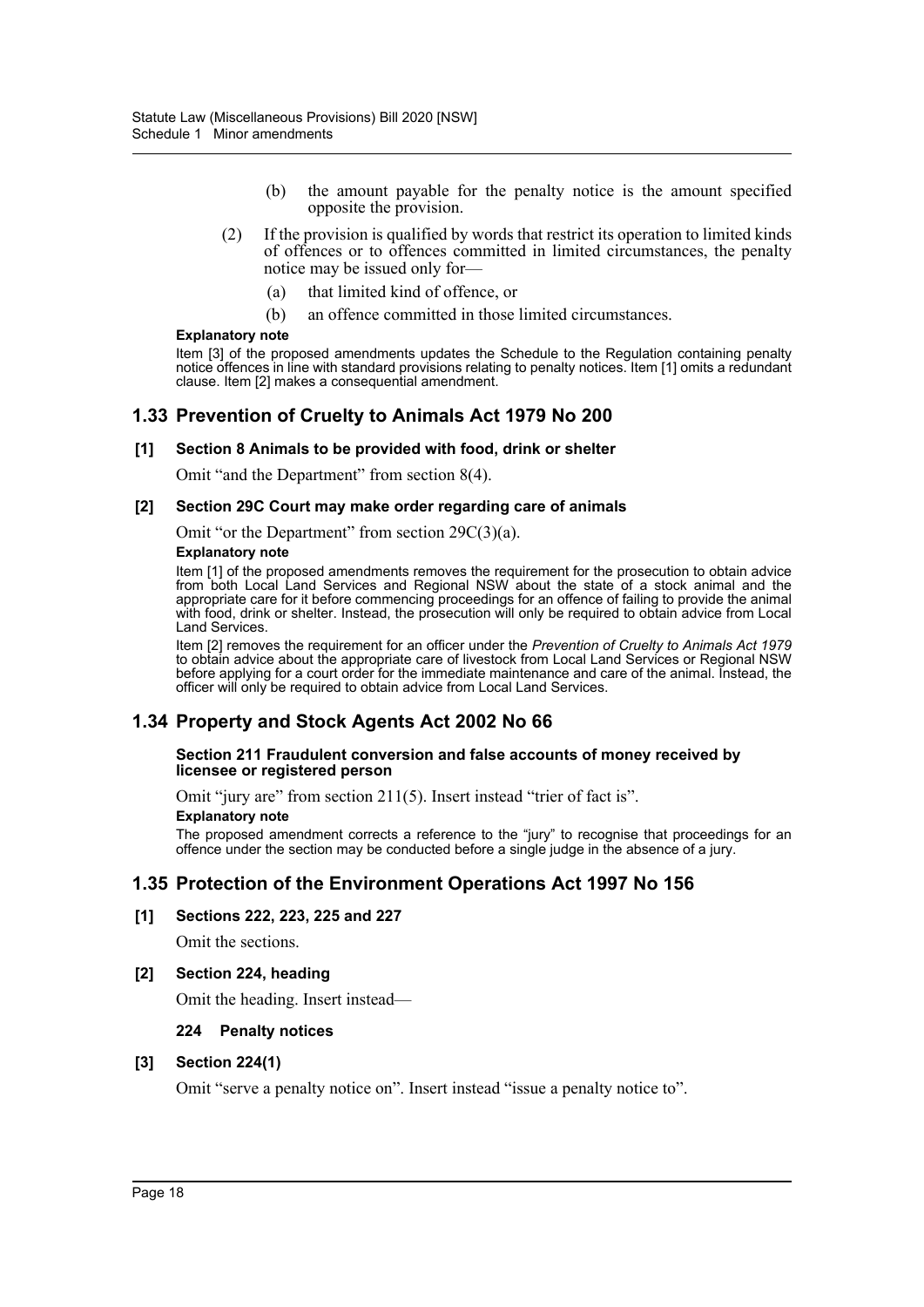(b) the amount payable for the penalty notice is the amount specified opposite the provision.

(2) If the provision is qualified by words that restrict its operation to limited kinds of offences or to offences committed in limited circumstances, the penalty notice may be issued only for—

(a) that limited kind of offence, or

(b) an offence committed in those limited circumstances.

**Explanatory note**

Item [3] of the proposed amendments updates the Schedule to the Regulation containing penalty notice offences in line with standard provisions relating to penalty notices. Item [1] omits a redundant clause. Item [2] makes a consequential amendment.

## 1.33 Prevention of Cruelty to Animals Act 1979 No 200

### [1] Section 8 Animals to be provided with food, drink or shelter

Omit "and the Department" from section 8(4).

### [2] Section 29C Court may make order regarding care of animals

Omit "or the Department" from section 29C(3)(a).

**Explanatory note**

Item [1] of the proposed amendments removes the requirement for the prosecution to obtain advice from both Local Land Services and Regional NSW about the state of a stock animal and the appropriate care for it before commencing proceedings for an offence of failing to provide the animal with food, drink or shelter. Instead, the prosecution will only be required to obtain advice from Local Land Services.

Item [2] removes the requirement for an officer under the *Prevention of Cruelty to Animals Act 1979* to obtain advice about the appropriate care of livestock from Local Land Services or Regional NSW before applying for a court order for the immediate maintenance and care of the animal. Instead, the officer will only be required to obtain advice from Local Land Services.

## 1.34 Property and Stock Agents Act 2002 No 66

### Section 211 Fraudulent conversion and false accounts of money received by licensee or registered person

Omit "jury are" from section 211(5). Insert instead "trier of fact is".

**Explanatory note**

The proposed amendment corrects a reference to the "jury" to recognise that proceedings for an offence under the section may be conducted before a single judge in the absence of a jury.

## 1.35 Protection of the Environment Operations Act 1997 No 156

### [1] Sections 222, 223, 225 and 227

Omit the sections.

### [2] Section 224, heading

Omit the heading. Insert instead—

**224 Penalty notices**

### [3] Section 224(1)

Omit "serve a penalty notice on". Insert instead "issue a penalty notice to".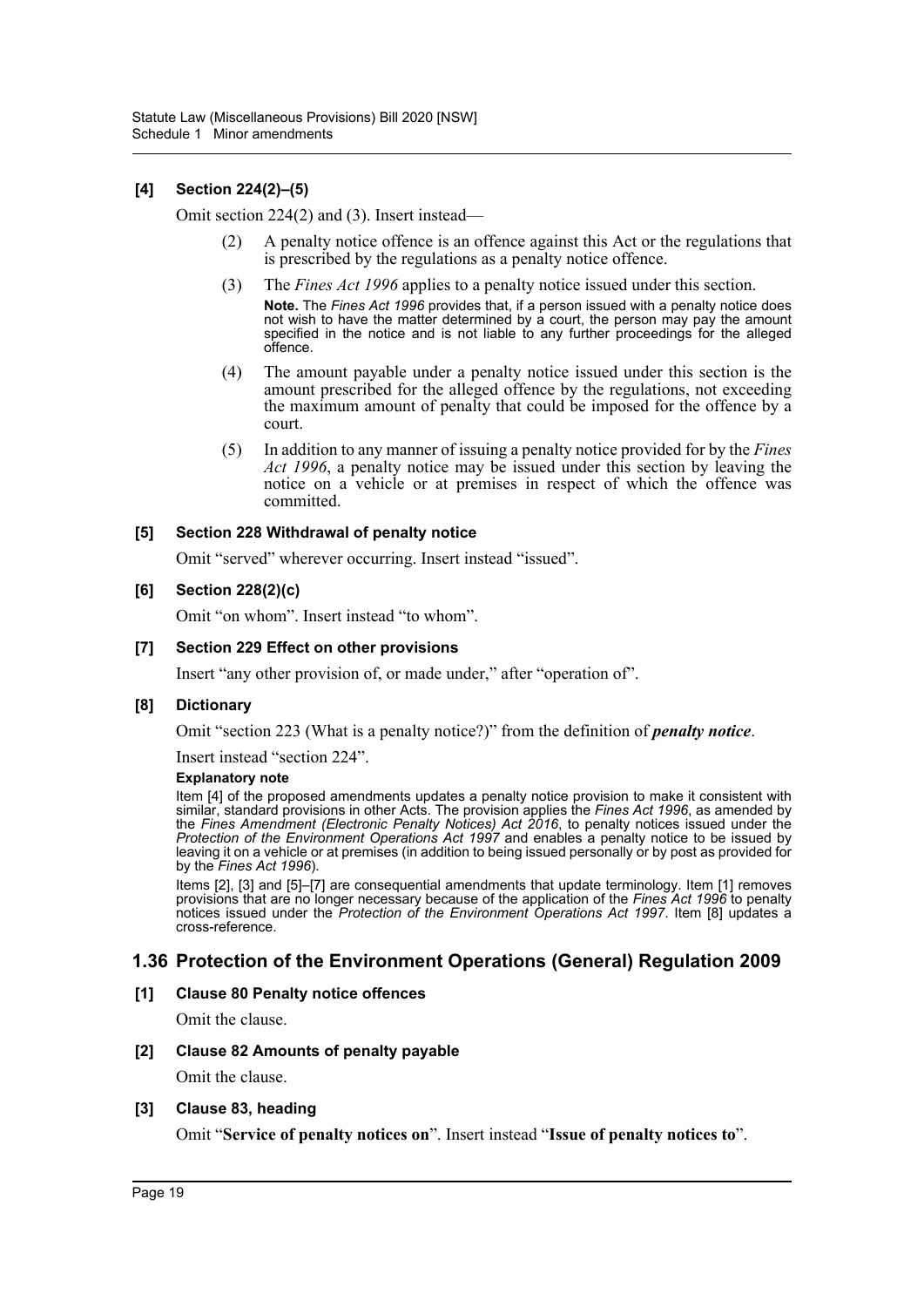**[4] Section 224(2)–(5)**

Omit section 224(2) and (3). Insert instead—

> (2) A penalty notice offence is an offence against this Act or the regulations that is prescribed by the regulations as a penalty notice offence.
>
> (3) The *Fines Act 1996* applies to a penalty notice issued under this section.
>
> **Note.** The *Fines Act 1996* provides that, if a person issued with a penalty notice does not wish to have the matter determined by a court, the person may pay the amount specified in the notice and is not liable to any further proceedings for the alleged offence.
>
> (4) The amount payable under a penalty notice issued under this section is the amount prescribed for the alleged offence by the regulations, not exceeding the maximum amount of penalty that could be imposed for the offence by a court.
>
> (5) In addition to any manner of issuing a penalty notice provided for by the *Fines Act 1996*, a penalty notice may be issued under this section by leaving the notice on a vehicle or at premises in respect of which the offence was committed.

**[5] Section 228 Withdrawal of penalty notice**

Omit "served" wherever occurring. Insert instead "issued".

**[6] Section 228(2)(c)**

Omit "on whom". Insert instead "to whom".

**[7] Section 229 Effect on other provisions**

Insert "any other provision of, or made under," after "operation of".

**[8] Dictionary**

Omit "section 223 (What is a penalty notice?)" from the definition of ***penalty notice***.

Insert instead "section 224".

**Explanatory note**

Item [4] of the proposed amendments updates a penalty notice provision to make it consistent with similar, standard provisions in other Acts. The provision applies the *Fines Act 1996*, as amended by the *Fines Amendment (Electronic Penalty Notices) Act 2016*, to penalty notices issued under the *Protection of the Environment Operations Act 1997* and enables a penalty notice to be issued by leaving it on a vehicle or at premises (in addition to being issued personally or by post as provided for by the *Fines Act 1996*).

Items [2], [3] and [5]–[7] are consequential amendments that update terminology. Item [1] removes provisions that are no longer necessary because of the application of the *Fines Act 1996* to penalty notices issued under the *Protection of the Environment Operations Act 1997*. Item [8] updates a cross-reference.

## 1.36 Protection of the Environment Operations (General) Regulation 2009

**[1] Clause 80 Penalty notice offences**

Omit the clause.

**[2] Clause 82 Amounts of penalty payable**

Omit the clause.

**[3] Clause 83, heading**

Omit "**Service of penalty notices on**". Insert instead "**Issue of penalty notices to**".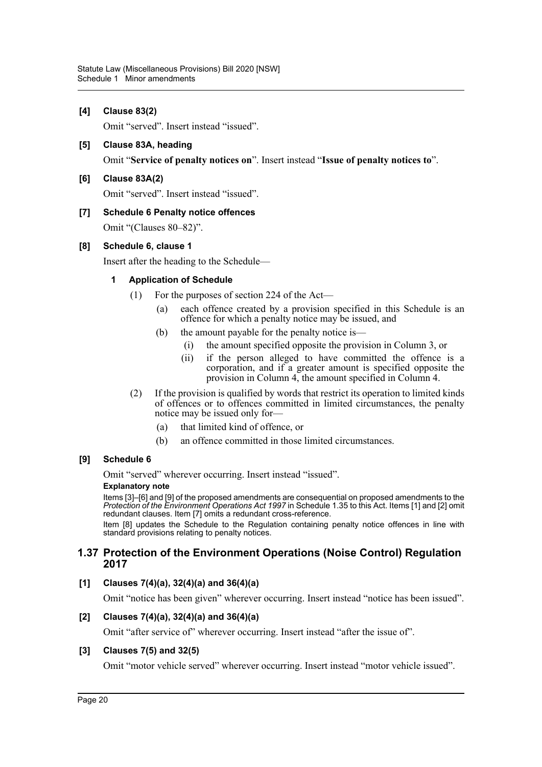**[4] Clause 83(2)**

Omit "served". Insert instead "issued".

**[5] Clause 83A, heading**

Omit "**Service of penalty notices on**". Insert instead "**Issue of penalty notices to**".

**[6] Clause 83A(2)**

Omit "served". Insert instead "issued".

**[7] Schedule 6 Penalty notice offences**

Omit "(Clauses 80–82)".

**[8] Schedule 6, clause 1**

Insert after the heading to the Schedule—

**1 Application of Schedule**

(1) For the purposes of section 224 of the Act—

(a) each offence created by a provision specified in this Schedule is an offence for which a penalty notice may be issued, and

(b) the amount payable for the penalty notice is—

(i) the amount specified opposite the provision in Column 3, or

(ii) if the person alleged to have committed the offence is a corporation, and if a greater amount is specified opposite the provision in Column 4, the amount specified in Column 4.

(2) If the provision is qualified by words that restrict its operation to limited kinds of offences or to offences committed in limited circumstances, the penalty notice may be issued only for—

(a) that limited kind of offence, or

(b) an offence committed in those limited circumstances.

**[9] Schedule 6**

Omit "served" wherever occurring. Insert instead "issued".

**Explanatory note**

Items [3]–[6] and [9] of the proposed amendments are consequential on proposed amendments to the *Protection of the Environment Operations Act 1997* in Schedule 1.35 to this Act. Items [1] and [2] omit redundant clauses. Item [7] omits a redundant cross-reference.

Item [8] updates the Schedule to the Regulation containing penalty notice offences in line with standard provisions relating to penalty notices.

## 1.37 Protection of the Environment Operations (Noise Control) Regulation 2017

**[1] Clauses 7(4)(a), 32(4)(a) and 36(4)(a)**

Omit "notice has been given" wherever occurring. Insert instead "notice has been issued".

**[2] Clauses 7(4)(a), 32(4)(a) and 36(4)(a)**

Omit "after service of" wherever occurring. Insert instead "after the issue of".

**[3] Clauses 7(5) and 32(5)**

Omit "motor vehicle served" wherever occurring. Insert instead "motor vehicle issued".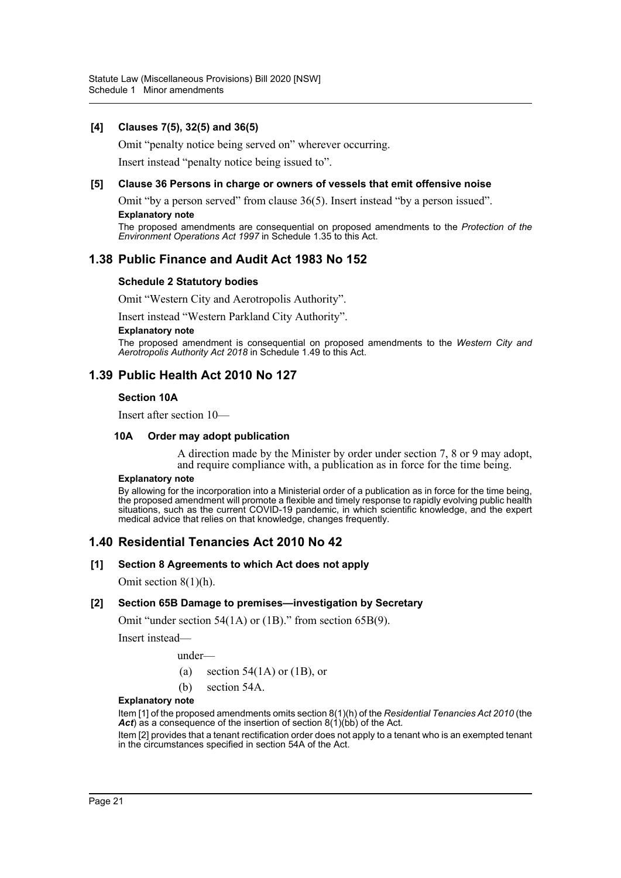### [4] Clauses 7(5), 32(5) and 36(5)

Omit "penalty notice being served on" wherever occurring.

Insert instead "penalty notice being issued to".

### [5] Clause 36 Persons in charge or owners of vessels that emit offensive noise

Omit "by a person served" from clause 36(5). Insert instead "by a person issued".

**Explanatory note**

The proposed amendments are consequential on proposed amendments to the *Protection of the Environment Operations Act 1997* in Schedule 1.35 to this Act.

## 1.38 Public Finance and Audit Act 1983 No 152

### Schedule 2 Statutory bodies

Omit "Western City and Aerotropolis Authority".

Insert instead "Western Parkland City Authority".

**Explanatory note**

The proposed amendment is consequential on proposed amendments to the *Western City and Aerotropolis Authority Act 2018* in Schedule 1.49 to this Act.

## 1.39 Public Health Act 2010 No 127

### Section 10A

Insert after section 10—

#### 10A Order may adopt publication

A direction made by the Minister by order under section 7, 8 or 9 may adopt, and require compliance with, a publication as in force for the time being.

**Explanatory note**

By allowing for the incorporation into a Ministerial order of a publication as in force for the time being, the proposed amendment will promote a flexible and timely response to rapidly evolving public health situations, such as the current COVID-19 pandemic, in which scientific knowledge, and the expert medical advice that relies on that knowledge, changes frequently.

## 1.40 Residential Tenancies Act 2010 No 42

### [1] Section 8 Agreements to which Act does not apply

Omit section 8(1)(h).

### [2] Section 65B Damage to premises—investigation by Secretary

Omit "under section 54(1A) or (1B)." from section 65B(9).

Insert instead—

under—

(a) section 54(1A) or (1B), or

(b) section 54A.

**Explanatory note**

Item [1] of the proposed amendments omits section 8(1)(h) of the *Residential Tenancies Act 2010* (the ***Act***) as a consequence of the insertion of section 8(1)(bb) of the Act.

Item [2] provides that a tenant rectification order does not apply to a tenant who is an exempted tenant in the circumstances specified in section 54A of the Act.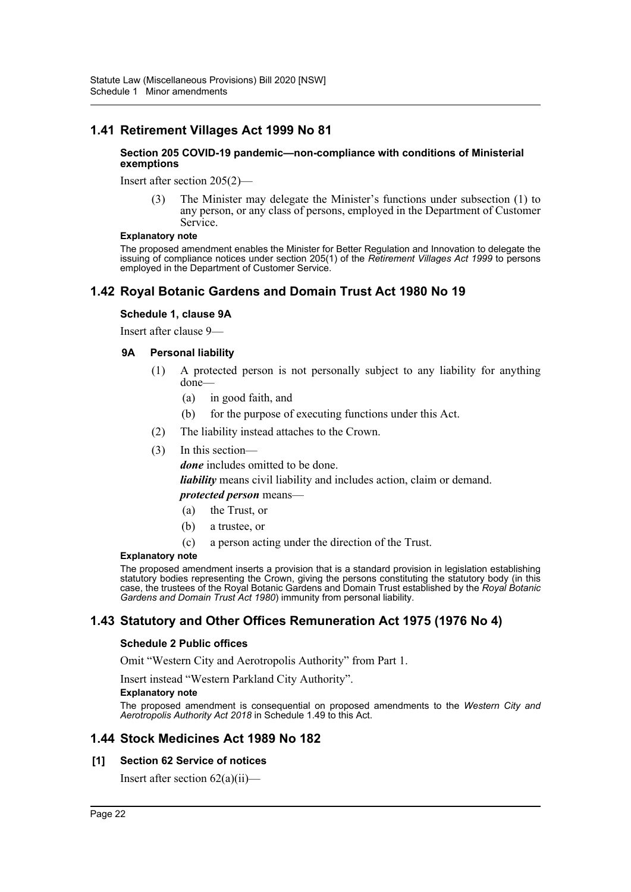## 1.41 Retirement Villages Act 1999 No 81

**Section 205 COVID-19 pandemic—non-compliance with conditions of Ministerial exemptions**

Insert after section 205(2)—

(3) The Minister may delegate the Minister's functions under subsection (1) to any person, or any class of persons, employed in the Department of Customer Service.

**Explanatory note**

The proposed amendment enables the Minister for Better Regulation and Innovation to delegate the issuing of compliance notices under section 205(1) of the *Retirement Villages Act 1999* to persons employed in the Department of Customer Service.

## 1.42 Royal Botanic Gardens and Domain Trust Act 1980 No 19

**Schedule 1, clause 9A**

Insert after clause 9—

**9A Personal liability**

(1) A protected person is not personally subject to any liability for anything done—

(a) in good faith, and

(b) for the purpose of executing functions under this Act.

(2) The liability instead attaches to the Crown.

(3) In this section—

***done*** includes omitted to be done.

***liability*** means civil liability and includes action, claim or demand.

***protected person*** means—

(a) the Trust, or

(b) a trustee, or

(c) a person acting under the direction of the Trust.

**Explanatory note**

The proposed amendment inserts a provision that is a standard provision in legislation establishing statutory bodies representing the Crown, giving the persons constituting the statutory body (in this case, the trustees of the Royal Botanic Gardens and Domain Trust established by the *Royal Botanic Gardens and Domain Trust Act 1980*) immunity from personal liability.

## 1.43 Statutory and Other Offices Remuneration Act 1975 (1976 No 4)

**Schedule 2 Public offices**

Omit "Western City and Aerotropolis Authority" from Part 1.

Insert instead "Western Parkland City Authority".

**Explanatory note**

The proposed amendment is consequential on proposed amendments to the *Western City and Aerotropolis Authority Act 2018* in Schedule 1.49 to this Act.

## 1.44 Stock Medicines Act 1989 No 182

**[1] Section 62 Service of notices**

Insert after section 62(a)(ii)—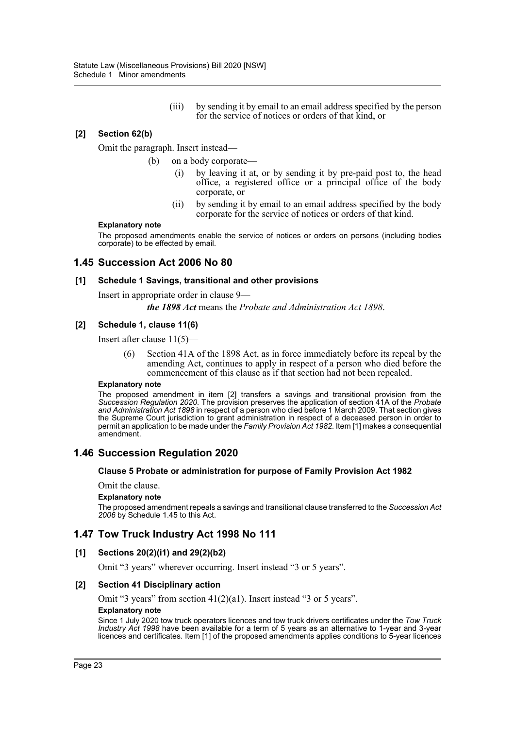(iii) by sending it by email to an email address specified by the person for the service of notices or orders of that kind, or

**[2] Section 62(b)**

Omit the paragraph. Insert instead—

(b) on a body corporate—

(i) by leaving it at, or by sending it by pre-paid post to, the head office, a registered office or a principal office of the body corporate, or

(ii) by sending it by email to an email address specified by the body corporate for the service of notices or orders of that kind.

**Explanatory note**

The proposed amendments enable the service of notices or orders on persons (including bodies corporate) to be effected by email.

## 1.45 Succession Act 2006 No 80

**[1] Schedule 1 Savings, transitional and other provisions**

Insert in appropriate order in clause 9—

***the 1898 Act*** means the *Probate and Administration Act 1898*.

**[2] Schedule 1, clause 11(6)**

Insert after clause 11(5)—

(6) Section 41A of the 1898 Act, as in force immediately before its repeal by the amending Act, continues to apply in respect of a person who died before the commencement of this clause as if that section had not been repealed.

**Explanatory note**

The proposed amendment in item [2] transfers a savings and transitional provision from the *Succession Regulation 2020*. The provision preserves the application of section 41A of the *Probate and Administration Act 1898* in respect of a person who died before 1 March 2009. That section gives the Supreme Court jurisdiction to grant administration in respect of a deceased person in order to permit an application to be made under the *Family Provision Act 1982*. Item [1] makes a consequential amendment.

## 1.46 Succession Regulation 2020

**Clause 5 Probate or administration for purpose of Family Provision Act 1982**

Omit the clause.

**Explanatory note**

The proposed amendment repeals a savings and transitional clause transferred to the *Succession Act 2006* by Schedule 1.45 to this Act.

## 1.47 Tow Truck Industry Act 1998 No 111

**[1] Sections 20(2)(i1) and 29(2)(b2)**

Omit "3 years" wherever occurring. Insert instead "3 or 5 years".

**[2] Section 41 Disciplinary action**

Omit "3 years" from section 41(2)(a1). Insert instead "3 or 5 years".

**Explanatory note**

Since 1 July 2020 tow truck operators licences and tow truck drivers certificates under the *Tow Truck Industry Act 1998* have been available for a term of 5 years as an alternative to 1-year and 3-year licences and certificates. Item [1] of the proposed amendments applies conditions to 5-year licences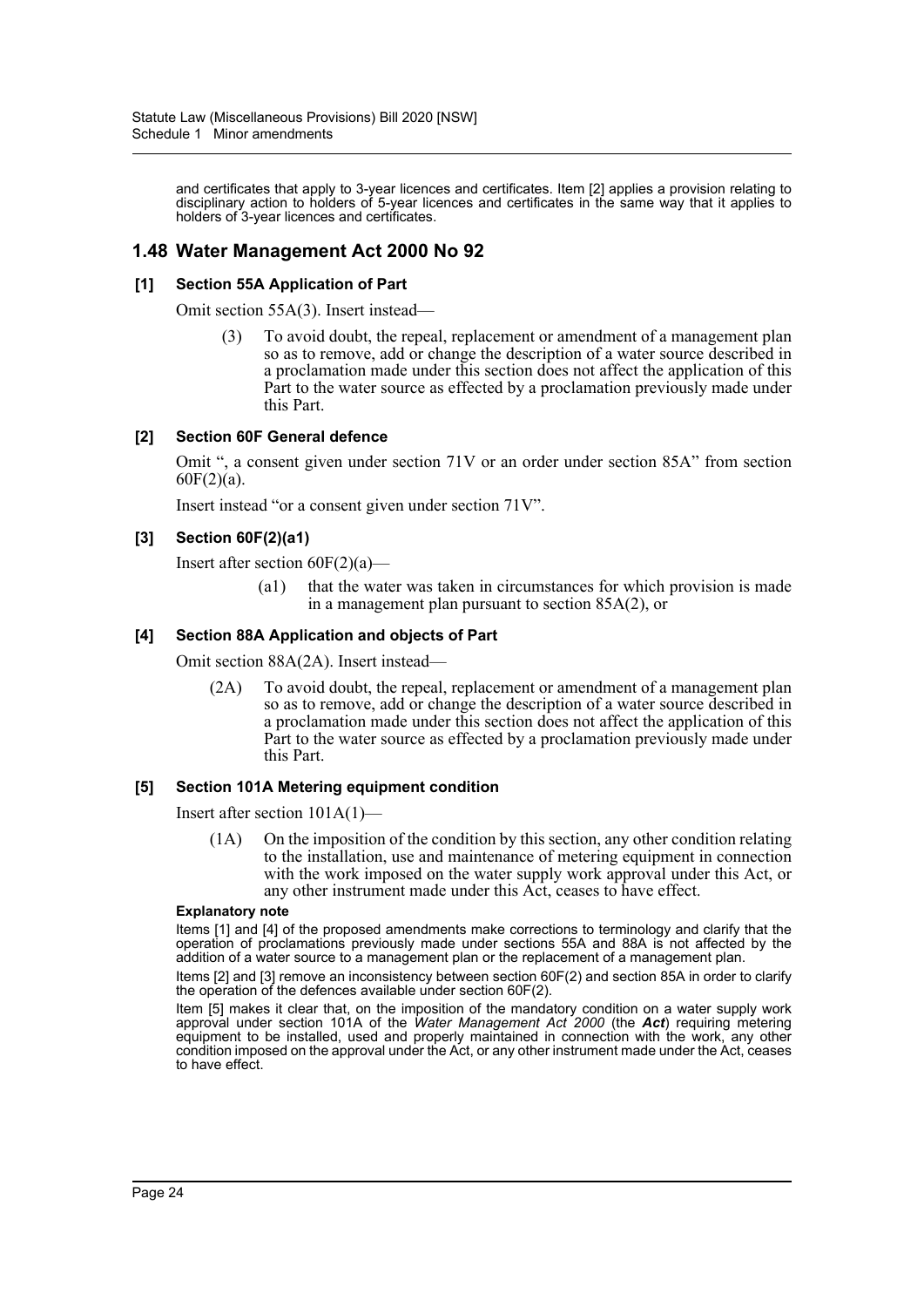and certificates that apply to 3-year licences and certificates. Item [2] applies a provision relating to disciplinary action to holders of 5-year licences and certificates in the same way that it applies to holders of 3-year licences and certificates.

## 1.48 Water Management Act 2000 No 92

### [1] Section 55A Application of Part

Omit section 55A(3). Insert instead—

> (3) To avoid doubt, the repeal, replacement or amendment of a management plan so as to remove, add or change the description of a water source described in a proclamation made under this section does not affect the application of this Part to the water source as effected by a proclamation previously made under this Part.

### [2] Section 60F General defence

Omit ", a consent given under section 71V or an order under section 85A" from section 60F(2)(a).

Insert instead "or a consent given under section 71V".

### [3] Section 60F(2)(a1)

Insert after section 60F(2)(a)—

> (a1) that the water was taken in circumstances for which provision is made in a management plan pursuant to section 85A(2), or

### [4] Section 88A Application and objects of Part

Omit section 88A(2A). Insert instead—

> (2A) To avoid doubt, the repeal, replacement or amendment of a management plan so as to remove, add or change the description of a water source described in a proclamation made under this section does not affect the application of this Part to the water source as effected by a proclamation previously made under this Part.

### [5] Section 101A Metering equipment condition

Insert after section 101A(1)—

> (1A) On the imposition of the condition by this section, any other condition relating to the installation, use and maintenance of metering equipment in connection with the work imposed on the water supply work approval under this Act, or any other instrument made under this Act, ceases to have effect.

**Explanatory note**

Items [1] and [4] of the proposed amendments make corrections to terminology and clarify that the operation of proclamations previously made under sections 55A and 88A is not affected by the addition of a water source to a management plan or the replacement of a management plan.

Items [2] and [3] remove an inconsistency between section 60F(2) and section 85A in order to clarify the operation of the defences available under section 60F(2).

Item [5] makes it clear that, on the imposition of the mandatory condition on a water supply work approval under section 101A of the *Water Management Act 2000* (the ***Act***) requiring metering equipment to be installed, used and properly maintained in connection with the work, any other condition imposed on the approval under the Act, or any other instrument made under the Act, ceases to have effect.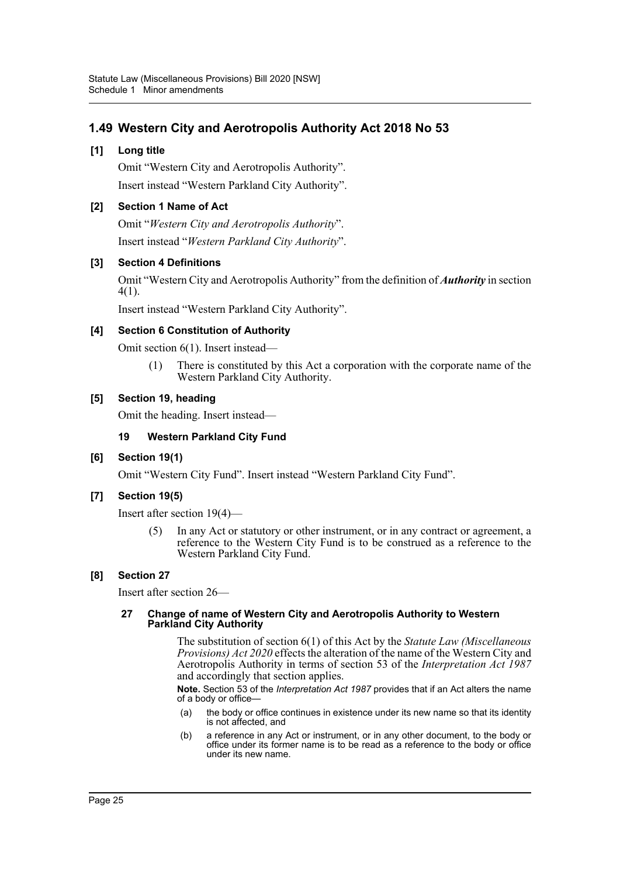## 1.49 Western City and Aerotropolis Authority Act 2018 No 53

### [1] Long title

Omit "Western City and Aerotropolis Authority".

Insert instead "Western Parkland City Authority".

### [2] Section 1 Name of Act

Omit "*Western City and Aerotropolis Authority*".

Insert instead "*Western Parkland City Authority*".

### [3] Section 4 Definitions

Omit "Western City and Aerotropolis Authority" from the definition of ***Authority*** in section 4(1).

Insert instead "Western Parkland City Authority".

### [4] Section 6 Constitution of Authority

Omit section 6(1). Insert instead—

> (1) There is constituted by this Act a corporation with the corporate name of the Western Parkland City Authority.

### [5] Section 19, heading

Omit the heading. Insert instead—

> **19 Western Parkland City Fund**

### [6] Section 19(1)

Omit "Western City Fund". Insert instead "Western Parkland City Fund".

### [7] Section 19(5)

Insert after section 19(4)—

> (5) In any Act or statutory or other instrument, or in any contract or agreement, a reference to the Western City Fund is to be construed as a reference to the Western Parkland City Fund.

### [8] Section 27

Insert after section 26—

> **27 Change of name of Western City and Aerotropolis Authority to Western Parkland City Authority**
>
> The substitution of section 6(1) of this Act by the *Statute Law (Miscellaneous Provisions) Act 2020* effects the alteration of the name of the Western City and Aerotropolis Authority in terms of section 53 of the *Interpretation Act 1987* and accordingly that section applies.
>
> **Note.** Section 53 of the *Interpretation Act 1987* provides that if an Act alters the name of a body or office—
>
> (a) the body or office continues in existence under its new name so that its identity is not affected, and
>
> (b) a reference in any Act or instrument, or in any other document, to the body or office under its former name is to be read as a reference to the body or office under its new name.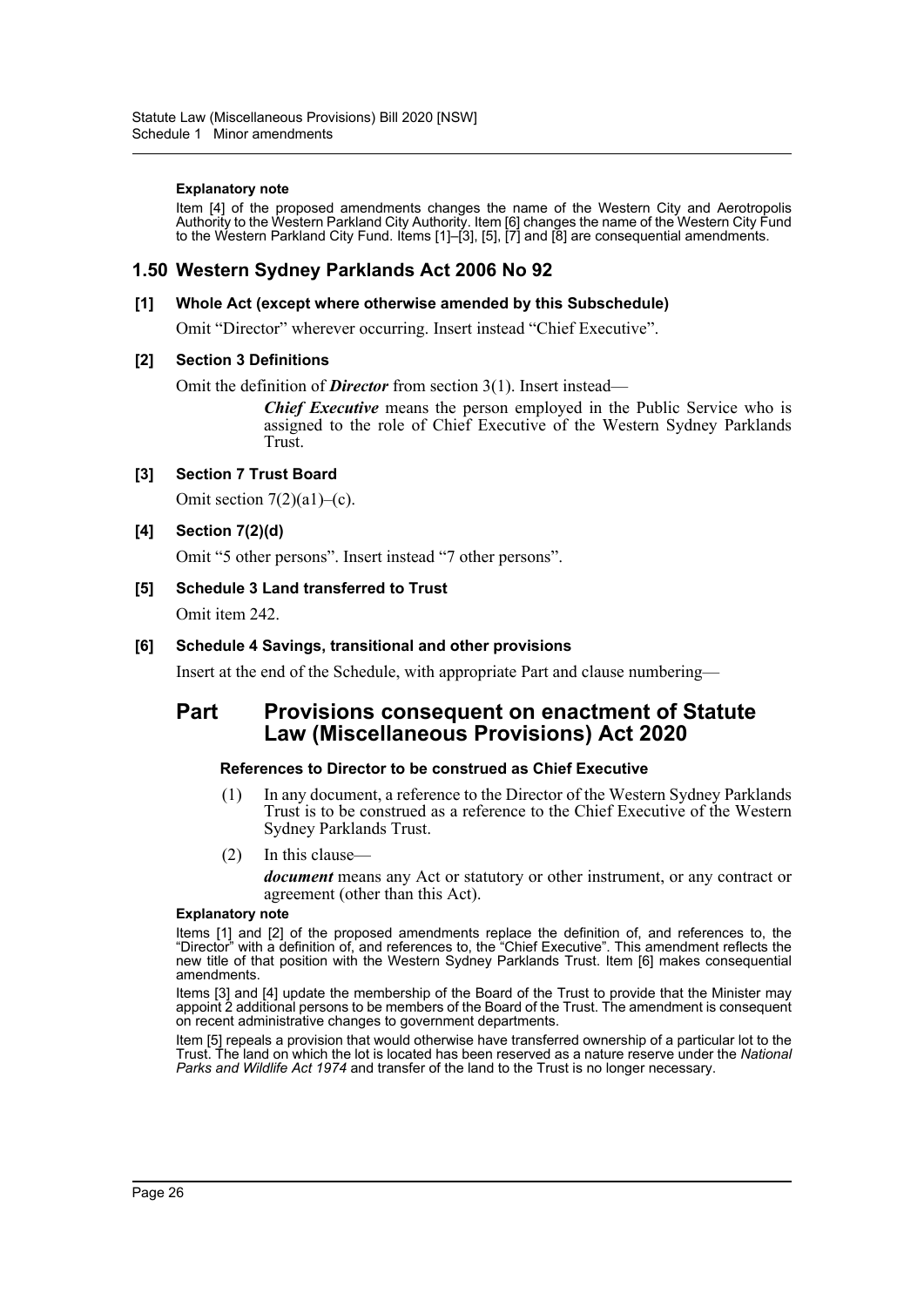**Explanatory note**

Item [4] of the proposed amendments changes the name of the Western City and Aerotropolis Authority to the Western Parkland City Authority. Item [6] changes the name of the Western City Fund to the Western Parkland City Fund. Items [1]–[3], [5], [7] and [8] are consequential amendments.

## 1.50 Western Sydney Parklands Act 2006 No 92

### [1] Whole Act (except where otherwise amended by this Subschedule)

Omit "Director" wherever occurring. Insert instead "Chief Executive".

### [2] Section 3 Definitions

Omit the definition of ***Director*** from section 3(1). Insert instead—

> ***Chief Executive*** means the person employed in the Public Service who is assigned to the role of Chief Executive of the Western Sydney Parklands Trust.

### [3] Section 7 Trust Board

Omit section 7(2)(a1)–(c).

### [4] Section 7(2)(d)

Omit "5 other persons". Insert instead "7 other persons".

### [5] Schedule 3 Land transferred to Trust

Omit item 242.

### [6] Schedule 4 Savings, transitional and other provisions

Insert at the end of the Schedule, with appropriate Part and clause numbering—

## Part Provisions consequent on enactment of Statute Law (Miscellaneous Provisions) Act 2020

#### References to Director to be construed as Chief Executive

(1) In any document, a reference to the Director of the Western Sydney Parklands Trust is to be construed as a reference to the Chief Executive of the Western Sydney Parklands Trust.

(2) In this clause—

***document*** means any Act or statutory or other instrument, or any contract or agreement (other than this Act).

**Explanatory note**

Items [1] and [2] of the proposed amendments replace the definition of, and references to, the "Director" with a definition of, and references to, the "Chief Executive". This amendment reflects the new title of that position with the Western Sydney Parklands Trust. Item [6] makes consequential amendments.

Items [3] and [4] update the membership of the Board of the Trust to provide that the Minister may appoint 2 additional persons to be members of the Board of the Trust. The amendment is consequent on recent administrative changes to government departments.

Item [5] repeals a provision that would otherwise have transferred ownership of a particular lot to the Trust. The land on which the lot is located has been reserved as a nature reserve under the *National Parks and Wildlife Act 1974* and transfer of the land to the Trust is no longer necessary.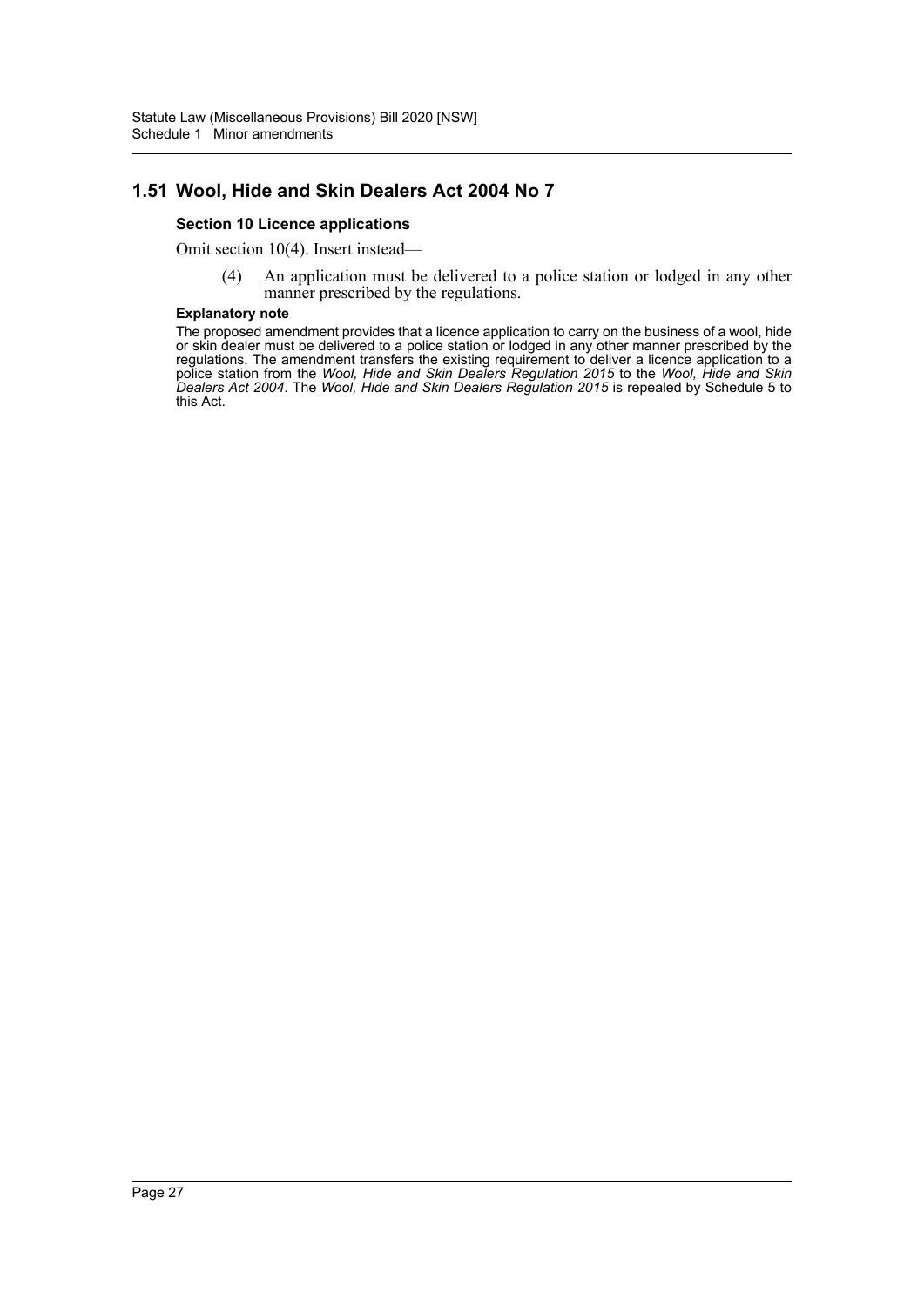## 1.51 Wool, Hide and Skin Dealers Act 2004 No 7

### Section 10 Licence applications

Omit section 10(4). Insert instead—

(4) An application must be delivered to a police station or lodged in any other manner prescribed by the regulations.

**Explanatory note**

The proposed amendment provides that a licence application to carry on the business of a wool, hide or skin dealer must be delivered to a police station or lodged in any other manner prescribed by the regulations. The amendment transfers the existing requirement to deliver a licence application to a police station from the *Wool, Hide and Skin Dealers Regulation 2015* to the *Wool, Hide and Skin Dealers Act 2004*. The *Wool, Hide and Skin Dealers Regulation 2015* is repealed by Schedule 5 to this Act.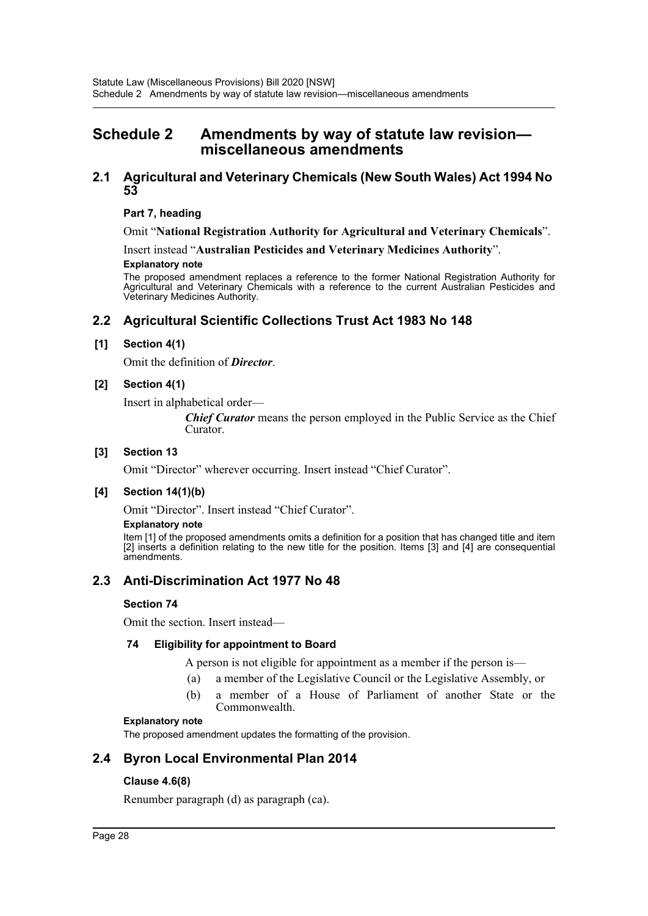# Schedule 2 Amendments by way of statute law revision—miscellaneous amendments

## 2.1 Agricultural and Veterinary Chemicals (New South Wales) Act 1994 No 53

### Part 7, heading

Omit "**National Registration Authority for Agricultural and Veterinary Chemicals**".

Insert instead "**Australian Pesticides and Veterinary Medicines Authority**".

**Explanatory note**

The proposed amendment replaces a reference to the former National Registration Authority for Agricultural and Veterinary Chemicals with a reference to the current Australian Pesticides and Veterinary Medicines Authority.

## 2.2 Agricultural Scientific Collections Trust Act 1983 No 148

### [1] Section 4(1)

Omit the definition of ***Director***.

### [2] Section 4(1)

Insert in alphabetical order—

> ***Chief Curator*** means the person employed in the Public Service as the Chief Curator.

### [3] Section 13

Omit "Director" wherever occurring. Insert instead "Chief Curator".

### [4] Section 14(1)(b)

Omit "Director". Insert instead "Chief Curator".

**Explanatory note**

Item [1] of the proposed amendments omits a definition for a position that has changed title and item [2] inserts a definition relating to the new title for the position. Items [3] and [4] are consequential amendments.

## 2.3 Anti-Discrimination Act 1977 No 48

### Section 74

Omit the section. Insert instead—

> **74 Eligibility for appointment to Board**
>
> A person is not eligible for appointment as a member if the person is—
>
> (a) a member of the Legislative Council or the Legislative Assembly, or
>
> (b) a member of a House of Parliament of another State or the Commonwealth.

**Explanatory note**

The proposed amendment updates the formatting of the provision.

## 2.4 Byron Local Environmental Plan 2014

### Clause 4.6(8)

Renumber paragraph (d) as paragraph (ca).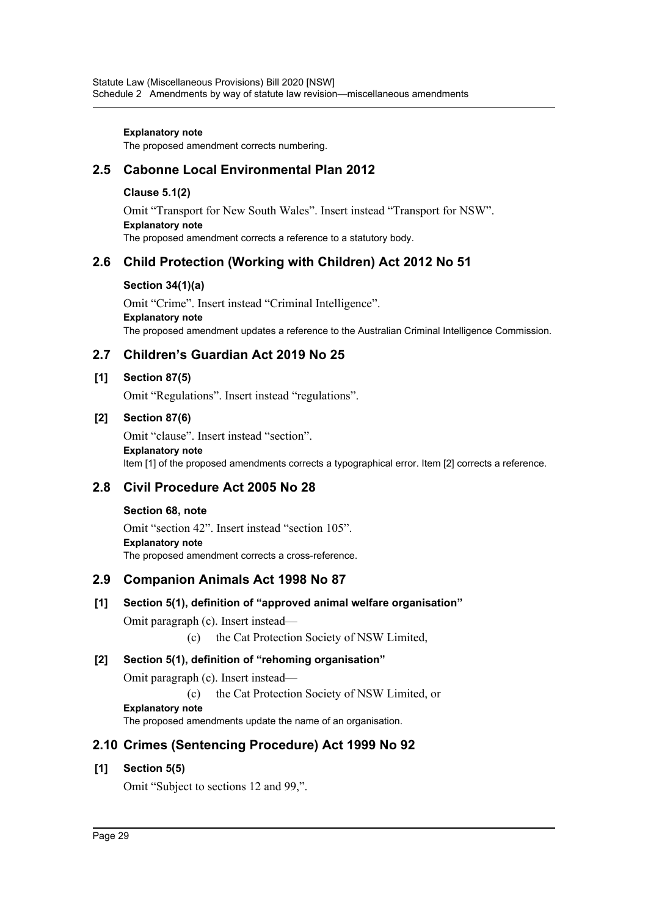**Explanatory note**

The proposed amendment corrects numbering.

## 2.5 Cabonne Local Environmental Plan 2012

**Clause 5.1(2)**

Omit "Transport for New South Wales". Insert instead "Transport for NSW".

**Explanatory note**

The proposed amendment corrects a reference to a statutory body.

## 2.6 Child Protection (Working with Children) Act 2012 No 51

**Section 34(1)(a)**

Omit "Crime". Insert instead "Criminal Intelligence".

**Explanatory note**

The proposed amendment updates a reference to the Australian Criminal Intelligence Commission.

## 2.7 Children's Guardian Act 2019 No 25

**[1] Section 87(5)**

Omit "Regulations". Insert instead "regulations".

**[2] Section 87(6)**

Omit "clause". Insert instead "section".

**Explanatory note**

Item [1] of the proposed amendments corrects a typographical error. Item [2] corrects a reference.

## 2.8 Civil Procedure Act 2005 No 28

**Section 68, note**

Omit "section 42". Insert instead "section 105".

**Explanatory note**

The proposed amendment corrects a cross-reference.

## 2.9 Companion Animals Act 1998 No 87

**[1] Section 5(1), definition of "approved animal welfare organisation"**

Omit paragraph (c). Insert instead—

(c) the Cat Protection Society of NSW Limited,

**[2] Section 5(1), definition of "rehoming organisation"**

Omit paragraph (c). Insert instead—

(c) the Cat Protection Society of NSW Limited, or

**Explanatory note**

The proposed amendments update the name of an organisation.

## 2.10 Crimes (Sentencing Procedure) Act 1999 No 92

**[1] Section 5(5)**

Omit "Subject to sections 12 and 99,".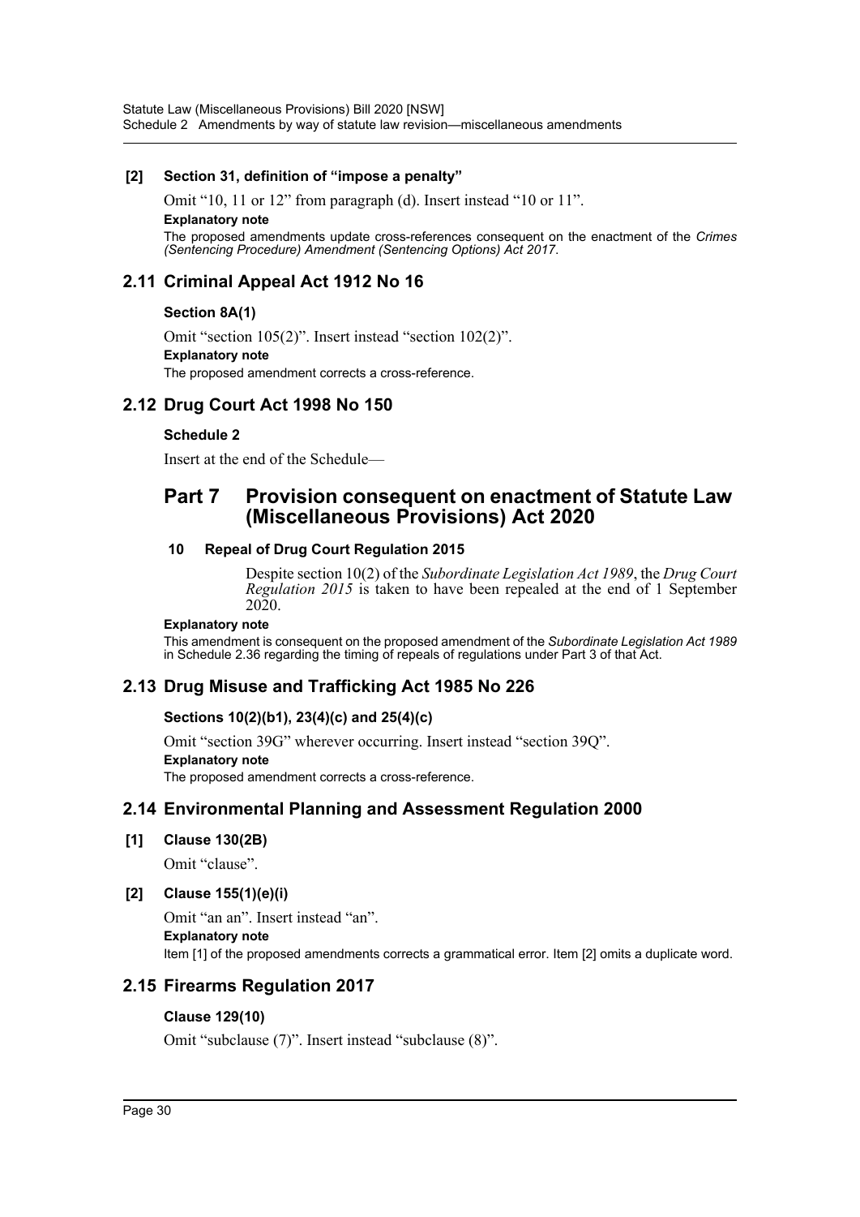**[2] Section 31, definition of "impose a penalty"**

Omit "10, 11 or 12" from paragraph (d). Insert instead "10 or 11".

**Explanatory note**

The proposed amendments update cross-references consequent on the enactment of the *Crimes (Sentencing Procedure) Amendment (Sentencing Options) Act 2017*.

## 2.11 Criminal Appeal Act 1912 No 16

**Section 8A(1)**

Omit "section 105(2)". Insert instead "section 102(2)".

**Explanatory note**

The proposed amendment corrects a cross-reference.

## 2.12 Drug Court Act 1998 No 150

**Schedule 2**

Insert at the end of the Schedule—

# Part 7 Provision consequent on enactment of Statute Law (Miscellaneous Provisions) Act 2020

**10 Repeal of Drug Court Regulation 2015**

Despite section 10(2) of the *Subordinate Legislation Act 1989*, the *Drug Court Regulation 2015* is taken to have been repealed at the end of 1 September 2020.

**Explanatory note**

This amendment is consequent on the proposed amendment of the *Subordinate Legislation Act 1989* in Schedule 2.36 regarding the timing of repeals of regulations under Part 3 of that Act.

## 2.13 Drug Misuse and Trafficking Act 1985 No 226

**Sections 10(2)(b1), 23(4)(c) and 25(4)(c)**

Omit "section 39G" wherever occurring. Insert instead "section 39Q".

**Explanatory note**

The proposed amendment corrects a cross-reference.

## 2.14 Environmental Planning and Assessment Regulation 2000

**[1] Clause 130(2B)**

Omit "clause".

**[2] Clause 155(1)(e)(i)**

Omit "an an". Insert instead "an".

**Explanatory note**

Item [1] of the proposed amendments corrects a grammatical error. Item [2] omits a duplicate word.

## 2.15 Firearms Regulation 2017

**Clause 129(10)**

Omit "subclause (7)". Insert instead "subclause (8)".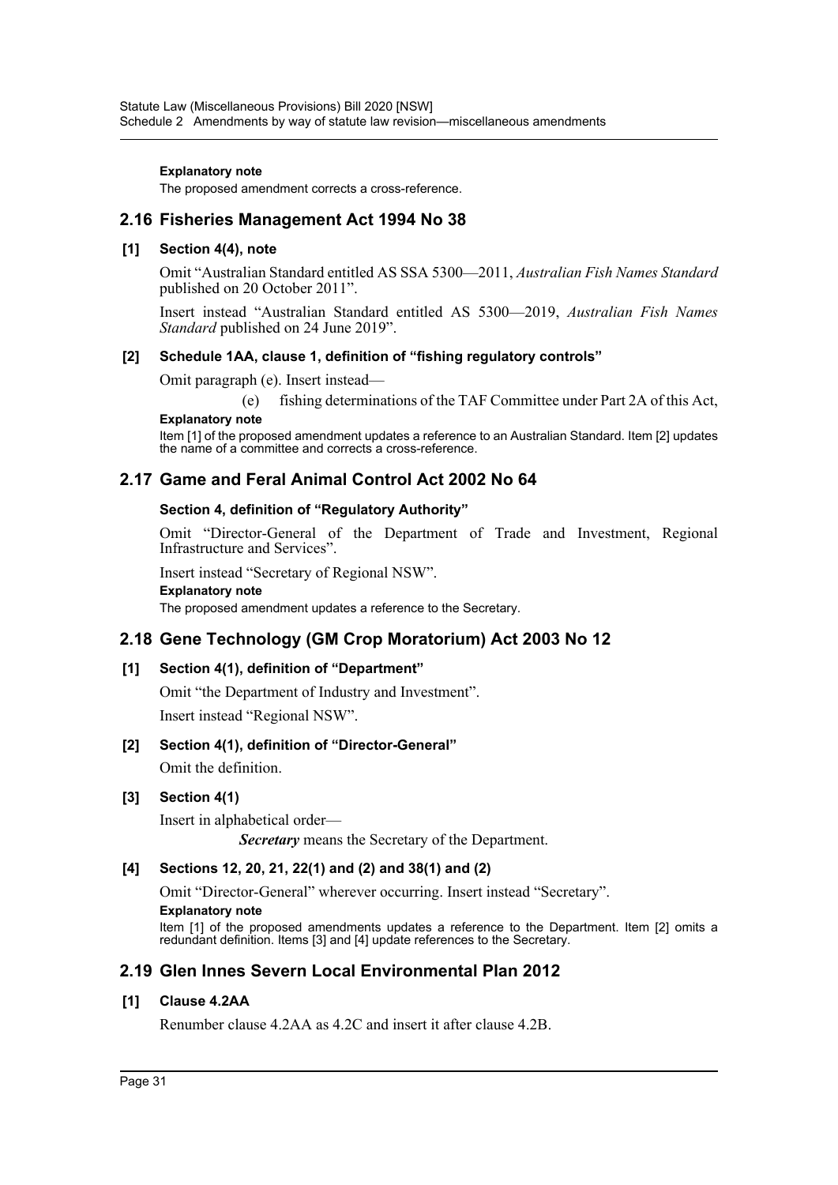**Explanatory note**

The proposed amendment corrects a cross-reference.

## 2.16 Fisheries Management Act 1994 No 38

### [1] Section 4(4), note

Omit "Australian Standard entitled AS SSA 5300—2011, *Australian Fish Names Standard* published on 20 October 2011".

Insert instead "Australian Standard entitled AS 5300—2019, *Australian Fish Names Standard* published on 24 June 2019".

### [2] Schedule 1AA, clause 1, definition of "fishing regulatory controls"

Omit paragraph (e). Insert instead—

(e) fishing determinations of the TAF Committee under Part 2A of this Act,

**Explanatory note**

Item [1] of the proposed amendment updates a reference to an Australian Standard. Item [2] updates the name of a committee and corrects a cross-reference.

## 2.17 Game and Feral Animal Control Act 2002 No 64

### Section 4, definition of "Regulatory Authority"

Omit "Director-General of the Department of Trade and Investment, Regional Infrastructure and Services".

Insert instead "Secretary of Regional NSW".

**Explanatory note**

The proposed amendment updates a reference to the Secretary.

## 2.18 Gene Technology (GM Crop Moratorium) Act 2003 No 12

### [1] Section 4(1), definition of "Department"

Omit "the Department of Industry and Investment".

Insert instead "Regional NSW".

### [2] Section 4(1), definition of "Director-General"

Omit the definition.

### [3] Section 4(1)

Insert in alphabetical order—

***Secretary*** means the Secretary of the Department.

### [4] Sections 12, 20, 21, 22(1) and (2) and 38(1) and (2)

Omit "Director-General" wherever occurring. Insert instead "Secretary".

**Explanatory note**

Item [1] of the proposed amendments updates a reference to the Department. Item [2] omits a redundant definition. Items [3] and [4] update references to the Secretary.

## 2.19 Glen Innes Severn Local Environmental Plan 2012

### [1] Clause 4.2AA

Renumber clause 4.2AA as 4.2C and insert it after clause 4.2B.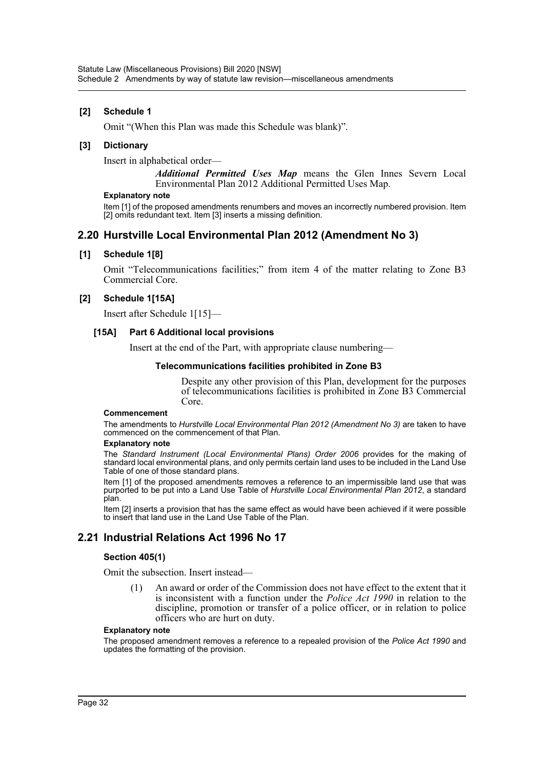**[2] Schedule 1**

Omit "(When this Plan was made this Schedule was blank)".

**[3] Dictionary**

Insert in alphabetical order—

> ***Additional Permitted Uses Map*** means the Glen Innes Severn Local Environmental Plan 2012 Additional Permitted Uses Map.

**Explanatory note**

Item [1] of the proposed amendments renumbers and moves an incorrectly numbered provision. Item [2] omits redundant text. Item [3] inserts a missing definition.

## 2.20 Hurstville Local Environmental Plan 2012 (Amendment No 3)

**[1] Schedule 1[8]**

Omit "Telecommunications facilities;" from item 4 of the matter relating to Zone B3 Commercial Core.

**[2] Schedule 1[15A]**

Insert after Schedule 1[15]—

**[15A] Part 6 Additional local provisions**

Insert at the end of the Part, with appropriate clause numbering—

**Telecommunications facilities prohibited in Zone B3**

> Despite any other provision of this Plan, development for the purposes of telecommunications facilities is prohibited in Zone B3 Commercial Core.

**Commencement**

The amendments to *Hurstville Local Environmental Plan 2012 (Amendment No 3)* are taken to have commenced on the commencement of that Plan.

**Explanatory note**

The *Standard Instrument (Local Environmental Plans) Order 2006* provides for the making of standard local environmental plans, and only permits certain land uses to be included in the Land Use Table of one of those standard plans.

Item [1] of the proposed amendments removes a reference to an impermissible land use that was purported to be put into a Land Use Table of *Hurstville Local Environmental Plan 2012*, a standard plan.

Item [2] inserts a provision that has the same effect as would have been achieved if it were possible to insert that land use in the Land Use Table of the Plan.

## 2.21 Industrial Relations Act 1996 No 17

**Section 405(1)**

Omit the subsection. Insert instead—

> (1) An award or order of the Commission does not have effect to the extent that it is inconsistent with a function under the *Police Act 1990* in relation to the discipline, promotion or transfer of a police officer, or in relation to police officers who are hurt on duty.

**Explanatory note**

The proposed amendment removes a reference to a repealed provision of the *Police Act 1990* and updates the formatting of the provision.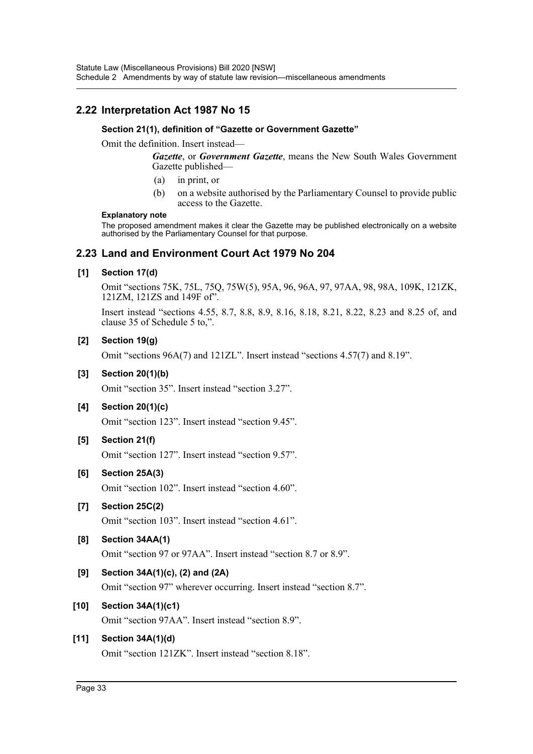## 2.22 Interpretation Act 1987 No 15

### Section 21(1), definition of "Gazette or Government Gazette"

Omit the definition. Insert instead—

> ***Gazette***, or ***Government Gazette***, means the New South Wales Government Gazette published—
>
> (a) in print, or
>
> (b) on a website authorised by the Parliamentary Counsel to provide public access to the Gazette.

**Explanatory note**

The proposed amendment makes it clear the Gazette may be published electronically on a website authorised by the Parliamentary Counsel for that purpose.

## 2.23 Land and Environment Court Act 1979 No 204

### [1] Section 17(d)

Omit "sections 75K, 75L, 75Q, 75W(5), 95A, 96, 96A, 97, 97AA, 98, 98A, 109K, 121ZK, 121ZM, 121ZS and 149F of".

Insert instead "sections 4.55, 8.7, 8.8, 8.9, 8.16, 8.18, 8.21, 8.22, 8.23 and 8.25 of, and clause 35 of Schedule 5 to,".

### [2] Section 19(g)

Omit "sections 96A(7) and 121ZL". Insert instead "sections 4.57(7) and 8.19".

### [3] Section 20(1)(b)

Omit "section 35". Insert instead "section 3.27".

### [4] Section 20(1)(c)

Omit "section 123". Insert instead "section 9.45".

### [5] Section 21(f)

Omit "section 127". Insert instead "section 9.57".

### [6] Section 25A(3)

Omit "section 102". Insert instead "section 4.60".

### [7] Section 25C(2)

Omit "section 103". Insert instead "section 4.61".

### [8] Section 34AA(1)

Omit "section 97 or 97AA". Insert instead "section 8.7 or 8.9".

### [9] Section 34A(1)(c), (2) and (2A)

Omit "section 97" wherever occurring. Insert instead "section 8.7".

### [10] Section 34A(1)(c1)

Omit "section 97AA". Insert instead "section 8.9".

### [11] Section 34A(1)(d)

Omit "section 121ZK". Insert instead "section 8.18".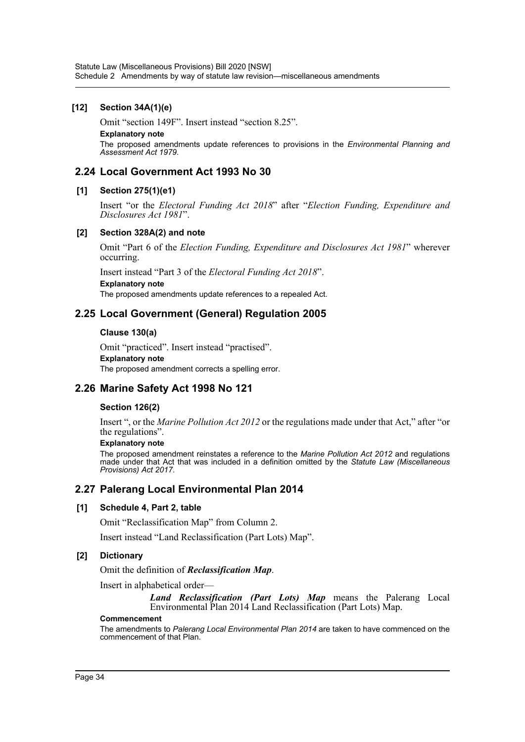#### [12] Section 34A(1)(e)

Omit "section 149F". Insert instead "section 8.25".

**Explanatory note**

The proposed amendments update references to provisions in the *Environmental Planning and Assessment Act 1979*.

## 2.24 Local Government Act 1993 No 30

#### [1] Section 275(1)(e1)

Insert "or the *Electoral Funding Act 2018*" after "*Election Funding, Expenditure and Disclosures Act 1981*".

#### [2] Section 328A(2) and note

Omit "Part 6 of the *Election Funding, Expenditure and Disclosures Act 1981*" wherever occurring.

Insert instead "Part 3 of the *Electoral Funding Act 2018*".

**Explanatory note**

The proposed amendments update references to a repealed Act.

## 2.25 Local Government (General) Regulation 2005

#### Clause 130(a)

Omit "practiced". Insert instead "practised".

**Explanatory note**

The proposed amendment corrects a spelling error.

## 2.26 Marine Safety Act 1998 No 121

#### Section 126(2)

Insert ", or the *Marine Pollution Act 2012* or the regulations made under that Act," after "or the regulations".

**Explanatory note**

The proposed amendment reinstates a reference to the *Marine Pollution Act 2012* and regulations made under that Act that was included in a definition omitted by the *Statute Law (Miscellaneous Provisions) Act 2017*.

## 2.27 Palerang Local Environmental Plan 2014

#### [1] Schedule 4, Part 2, table

Omit "Reclassification Map" from Column 2.

Insert instead "Land Reclassification (Part Lots) Map".

#### [2] Dictionary

Omit the definition of ***Reclassification Map***.

Insert in alphabetical order—

> ***Land Reclassification (Part Lots) Map*** means the Palerang Local Environmental Plan 2014 Land Reclassification (Part Lots) Map.

**Commencement**

The amendments to *Palerang Local Environmental Plan 2014* are taken to have commenced on the commencement of that Plan.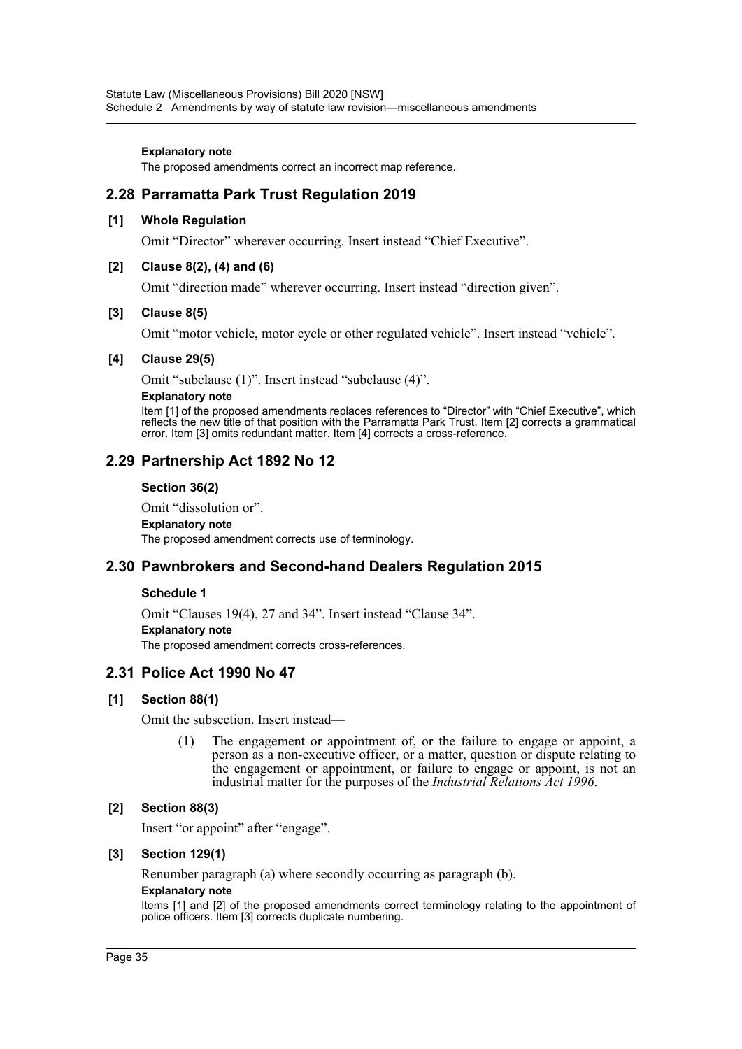**Explanatory note**

The proposed amendments correct an incorrect map reference.

## 2.28 Parramatta Park Trust Regulation 2019

**[1] Whole Regulation**

Omit "Director" wherever occurring. Insert instead "Chief Executive".

**[2] Clause 8(2), (4) and (6)**

Omit "direction made" wherever occurring. Insert instead "direction given".

**[3] Clause 8(5)**

Omit "motor vehicle, motor cycle or other regulated vehicle". Insert instead "vehicle".

**[4] Clause 29(5)**

Omit "subclause (1)". Insert instead "subclause (4)".

**Explanatory note**

Item [1] of the proposed amendments replaces references to "Director" with "Chief Executive", which reflects the new title of that position with the Parramatta Park Trust. Item [2] corrects a grammatical error. Item [3] omits redundant matter. Item [4] corrects a cross-reference.

## 2.29 Partnership Act 1892 No 12

**Section 36(2)**

Omit "dissolution or".

**Explanatory note**

The proposed amendment corrects use of terminology.

## 2.30 Pawnbrokers and Second-hand Dealers Regulation 2015

**Schedule 1**

Omit "Clauses 19(4), 27 and 34". Insert instead "Clause 34".

**Explanatory note**

The proposed amendment corrects cross-references.

## 2.31 Police Act 1990 No 47

**[1] Section 88(1)**

Omit the subsection. Insert instead—

(1) The engagement or appointment of, or the failure to engage or appoint, a person as a non-executive officer, or a matter, question or dispute relating to the engagement or appointment, or failure to engage or appoint, is not an industrial matter for the purposes of the *Industrial Relations Act 1996*.

**[2] Section 88(3)**

Insert "or appoint" after "engage".

**[3] Section 129(1)**

Renumber paragraph (a) where secondly occurring as paragraph (b).

**Explanatory note**

Items [1] and [2] of the proposed amendments correct terminology relating to the appointment of police officers. Item [3] corrects duplicate numbering.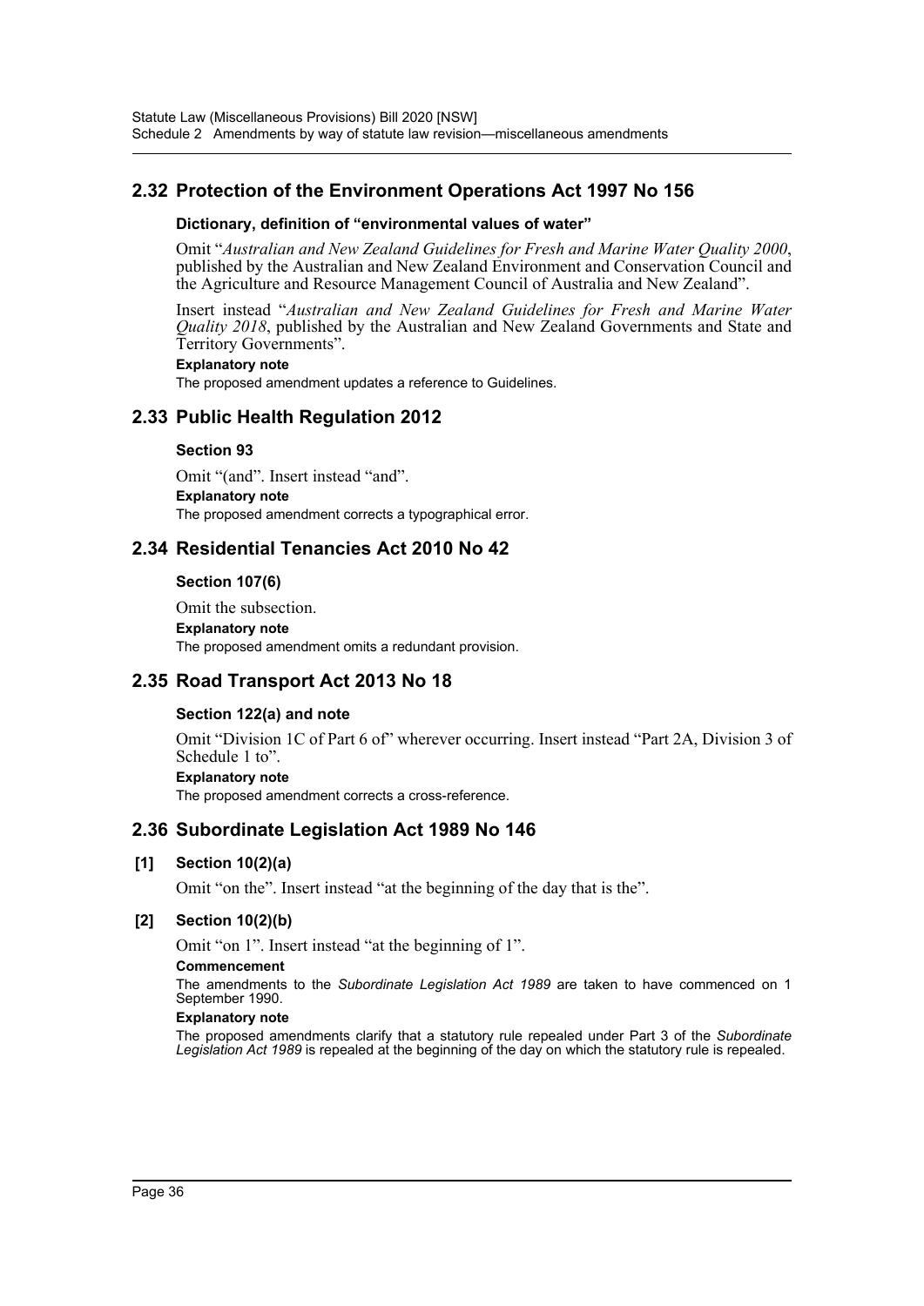## 2.32 Protection of the Environment Operations Act 1997 No 156

#### Dictionary, definition of "environmental values of water"

Omit "*Australian and New Zealand Guidelines for Fresh and Marine Water Quality 2000*, published by the Australian and New Zealand Environment and Conservation Council and the Agriculture and Resource Management Council of Australia and New Zealand".

Insert instead "*Australian and New Zealand Guidelines for Fresh and Marine Water Quality 2018*, published by the Australian and New Zealand Governments and State and Territory Governments".

**Explanatory note**

The proposed amendment updates a reference to Guidelines.

## 2.33 Public Health Regulation 2012

#### Section 93

Omit "(and". Insert instead "and".

**Explanatory note**

The proposed amendment corrects a typographical error.

## 2.34 Residential Tenancies Act 2010 No 42

#### Section 107(6)

Omit the subsection.

**Explanatory note**

The proposed amendment omits a redundant provision.

## 2.35 Road Transport Act 2013 No 18

#### Section 122(a) and note

Omit "Division 1C of Part 6 of" wherever occurring. Insert instead "Part 2A, Division 3 of Schedule 1 to".

**Explanatory note**

The proposed amendment corrects a cross-reference.

## 2.36 Subordinate Legislation Act 1989 No 146

#### [1] Section 10(2)(a)

Omit "on the". Insert instead "at the beginning of the day that is the".

#### [2] Section 10(2)(b)

Omit "on 1". Insert instead "at the beginning of 1".

**Commencement**

The amendments to the *Subordinate Legislation Act 1989* are taken to have commenced on 1 September 1990.

**Explanatory note**

The proposed amendments clarify that a statutory rule repealed under Part 3 of the *Subordinate Legislation Act 1989* is repealed at the beginning of the day on which the statutory rule is repealed.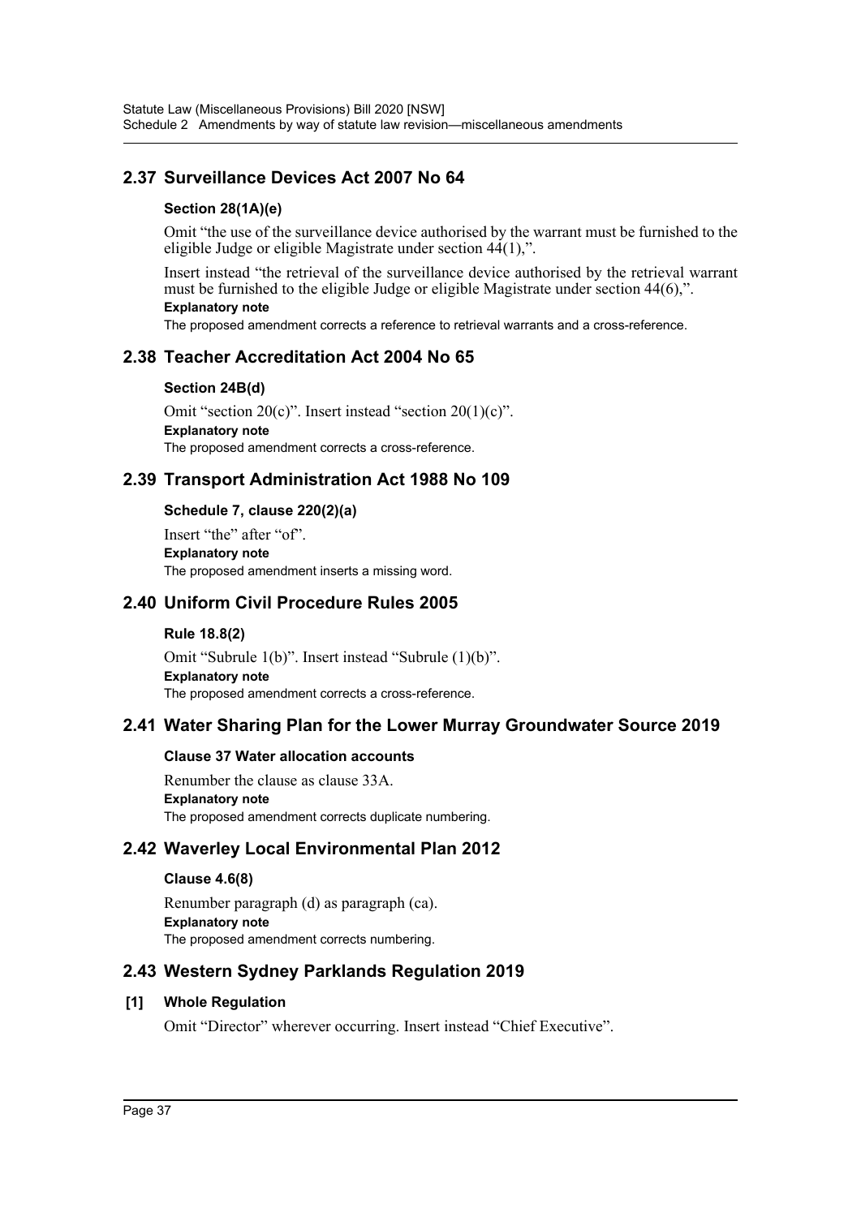## 2.37 Surveillance Devices Act 2007 No 64

### Section 28(1A)(e)

Omit "the use of the surveillance device authorised by the warrant must be furnished to the eligible Judge or eligible Magistrate under section 44(1),".

Insert instead "the retrieval of the surveillance device authorised by the retrieval warrant must be furnished to the eligible Judge or eligible Magistrate under section 44(6),".

**Explanatory note**

The proposed amendment corrects a reference to retrieval warrants and a cross-reference.

## 2.38 Teacher Accreditation Act 2004 No 65

### Section 24B(d)

Omit "section 20(c)". Insert instead "section 20(1)(c)".

**Explanatory note**

The proposed amendment corrects a cross-reference.

## 2.39 Transport Administration Act 1988 No 109

### Schedule 7, clause 220(2)(a)

Insert "the" after "of".

**Explanatory note**

The proposed amendment inserts a missing word.

## 2.40 Uniform Civil Procedure Rules 2005

### Rule 18.8(2)

Omit "Subrule 1(b)". Insert instead "Subrule (1)(b)".

**Explanatory note**

The proposed amendment corrects a cross-reference.

## 2.41 Water Sharing Plan for the Lower Murray Groundwater Source 2019

### Clause 37 Water allocation accounts

Renumber the clause as clause 33A.

**Explanatory note**

The proposed amendment corrects duplicate numbering.

## 2.42 Waverley Local Environmental Plan 2012

### Clause 4.6(8)

Renumber paragraph (d) as paragraph (ca).

**Explanatory note**

The proposed amendment corrects numbering.

## 2.43 Western Sydney Parklands Regulation 2019

### [1] Whole Regulation

Omit "Director" wherever occurring. Insert instead "Chief Executive".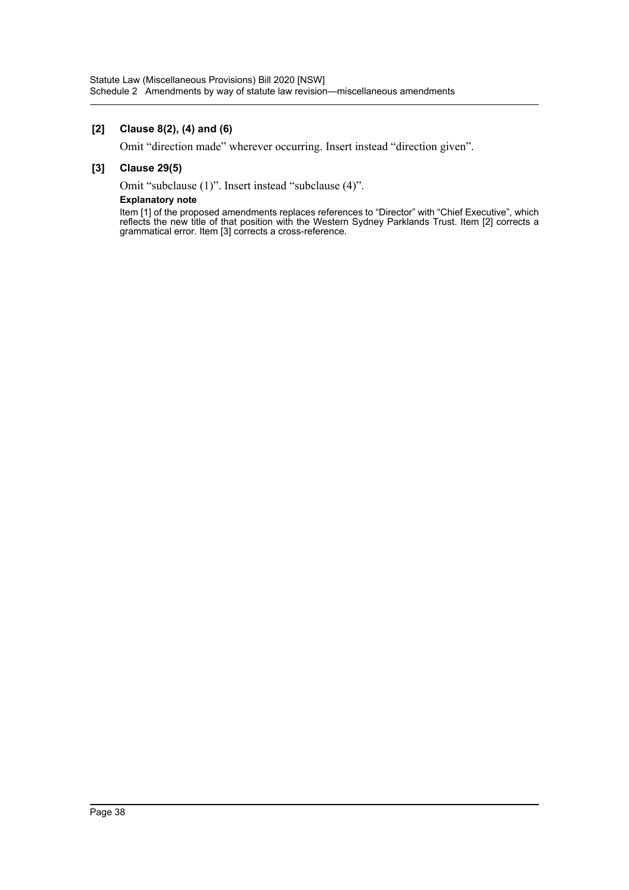**[2] Clause 8(2), (4) and (6)**

Omit "direction made" wherever occurring. Insert instead "direction given".

**[3] Clause 29(5)**

Omit "subclause (1)". Insert instead "subclause (4)".

**Explanatory note**

Item [1] of the proposed amendments replaces references to "Director" with "Chief Executive", which reflects the new title of that position with the Western Sydney Parklands Trust. Item [2] corrects a grammatical error. Item [3] corrects a cross-reference.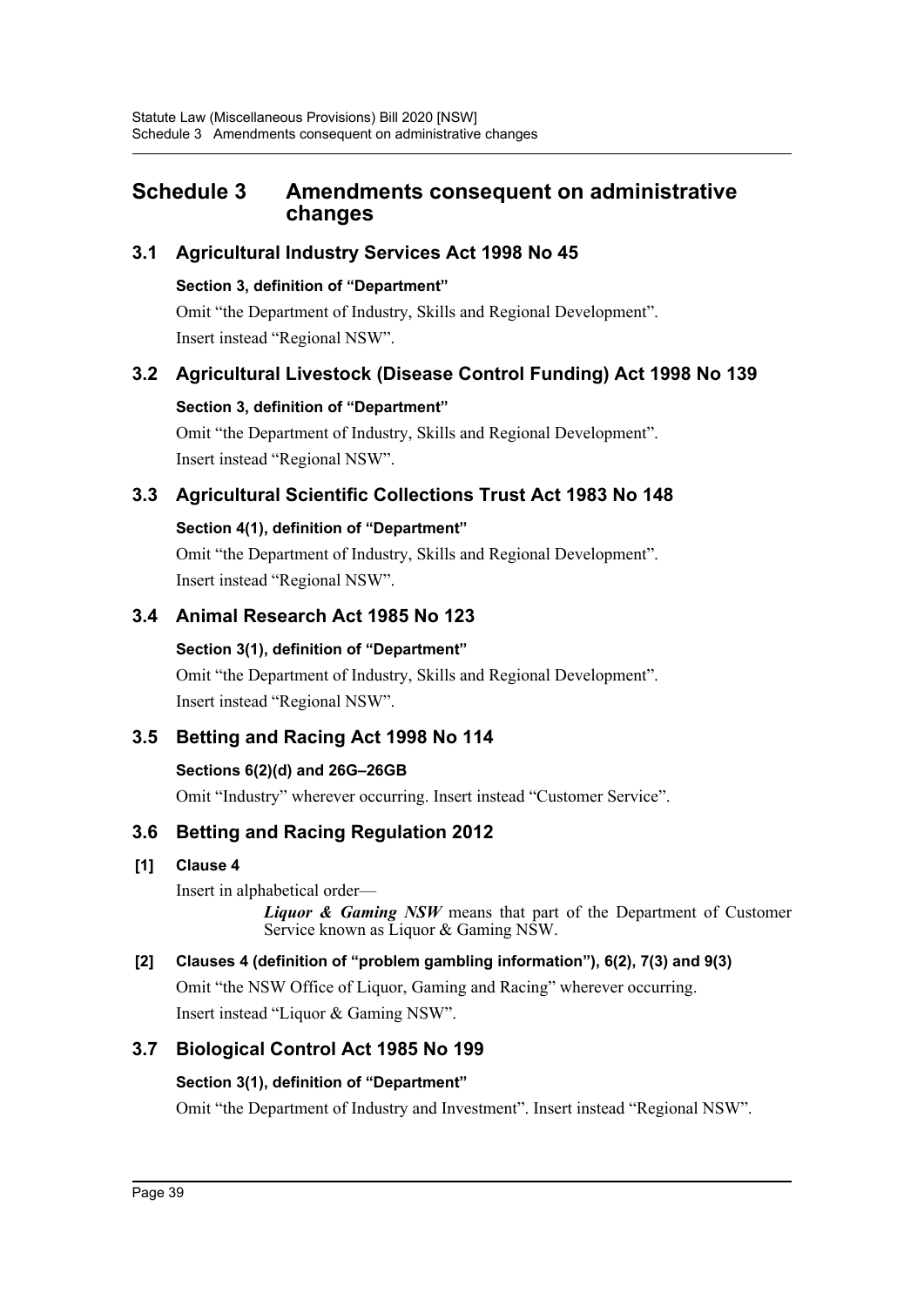# Schedule 3 Amendments consequent on administrative changes

## 3.1 Agricultural Industry Services Act 1998 No 45

### Section 3, definition of "Department"

Omit "the Department of Industry, Skills and Regional Development".

Insert instead "Regional NSW".

## 3.2 Agricultural Livestock (Disease Control Funding) Act 1998 No 139

### Section 3, definition of "Department"

Omit "the Department of Industry, Skills and Regional Development".

Insert instead "Regional NSW".

## 3.3 Agricultural Scientific Collections Trust Act 1983 No 148

### Section 4(1), definition of "Department"

Omit "the Department of Industry, Skills and Regional Development".

Insert instead "Regional NSW".

## 3.4 Animal Research Act 1985 No 123

### Section 3(1), definition of "Department"

Omit "the Department of Industry, Skills and Regional Development".

Insert instead "Regional NSW".

## 3.5 Betting and Racing Act 1998 No 114

### Sections 6(2)(d) and 26G–26GB

Omit "Industry" wherever occurring. Insert instead "Customer Service".

## 3.6 Betting and Racing Regulation 2012

### [1] Clause 4

Insert in alphabetical order—

> ***Liquor & Gaming NSW*** means that part of the Department of Customer Service known as Liquor & Gaming NSW.

### [2] Clauses 4 (definition of "problem gambling information"), 6(2), 7(3) and 9(3)

Omit "the NSW Office of Liquor, Gaming and Racing" wherever occurring.

Insert instead "Liquor & Gaming NSW".

## 3.7 Biological Control Act 1985 No 199

### Section 3(1), definition of "Department"

Omit "the Department of Industry and Investment". Insert instead "Regional NSW".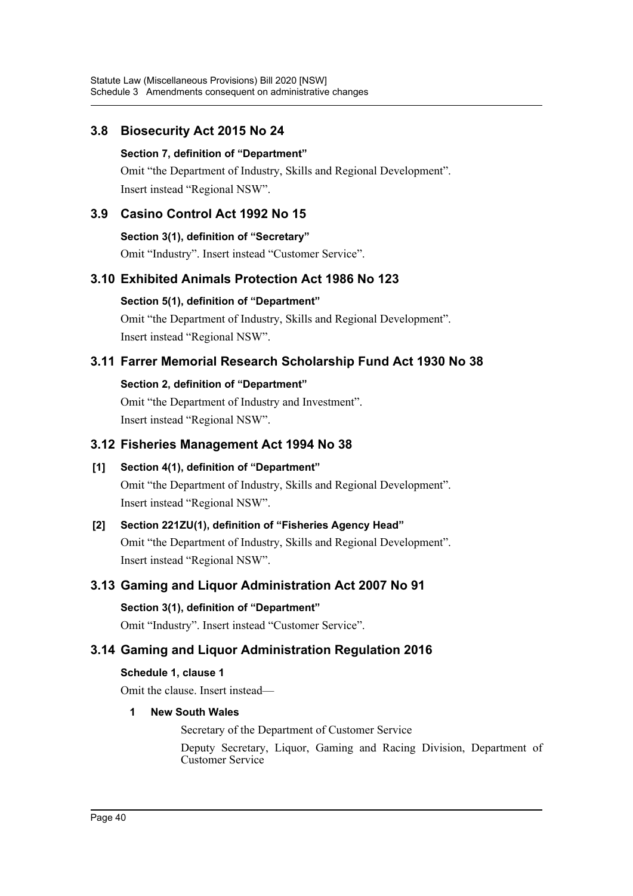## 3.8 Biosecurity Act 2015 No 24

**Section 7, definition of "Department"**

Omit "the Department of Industry, Skills and Regional Development".
Insert instead "Regional NSW".

## 3.9 Casino Control Act 1992 No 15

**Section 3(1), definition of "Secretary"**

Omit "Industry". Insert instead "Customer Service".

## 3.10 Exhibited Animals Protection Act 1986 No 123

**Section 5(1), definition of "Department"**

Omit "the Department of Industry, Skills and Regional Development".
Insert instead "Regional NSW".

## 3.11 Farrer Memorial Research Scholarship Fund Act 1930 No 38

**Section 2, definition of "Department"**

Omit "the Department of Industry and Investment".
Insert instead "Regional NSW".

## 3.12 Fisheries Management Act 1994 No 38

**[1] Section 4(1), definition of "Department"**

Omit "the Department of Industry, Skills and Regional Development".
Insert instead "Regional NSW".

**[2] Section 221ZU(1), definition of "Fisheries Agency Head"**

Omit "the Department of Industry, Skills and Regional Development".
Insert instead "Regional NSW".

## 3.13 Gaming and Liquor Administration Act 2007 No 91

**Section 3(1), definition of "Department"**

Omit "Industry". Insert instead "Customer Service".

## 3.14 Gaming and Liquor Administration Regulation 2016

**Schedule 1, clause 1**

Omit the clause. Insert instead—

**1 New South Wales**

Secretary of the Department of Customer Service

Deputy Secretary, Liquor, Gaming and Racing Division, Department of Customer Service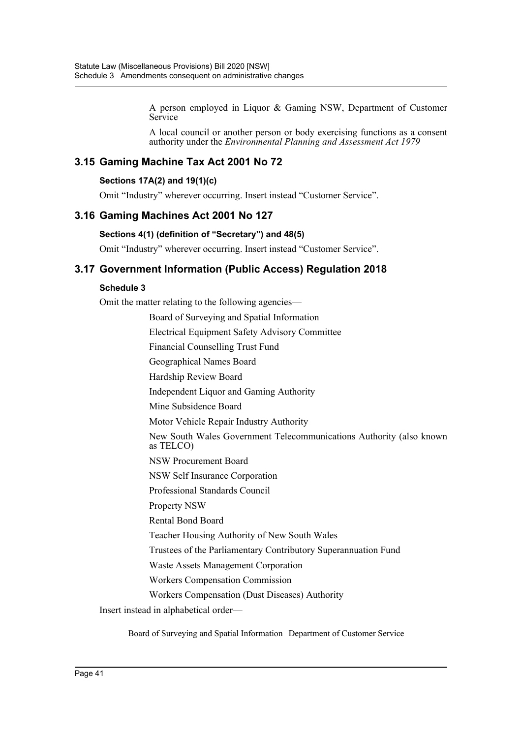A person employed in Liquor & Gaming NSW, Department of Customer Service

A local council or another person or body exercising functions as a consent authority under the *Environmental Planning and Assessment Act 1979*

## 3.15 Gaming Machine Tax Act 2001 No 72

### Sections 17A(2) and 19(1)(c)

Omit "Industry" wherever occurring. Insert instead "Customer Service".

## 3.16 Gaming Machines Act 2001 No 127

### Sections 4(1) (definition of "Secretary") and 48(5)

Omit "Industry" wherever occurring. Insert instead "Customer Service".

## 3.17 Government Information (Public Access) Regulation 2018

### Schedule 3

Omit the matter relating to the following agencies—

Board of Surveying and Spatial Information

Electrical Equipment Safety Advisory Committee

Financial Counselling Trust Fund

Geographical Names Board

Hardship Review Board

Independent Liquor and Gaming Authority

Mine Subsidence Board

Motor Vehicle Repair Industry Authority

New South Wales Government Telecommunications Authority (also known as TELCO)

NSW Procurement Board

NSW Self Insurance Corporation

Professional Standards Council

Property NSW

Rental Bond Board

Teacher Housing Authority of New South Wales

Trustees of the Parliamentary Contributory Superannuation Fund

Waste Assets Management Corporation

Workers Compensation Commission

Workers Compensation (Dust Diseases) Authority

Insert instead in alphabetical order—

| | |
|---|---|
| Board of Surveying and Spatial Information | Department of Customer Service |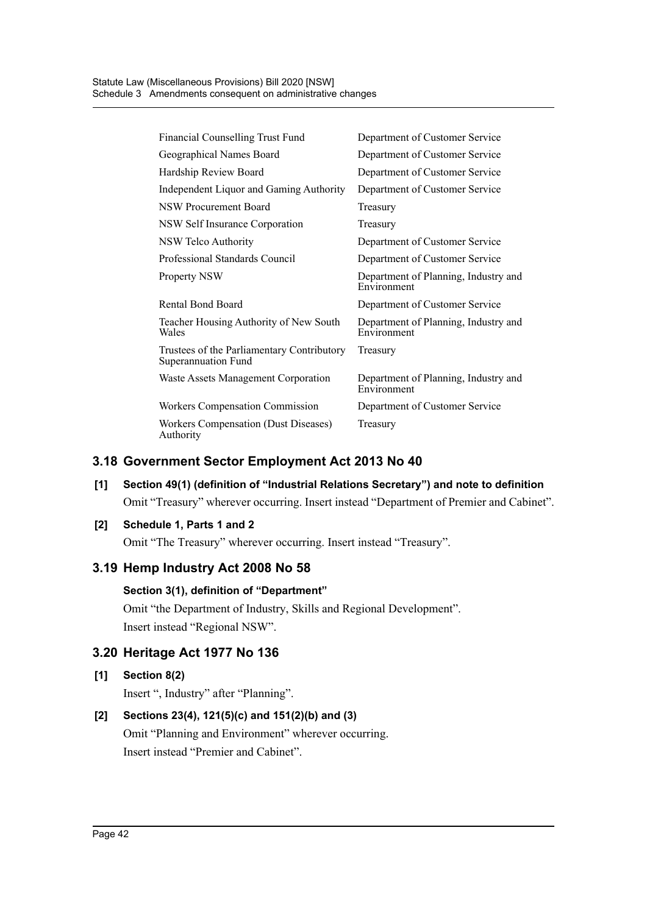| | |
|---|---|
| Financial Counselling Trust Fund | Department of Customer Service |
| Geographical Names Board | Department of Customer Service |
| Hardship Review Board | Department of Customer Service |
| Independent Liquor and Gaming Authority | Department of Customer Service |
| NSW Procurement Board | Treasury |
| NSW Self Insurance Corporation | Treasury |
| NSW Telco Authority | Department of Customer Service |
| Professional Standards Council | Department of Customer Service |
| Property NSW | Department of Planning, Industry and Environment |
| Rental Bond Board | Department of Customer Service |
| Teacher Housing Authority of New South Wales | Department of Planning, Industry and Environment |
| Trustees of the Parliamentary Contributory Superannuation Fund | Treasury |
| Waste Assets Management Corporation | Department of Planning, Industry and Environment |
| Workers Compensation Commission | Department of Customer Service |
| Workers Compensation (Dust Diseases) Authority | Treasury |

## 3.18 Government Sector Employment Act 2013 No 40

**[1] Section 49(1) (definition of "Industrial Relations Secretary") and note to definition**

Omit "Treasury" wherever occurring. Insert instead "Department of Premier and Cabinet".

**[2] Schedule 1, Parts 1 and 2**

Omit "The Treasury" wherever occurring. Insert instead "Treasury".

## 3.19 Hemp Industry Act 2008 No 58

**Section 3(1), definition of "Department"**

Omit "the Department of Industry, Skills and Regional Development".

Insert instead "Regional NSW".

## 3.20 Heritage Act 1977 No 136

**[1] Section 8(2)**

Insert ", Industry" after "Planning".

**[2] Sections 23(4), 121(5)(c) and 151(2)(b) and (3)**

Omit "Planning and Environment" wherever occurring.

Insert instead "Premier and Cabinet".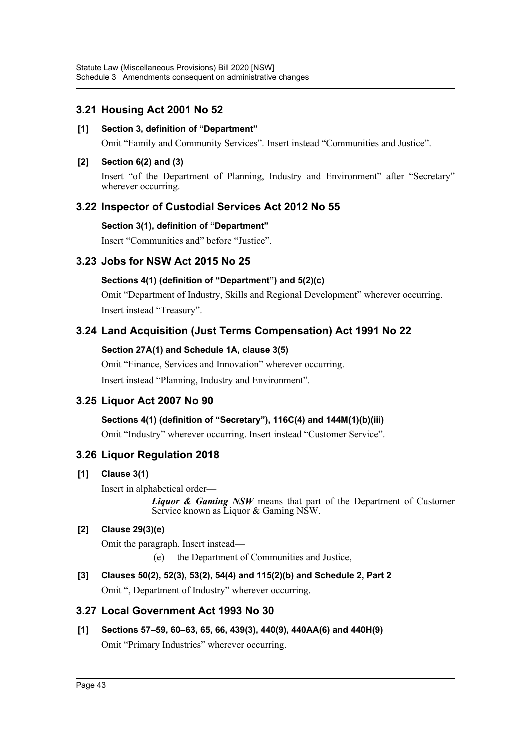## 3.21 Housing Act 2001 No 52

**[1] Section 3, definition of "Department"**

Omit "Family and Community Services". Insert instead "Communities and Justice".

**[2] Section 6(2) and (3)**

Insert "of the Department of Planning, Industry and Environment" after "Secretary" wherever occurring.

## 3.22 Inspector of Custodial Services Act 2012 No 55

**Section 3(1), definition of "Department"**

Insert "Communities and" before "Justice".

## 3.23 Jobs for NSW Act 2015 No 25

**Sections 4(1) (definition of "Department") and 5(2)(c)**

Omit "Department of Industry, Skills and Regional Development" wherever occurring.

Insert instead "Treasury".

## 3.24 Land Acquisition (Just Terms Compensation) Act 1991 No 22

**Section 27A(1) and Schedule 1A, clause 3(5)**

Omit "Finance, Services and Innovation" wherever occurring.

Insert instead "Planning, Industry and Environment".

## 3.25 Liquor Act 2007 No 90

**Sections 4(1) (definition of "Secretary"), 116C(4) and 144M(1)(b)(iii)**

Omit "Industry" wherever occurring. Insert instead "Customer Service".

## 3.26 Liquor Regulation 2018

**[1] Clause 3(1)**

Insert in alphabetical order—

> ***Liquor & Gaming NSW*** means that part of the Department of Customer Service known as Liquor & Gaming NSW.

**[2] Clause 29(3)(e)**

Omit the paragraph. Insert instead—

> (e) the Department of Communities and Justice,

**[3] Clauses 50(2), 52(3), 53(2), 54(4) and 115(2)(b) and Schedule 2, Part 2**

Omit ", Department of Industry" wherever occurring.

## 3.27 Local Government Act 1993 No 30

**[1] Sections 57–59, 60–63, 65, 66, 439(3), 440(9), 440AA(6) and 440H(9)**

Omit "Primary Industries" wherever occurring.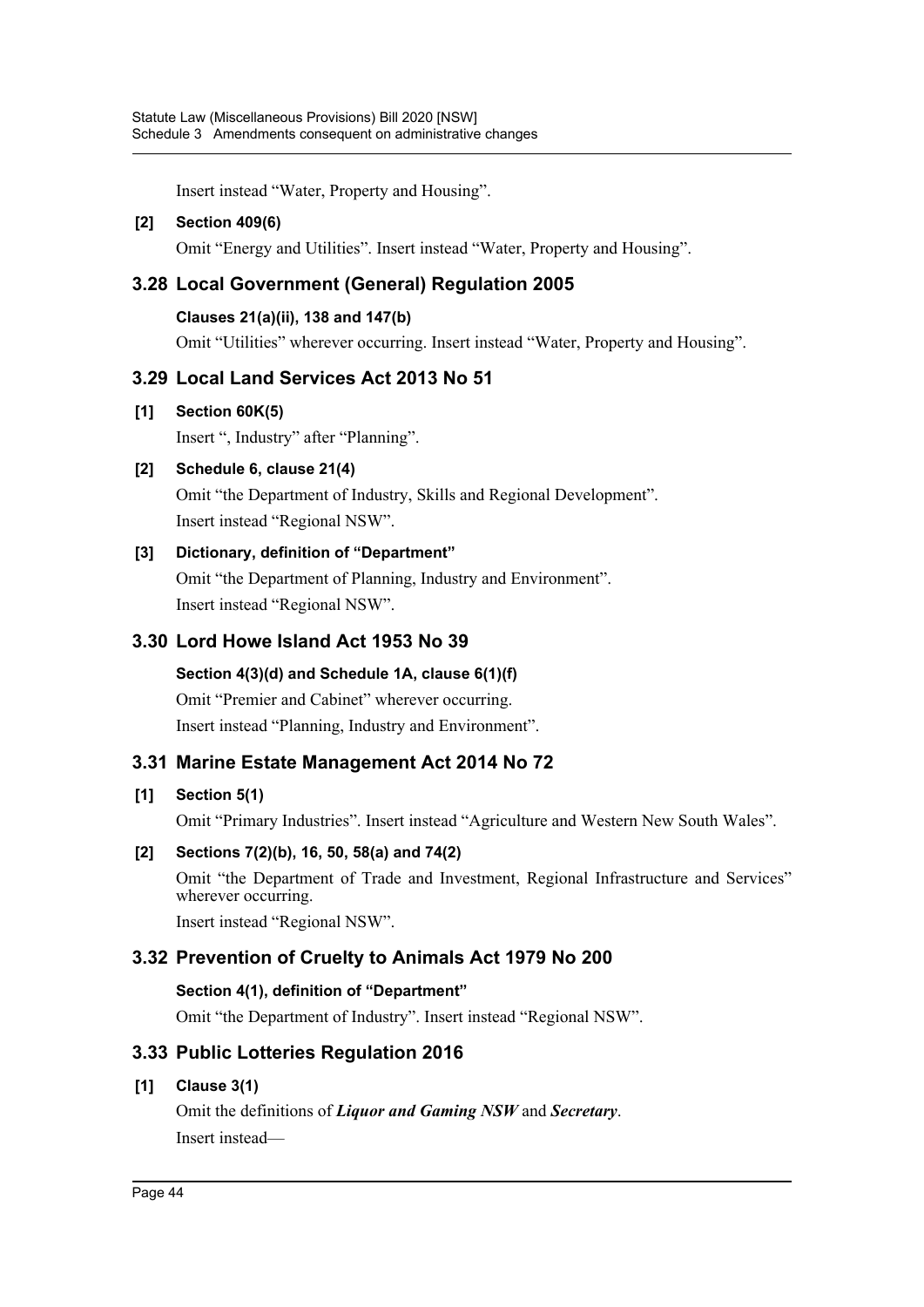Insert instead “Water, Property and Housing”.

**[2] Section 409(6)**

Omit “Energy and Utilities”. Insert instead “Water, Property and Housing”.

## 3.28 Local Government (General) Regulation 2005

**Clauses 21(a)(ii), 138 and 147(b)**

Omit “Utilities” wherever occurring. Insert instead “Water, Property and Housing”.

## 3.29 Local Land Services Act 2013 No 51

**[1] Section 60K(5)**

Insert “, Industry” after “Planning”.

**[2] Schedule 6, clause 21(4)**

Omit “the Department of Industry, Skills and Regional Development”.

Insert instead “Regional NSW”.

**[3] Dictionary, definition of “Department”**

Omit “the Department of Planning, Industry and Environment”.

Insert instead “Regional NSW”.

## 3.30 Lord Howe Island Act 1953 No 39

**Section 4(3)(d) and Schedule 1A, clause 6(1)(f)**

Omit “Premier and Cabinet” wherever occurring.

Insert instead “Planning, Industry and Environment”.

## 3.31 Marine Estate Management Act 2014 No 72

**[1] Section 5(1)**

Omit “Primary Industries”. Insert instead “Agriculture and Western New South Wales”.

**[2] Sections 7(2)(b), 16, 50, 58(a) and 74(2)**

Omit “the Department of Trade and Investment, Regional Infrastructure and Services” wherever occurring.

Insert instead “Regional NSW”.

## 3.32 Prevention of Cruelty to Animals Act 1979 No 200

**Section 4(1), definition of “Department”**

Omit “the Department of Industry”. Insert instead “Regional NSW”.

## 3.33 Public Lotteries Regulation 2016

**[1] Clause 3(1)**

Omit the definitions of ***Liquor and Gaming NSW*** and ***Secretary***.

Insert instead—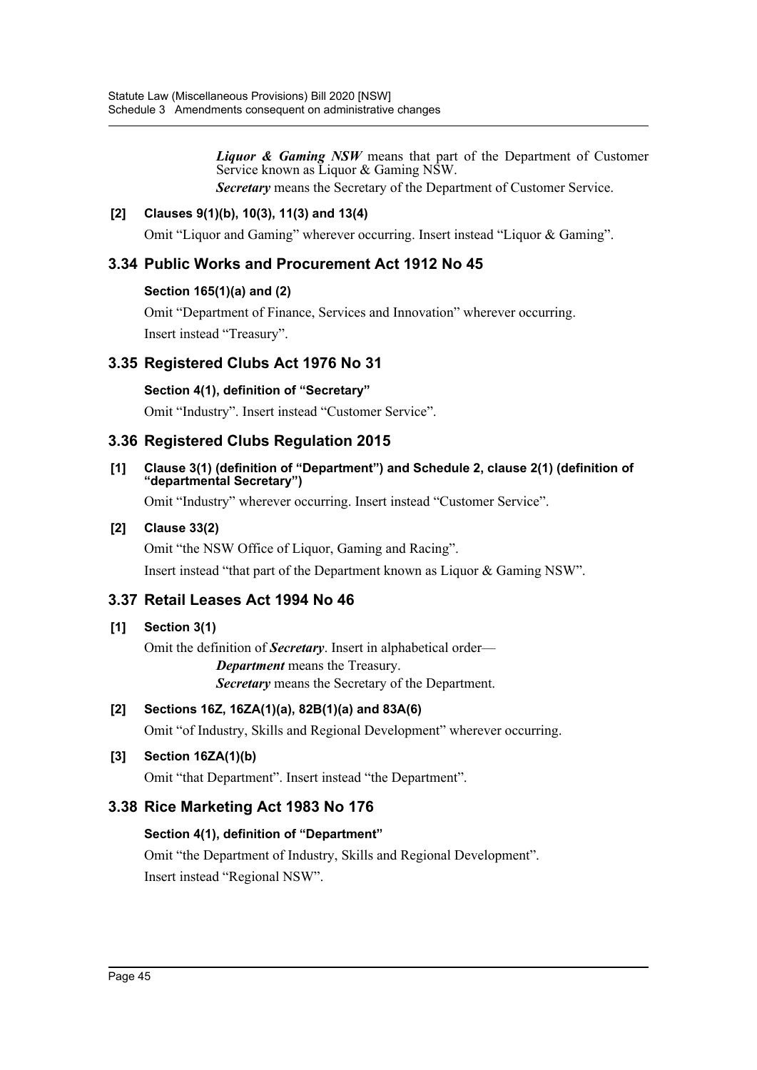***Liquor & Gaming NSW*** means that part of the Department of Customer Service known as Liquor & Gaming NSW.

***Secretary*** means the Secretary of the Department of Customer Service.

**[2] Clauses 9(1)(b), 10(3), 11(3) and 13(4)**

Omit "Liquor and Gaming" wherever occurring. Insert instead "Liquor & Gaming".

## 3.34 Public Works and Procurement Act 1912 No 45

**Section 165(1)(a) and (2)**

Omit "Department of Finance, Services and Innovation" wherever occurring.

Insert instead "Treasury".

## 3.35 Registered Clubs Act 1976 No 31

**Section 4(1), definition of "Secretary"**

Omit "Industry". Insert instead "Customer Service".

## 3.36 Registered Clubs Regulation 2015

**[1] Clause 3(1) (definition of "Department") and Schedule 2, clause 2(1) (definition of "departmental Secretary")**

Omit "Industry" wherever occurring. Insert instead "Customer Service".

**[2] Clause 33(2)**

Omit "the NSW Office of Liquor, Gaming and Racing".

Insert instead "that part of the Department known as Liquor & Gaming NSW".

## 3.37 Retail Leases Act 1994 No 46

**[1] Section 3(1)**

Omit the definition of ***Secretary***. Insert in alphabetical order—

***Department*** means the Treasury.

***Secretary*** means the Secretary of the Department.

**[2] Sections 16Z, 16ZA(1)(a), 82B(1)(a) and 83A(6)**

Omit "of Industry, Skills and Regional Development" wherever occurring.

**[3] Section 16ZA(1)(b)**

Omit "that Department". Insert instead "the Department".

## 3.38 Rice Marketing Act 1983 No 176

**Section 4(1), definition of "Department"**

Omit "the Department of Industry, Skills and Regional Development".

Insert instead "Regional NSW".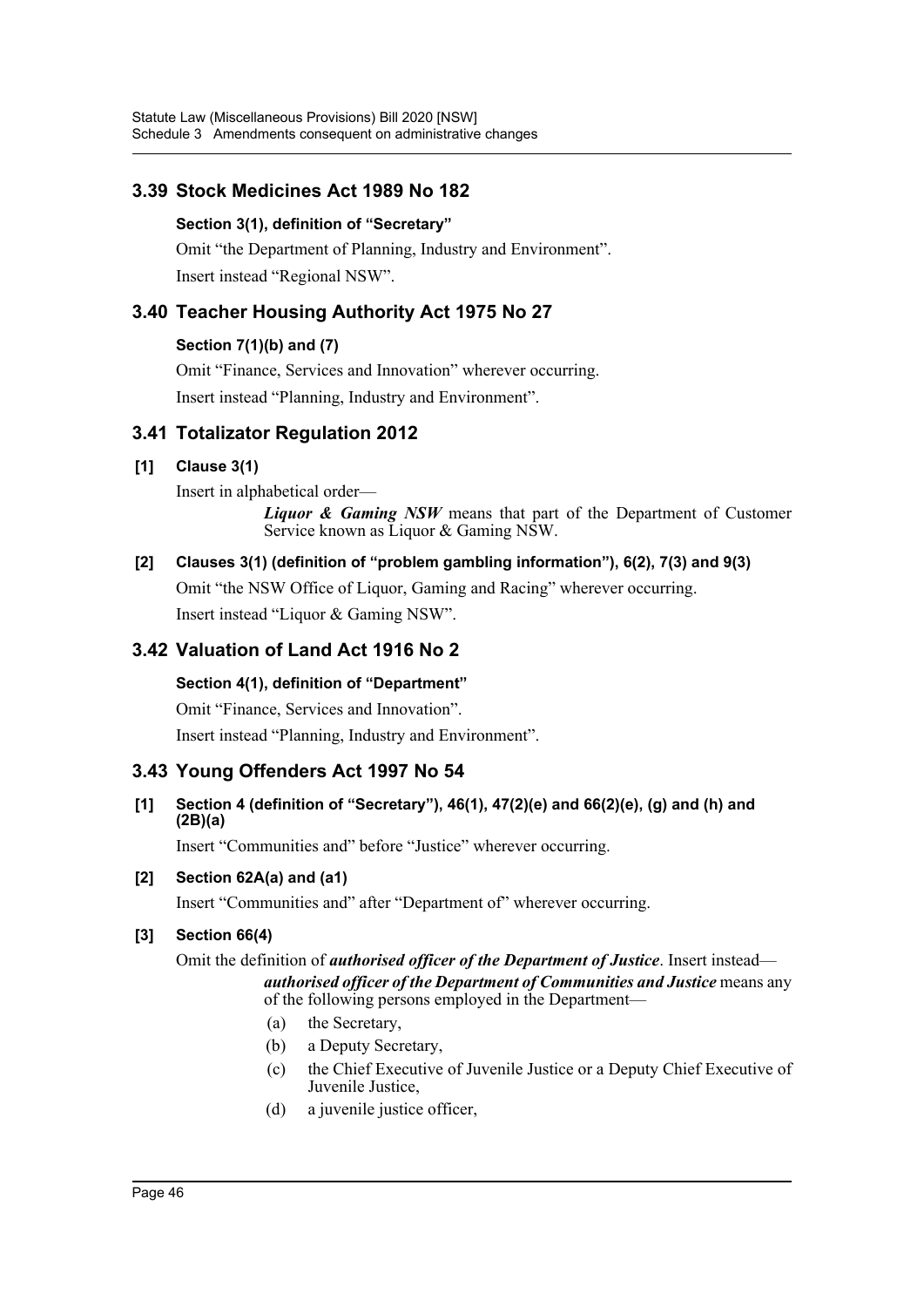## 3.39 Stock Medicines Act 1989 No 182

**Section 3(1), definition of "Secretary"**

Omit "the Department of Planning, Industry and Environment".

Insert instead "Regional NSW".

## 3.40 Teacher Housing Authority Act 1975 No 27

**Section 7(1)(b) and (7)**

Omit "Finance, Services and Innovation" wherever occurring.

Insert instead "Planning, Industry and Environment".

## 3.41 Totalizator Regulation 2012

**[1] Clause 3(1)**

Insert in alphabetical order—

> ***Liquor & Gaming NSW*** means that part of the Department of Customer Service known as Liquor & Gaming NSW.

**[2] Clauses 3(1) (definition of "problem gambling information"), 6(2), 7(3) and 9(3)**

Omit "the NSW Office of Liquor, Gaming and Racing" wherever occurring.

Insert instead "Liquor & Gaming NSW".

## 3.42 Valuation of Land Act 1916 No 2

**Section 4(1), definition of "Department"**

Omit "Finance, Services and Innovation".

Insert instead "Planning, Industry and Environment".

## 3.43 Young Offenders Act 1997 No 54

**[1] Section 4 (definition of "Secretary"), 46(1), 47(2)(e) and 66(2)(e), (g) and (h) and (2B)(a)**

Insert "Communities and" before "Justice" wherever occurring.

**[2] Section 62A(a) and (a1)**

Insert "Communities and" after "Department of" wherever occurring.

**[3] Section 66(4)**

Omit the definition of ***authorised officer of the Department of Justice***. Insert instead—

> ***authorised officer of the Department of Communities and Justice*** means any of the following persons employed in the Department—
>
> (a) the Secretary,
>
> (b) a Deputy Secretary,
>
> (c) the Chief Executive of Juvenile Justice or a Deputy Chief Executive of Juvenile Justice,
>
> (d) a juvenile justice officer,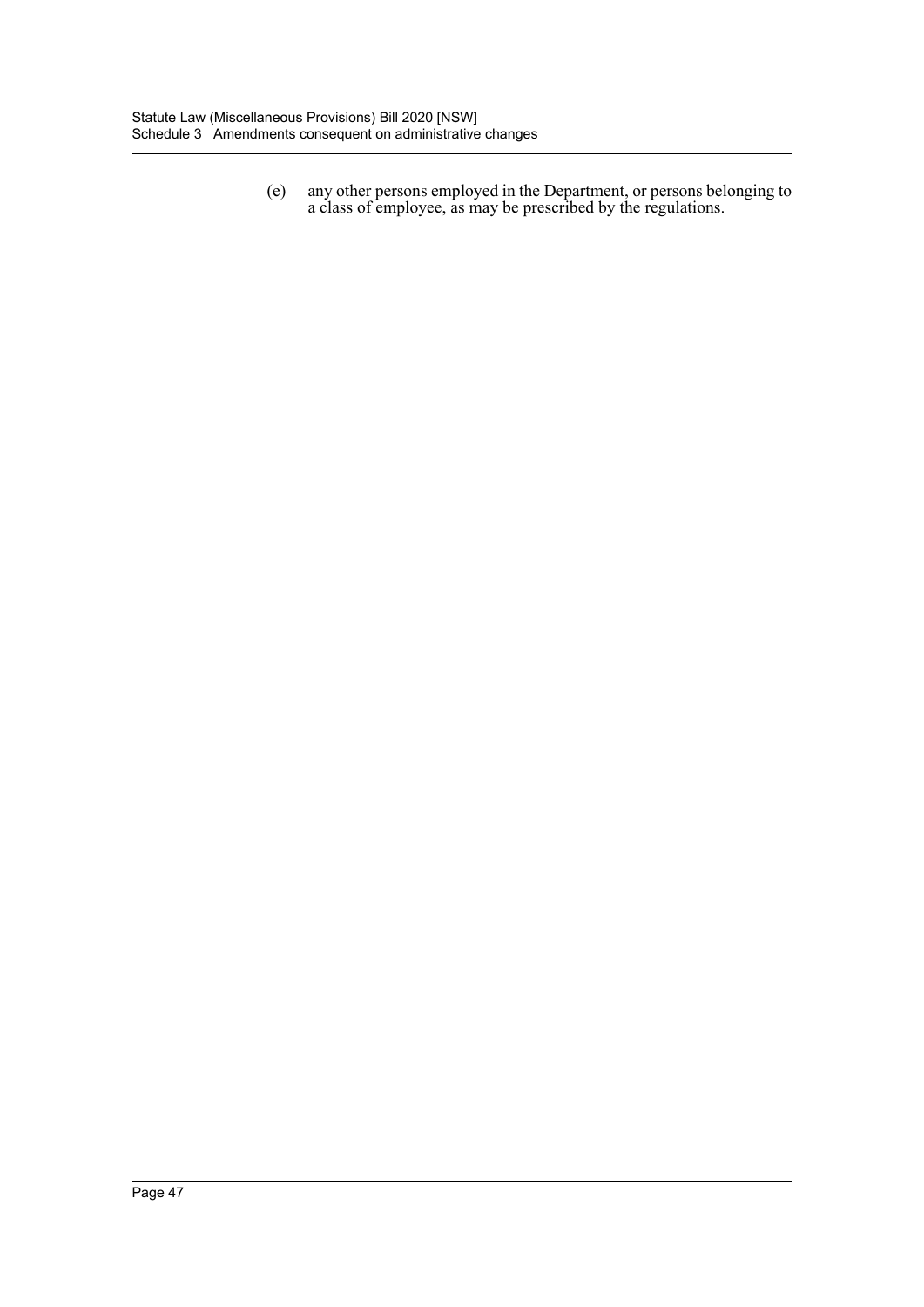(e) any other persons employed in the Department, or persons belonging to a class of employee, as may be prescribed by the regulations.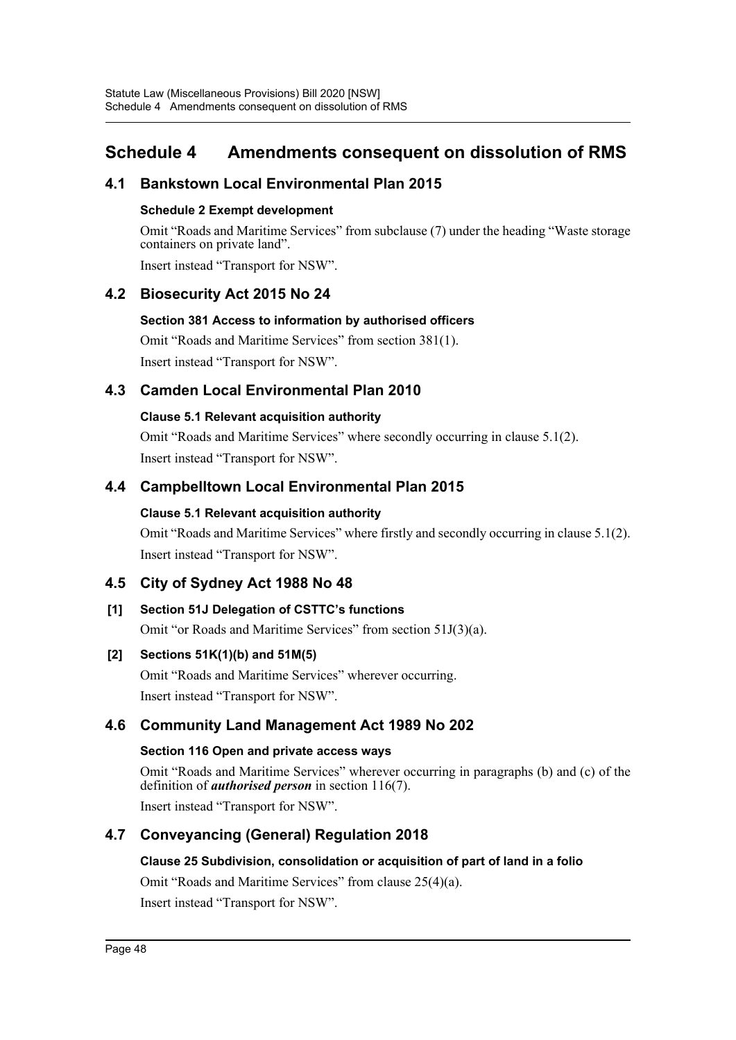# Schedule 4 Amendments consequent on dissolution of RMS

## 4.1 Bankstown Local Environmental Plan 2015

#### Schedule 2 Exempt development

Omit "Roads and Maritime Services" from subclause (7) under the heading "Waste storage containers on private land".

Insert instead "Transport for NSW".

## 4.2 Biosecurity Act 2015 No 24

#### Section 381 Access to information by authorised officers

Omit "Roads and Maritime Services" from section 381(1).

Insert instead "Transport for NSW".

## 4.3 Camden Local Environmental Plan 2010

#### Clause 5.1 Relevant acquisition authority

Omit "Roads and Maritime Services" where secondly occurring in clause 5.1(2).

Insert instead "Transport for NSW".

## 4.4 Campbelltown Local Environmental Plan 2015

#### Clause 5.1 Relevant acquisition authority

Omit "Roads and Maritime Services" where firstly and secondly occurring in clause 5.1(2).

Insert instead "Transport for NSW".

## 4.5 City of Sydney Act 1988 No 48

#### [1] Section 51J Delegation of CSTTC's functions

Omit "or Roads and Maritime Services" from section 51J(3)(a).

#### [2] Sections 51K(1)(b) and 51M(5)

Omit "Roads and Maritime Services" wherever occurring.

Insert instead "Transport for NSW".

## 4.6 Community Land Management Act 1989 No 202

#### Section 116 Open and private access ways

Omit "Roads and Maritime Services" wherever occurring in paragraphs (b) and (c) of the definition of ***authorised person*** in section 116(7).

Insert instead "Transport for NSW".

## 4.7 Conveyancing (General) Regulation 2018

#### Clause 25 Subdivision, consolidation or acquisition of part of land in a folio

Omit "Roads and Maritime Services" from clause 25(4)(a).

Insert instead "Transport for NSW".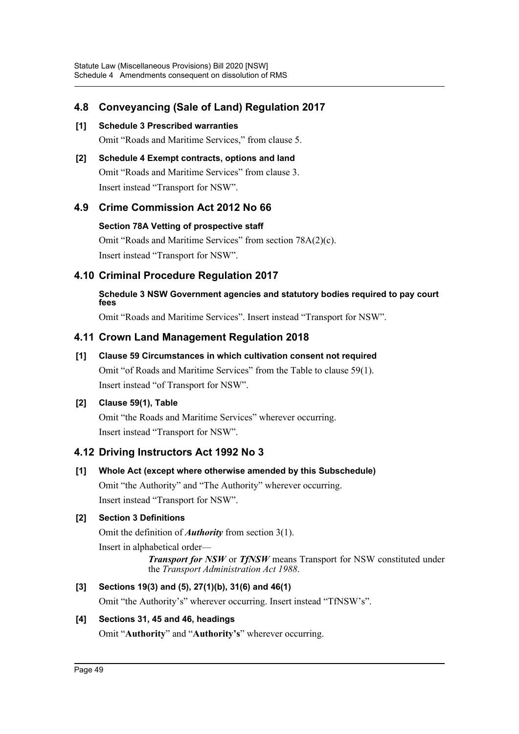## 4.8 Conveyancing (Sale of Land) Regulation 2017

**[1] Schedule 3 Prescribed warranties**

Omit "Roads and Maritime Services," from clause 5.

**[2] Schedule 4 Exempt contracts, options and land**

Omit "Roads and Maritime Services" from clause 3.

Insert instead "Transport for NSW".

## 4.9 Crime Commission Act 2012 No 66

**Section 78A Vetting of prospective staff**

Omit "Roads and Maritime Services" from section 78A(2)(c).

Insert instead "Transport for NSW".

## 4.10 Criminal Procedure Regulation 2017

**Schedule 3 NSW Government agencies and statutory bodies required to pay court fees**

Omit "Roads and Maritime Services". Insert instead "Transport for NSW".

## 4.11 Crown Land Management Regulation 2018

**[1] Clause 59 Circumstances in which cultivation consent not required**

Omit "of Roads and Maritime Services" from the Table to clause 59(1).

Insert instead "of Transport for NSW".

**[2] Clause 59(1), Table**

Omit "the Roads and Maritime Services" wherever occurring.

Insert instead "Transport for NSW".

## 4.12 Driving Instructors Act 1992 No 3

**[1] Whole Act (except where otherwise amended by this Subschedule)**

Omit "the Authority" and "The Authority" wherever occurring.

Insert instead "Transport for NSW".

**[2] Section 3 Definitions**

Omit the definition of ***Authority*** from section 3(1).

Insert in alphabetical order—

> ***Transport for NSW*** or ***TfNSW*** means Transport for NSW constituted under the *Transport Administration Act 1988*.

**[3] Sections 19(3) and (5), 27(1)(b), 31(6) and 46(1)**

Omit "the Authority's" wherever occurring. Insert instead "TfNSW's".

**[4] Sections 31, 45 and 46, headings**

Omit "**Authority**" and "**Authority's**" wherever occurring.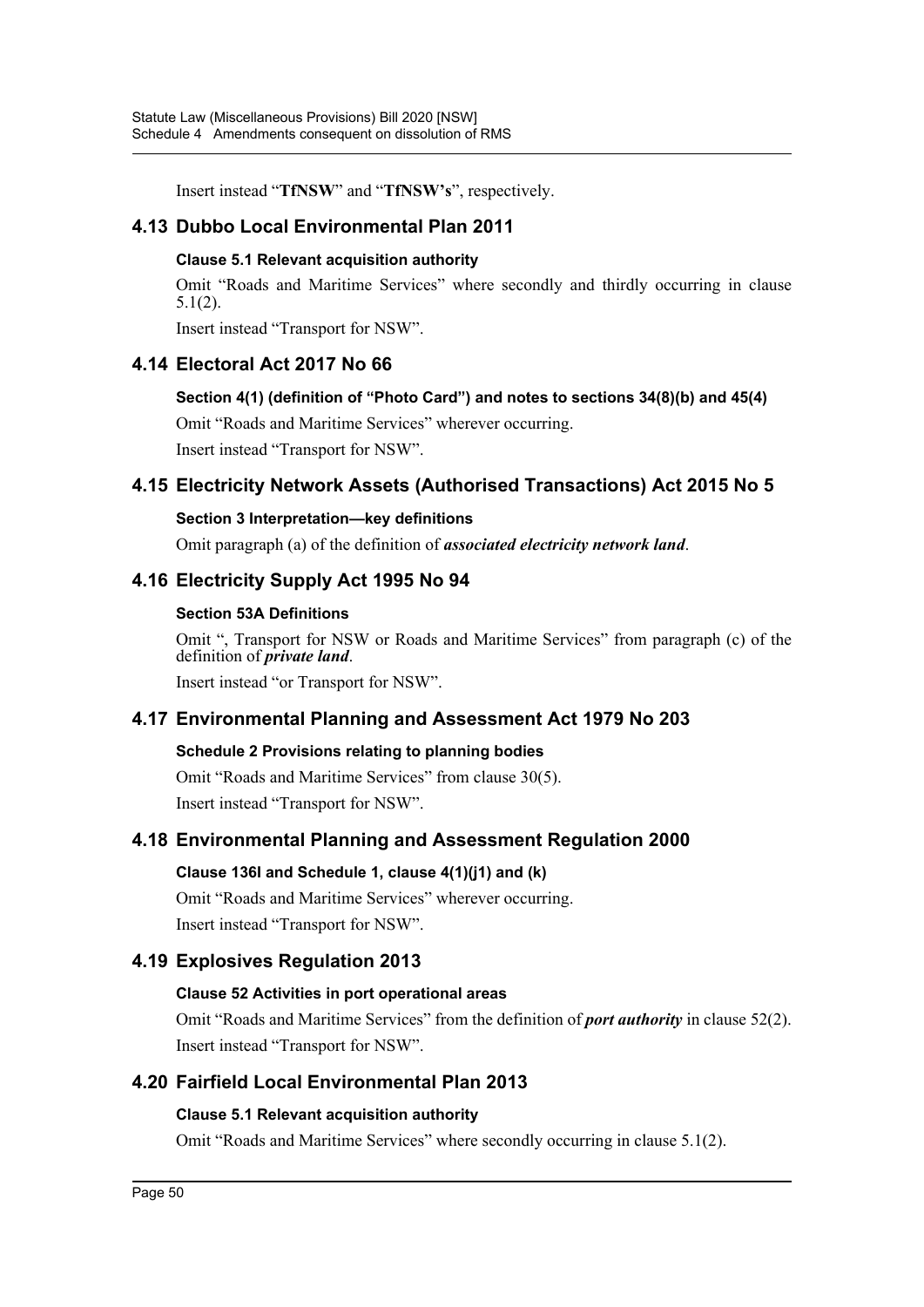Insert instead "**TfNSW**" and "**TfNSW's**", respectively.

## 4.13 Dubbo Local Environmental Plan 2011

### Clause 5.1 Relevant acquisition authority

Omit "Roads and Maritime Services" where secondly and thirdly occurring in clause 5.1(2).

Insert instead "Transport for NSW".

## 4.14 Electoral Act 2017 No 66

### Section 4(1) (definition of "Photo Card") and notes to sections 34(8)(b) and 45(4)

Omit "Roads and Maritime Services" wherever occurring.

Insert instead "Transport for NSW".

## 4.15 Electricity Network Assets (Authorised Transactions) Act 2015 No 5

### Section 3 Interpretation—key definitions

Omit paragraph (a) of the definition of ***associated electricity network land***.

## 4.16 Electricity Supply Act 1995 No 94

### Section 53A Definitions

Omit ", Transport for NSW or Roads and Maritime Services" from paragraph (c) of the definition of ***private land***.

Insert instead "or Transport for NSW".

## 4.17 Environmental Planning and Assessment Act 1979 No 203

### Schedule 2 Provisions relating to planning bodies

Omit "Roads and Maritime Services" from clause 30(5).

Insert instead "Transport for NSW".

## 4.18 Environmental Planning and Assessment Regulation 2000

### Clause 136I and Schedule 1, clause 4(1)(j1) and (k)

Omit "Roads and Maritime Services" wherever occurring.

Insert instead "Transport for NSW".

## 4.19 Explosives Regulation 2013

### Clause 52 Activities in port operational areas

Omit "Roads and Maritime Services" from the definition of ***port authority*** in clause 52(2).

Insert instead "Transport for NSW".

## 4.20 Fairfield Local Environmental Plan 2013

### Clause 5.1 Relevant acquisition authority

Omit "Roads and Maritime Services" where secondly occurring in clause 5.1(2).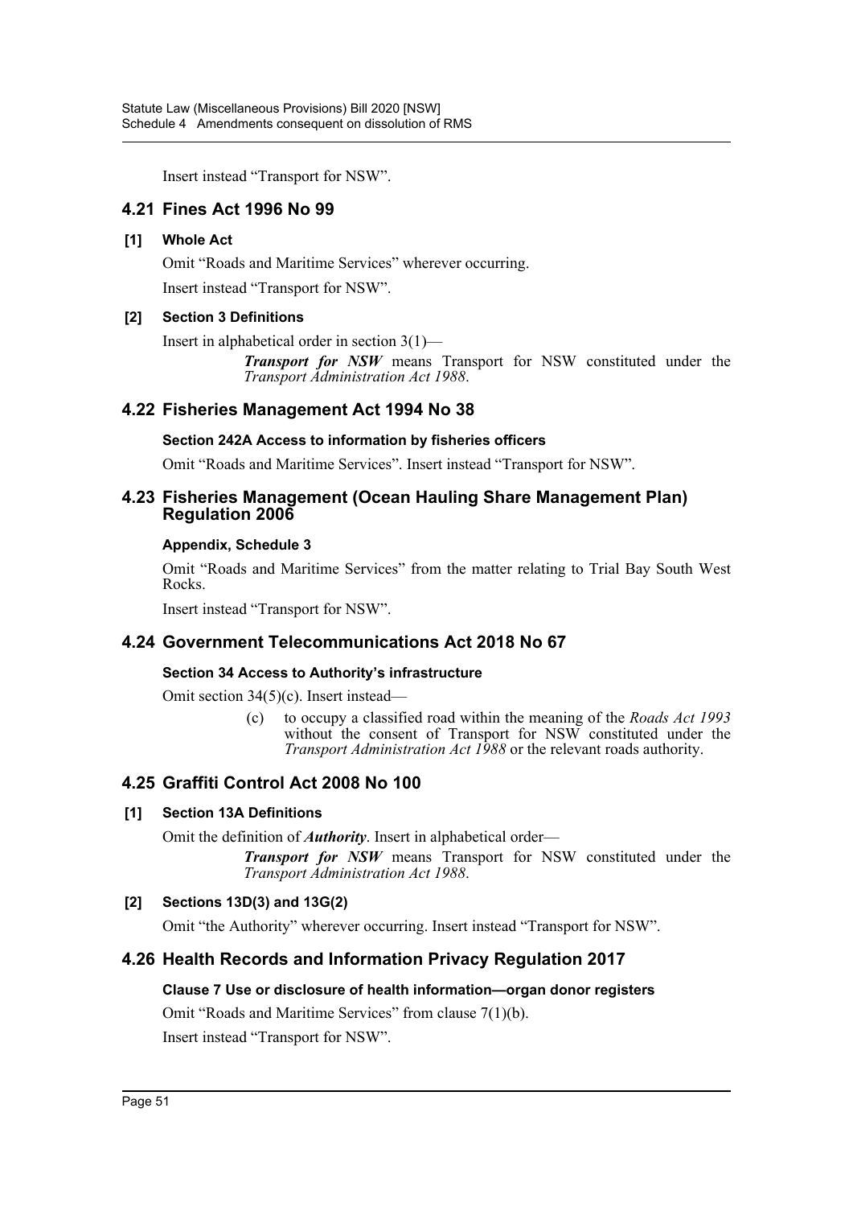Insert instead "Transport for NSW".

## 4.21 Fines Act 1996 No 99

### [1] Whole Act

Omit "Roads and Maritime Services" wherever occurring.

Insert instead "Transport for NSW".

### [2] Section 3 Definitions

Insert in alphabetical order in section 3(1)—

> ***Transport for NSW*** means Transport for NSW constituted under the *Transport Administration Act 1988*.

## 4.22 Fisheries Management Act 1994 No 38

### Section 242A Access to information by fisheries officers

Omit "Roads and Maritime Services". Insert instead "Transport for NSW".

## 4.23 Fisheries Management (Ocean Hauling Share Management Plan) Regulation 2006

### Appendix, Schedule 3

Omit "Roads and Maritime Services" from the matter relating to Trial Bay South West Rocks.

Insert instead "Transport for NSW".

## 4.24 Government Telecommunications Act 2018 No 67

### Section 34 Access to Authority's infrastructure

Omit section 34(5)(c). Insert instead—

> (c) to occupy a classified road within the meaning of the *Roads Act 1993* without the consent of Transport for NSW constituted under the *Transport Administration Act 1988* or the relevant roads authority.

## 4.25 Graffiti Control Act 2008 No 100

### [1] Section 13A Definitions

Omit the definition of ***Authority***. Insert in alphabetical order—

> ***Transport for NSW*** means Transport for NSW constituted under the *Transport Administration Act 1988*.

### [2] Sections 13D(3) and 13G(2)

Omit "the Authority" wherever occurring. Insert instead "Transport for NSW".

## 4.26 Health Records and Information Privacy Regulation 2017

### Clause 7 Use or disclosure of health information—organ donor registers

Omit "Roads and Maritime Services" from clause 7(1)(b).

Insert instead "Transport for NSW".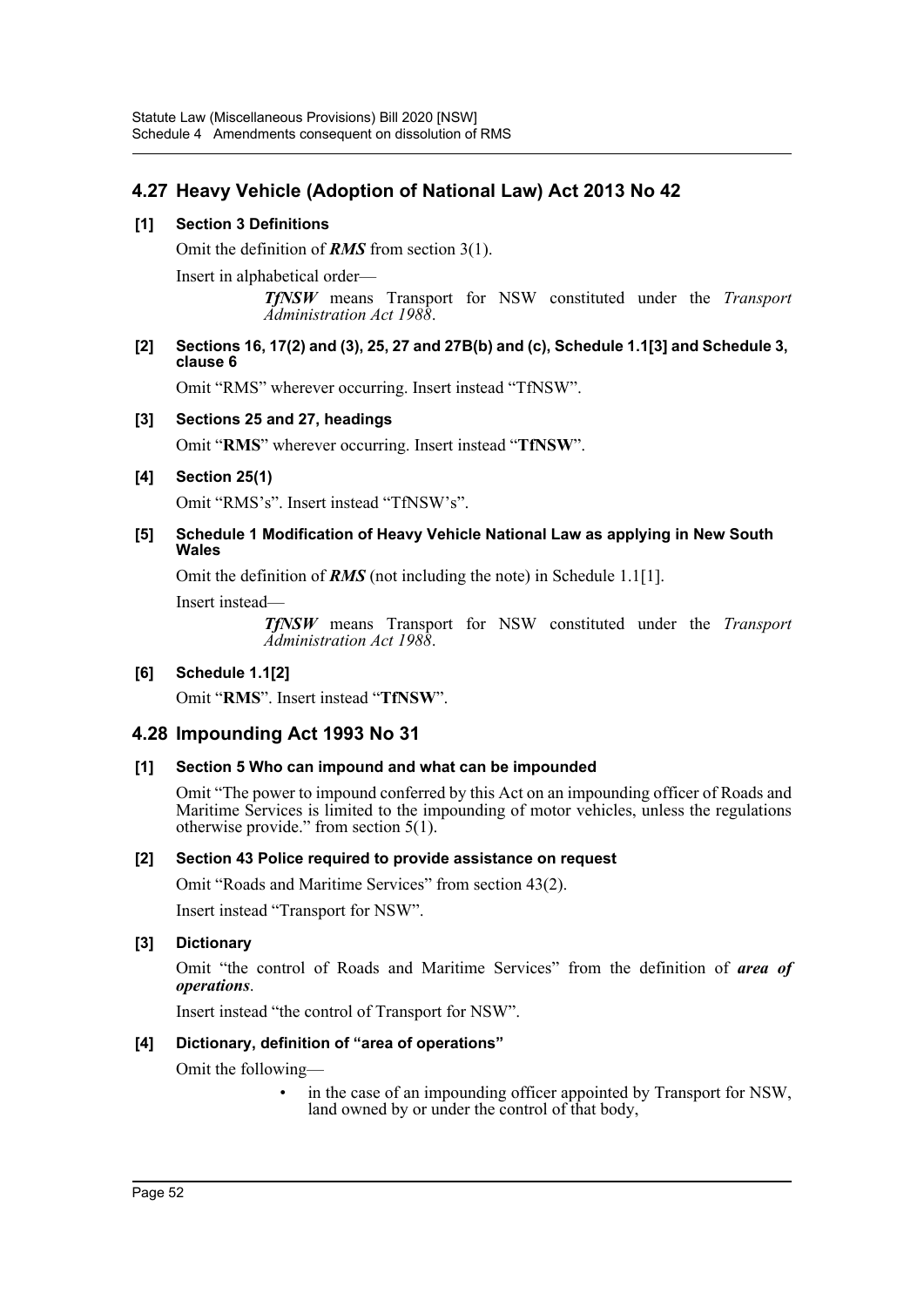## 4.27 Heavy Vehicle (Adoption of National Law) Act 2013 No 42

### [1] Section 3 Definitions

Omit the definition of ***RMS*** from section 3(1).

Insert in alphabetical order—

> ***TfNSW*** means Transport for NSW constituted under the *Transport Administration Act 1988*.

### [2] Sections 16, 17(2) and (3), 25, 27 and 27B(b) and (c), Schedule 1.1[3] and Schedule 3, clause 6

Omit "RMS" wherever occurring. Insert instead "TfNSW".

### [3] Sections 25 and 27, headings

Omit "**RMS**" wherever occurring. Insert instead "**TfNSW**".

### [4] Section 25(1)

Omit "RMS's". Insert instead "TfNSW's".

### [5] Schedule 1 Modification of Heavy Vehicle National Law as applying in New South Wales

Omit the definition of ***RMS*** (not including the note) in Schedule 1.1[1].

Insert instead—

> ***TfNSW*** means Transport for NSW constituted under the *Transport Administration Act 1988*.

### [6] Schedule 1.1[2]

Omit "**RMS**". Insert instead "**TfNSW**".

## 4.28 Impounding Act 1993 No 31

### [1] Section 5 Who can impound and what can be impounded

Omit "The power to impound conferred by this Act on an impounding officer of Roads and Maritime Services is limited to the impounding of motor vehicles, unless the regulations otherwise provide." from section 5(1).

### [2] Section 43 Police required to provide assistance on request

Omit "Roads and Maritime Services" from section 43(2).

Insert instead "Transport for NSW".

### [3] Dictionary

Omit "the control of Roads and Maritime Services" from the definition of ***area of operations***.

Insert instead "the control of Transport for NSW".

### [4] Dictionary, definition of "area of operations"

Omit the following—

> - in the case of an impounding officer appointed by Transport for NSW, land owned by or under the control of that body,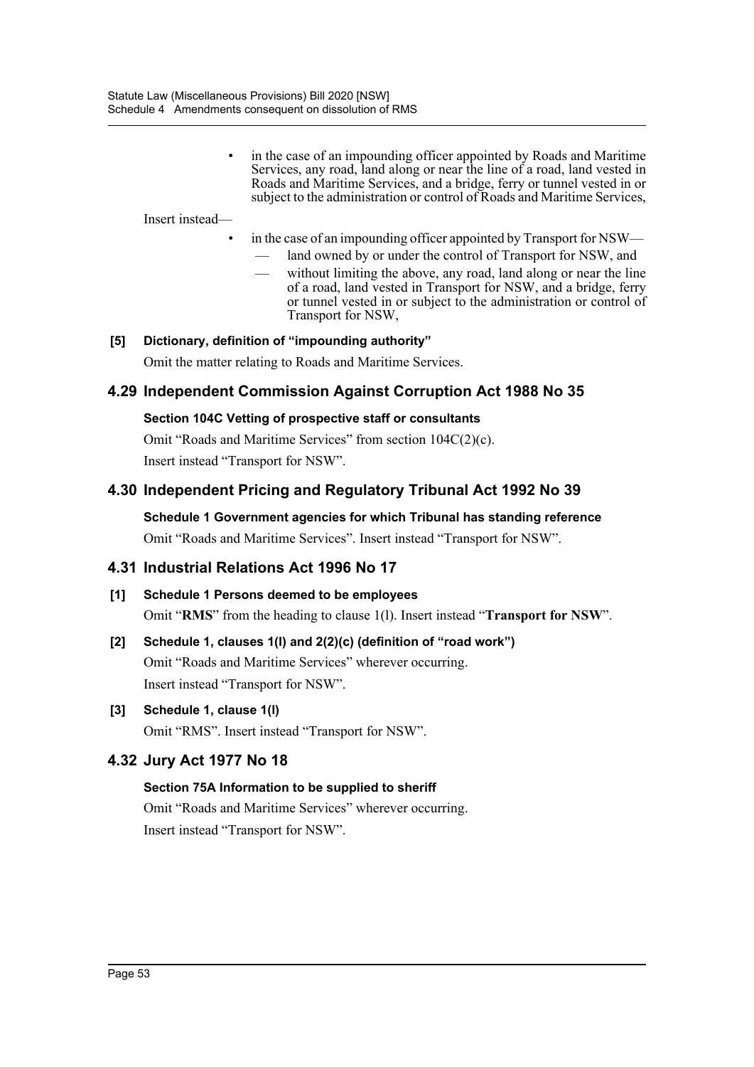- in the case of an impounding officer appointed by Roads and Maritime Services, any road, land along or near the line of a road, land vested in Roads and Maritime Services, and a bridge, ferry or tunnel vested in or subject to the administration or control of Roads and Maritime Services,

Insert instead—

- in the case of an impounding officer appointed by Transport for NSW—
  - — land owned by or under the control of Transport for NSW, and
  - — without limiting the above, any road, land along or near the line of a road, land vested in Transport for NSW, and a bridge, ferry or tunnel vested in or subject to the administration or control of Transport for NSW,

#### [5] Dictionary, definition of "impounding authority"

Omit the matter relating to Roads and Maritime Services.

## 4.29 Independent Commission Against Corruption Act 1988 No 35

#### Section 104C Vetting of prospective staff or consultants

Omit "Roads and Maritime Services" from section 104C(2)(c).

Insert instead "Transport for NSW".

## 4.30 Independent Pricing and Regulatory Tribunal Act 1992 No 39

#### Schedule 1 Government agencies for which Tribunal has standing reference

Omit "Roads and Maritime Services". Insert instead "Transport for NSW".

## 4.31 Industrial Relations Act 1996 No 17

#### [1] Schedule 1 Persons deemed to be employees

Omit "**RMS**" from the heading to clause 1(l). Insert instead "**Transport for NSW**".

#### [2] Schedule 1, clauses 1(l) and 2(2)(c) (definition of "road work")

Omit "Roads and Maritime Services" wherever occurring.

Insert instead "Transport for NSW".

#### [3] Schedule 1, clause 1(l)

Omit "RMS". Insert instead "Transport for NSW".

## 4.32 Jury Act 1977 No 18

#### Section 75A Information to be supplied to sheriff

Omit "Roads and Maritime Services" wherever occurring.

Insert instead "Transport for NSW".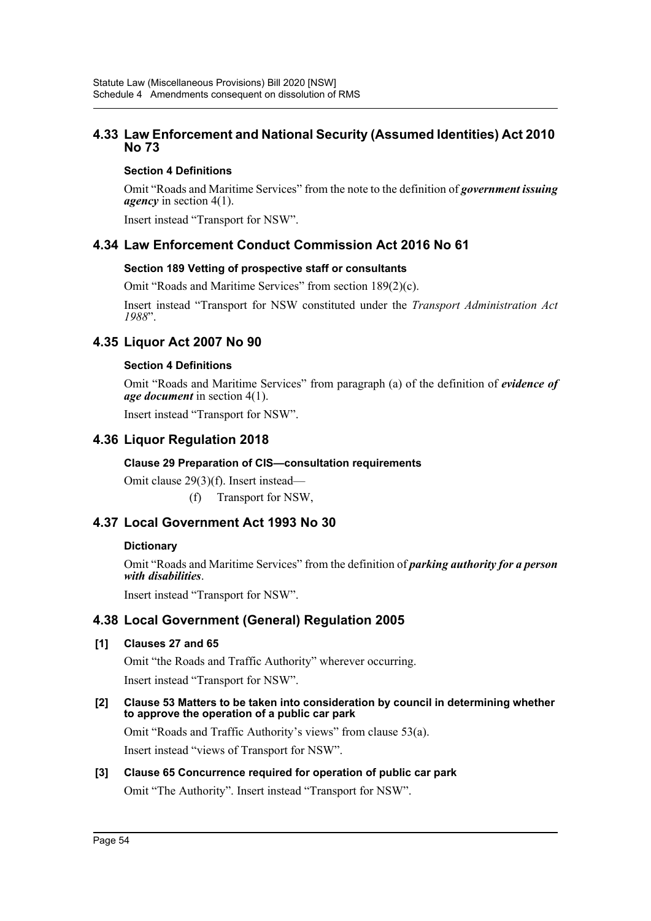## 4.33 Law Enforcement and National Security (Assumed Identities) Act 2010 No 73

### Section 4 Definitions

Omit "Roads and Maritime Services" from the note to the definition of ***government issuing agency*** in section 4(1).

Insert instead "Transport for NSW".

## 4.34 Law Enforcement Conduct Commission Act 2016 No 61

### Section 189 Vetting of prospective staff or consultants

Omit "Roads and Maritime Services" from section 189(2)(c).

Insert instead "Transport for NSW constituted under the *Transport Administration Act 1988*".

## 4.35 Liquor Act 2007 No 90

### Section 4 Definitions

Omit "Roads and Maritime Services" from paragraph (a) of the definition of ***evidence of age document*** in section 4(1).

Insert instead "Transport for NSW".

## 4.36 Liquor Regulation 2018

### Clause 29 Preparation of CIS—consultation requirements

Omit clause 29(3)(f). Insert instead—

(f) Transport for NSW,

## 4.37 Local Government Act 1993 No 30

### Dictionary

Omit "Roads and Maritime Services" from the definition of ***parking authority for a person with disabilities***.

Insert instead "Transport for NSW".

## 4.38 Local Government (General) Regulation 2005

### [1] Clauses 27 and 65

Omit "the Roads and Traffic Authority" wherever occurring.

Insert instead "Transport for NSW".

### [2] Clause 53 Matters to be taken into consideration by council in determining whether to approve the operation of a public car park

Omit "Roads and Traffic Authority's views" from clause 53(a).

Insert instead "views of Transport for NSW".

### [3] Clause 65 Concurrence required for operation of public car park

Omit "The Authority". Insert instead "Transport for NSW".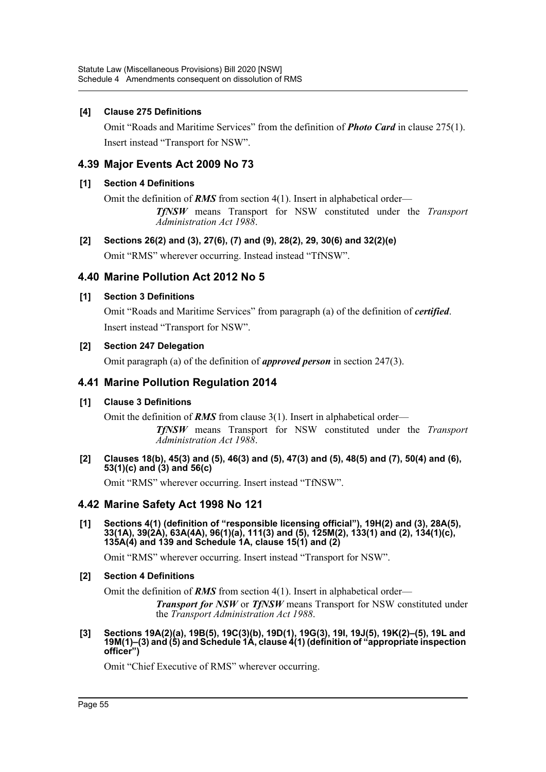**[4] Clause 275 Definitions**

Omit "Roads and Maritime Services" from the definition of ***Photo Card*** in clause 275(1). Insert instead "Transport for NSW".

## 4.39 Major Events Act 2009 No 73

**[1] Section 4 Definitions**

Omit the definition of ***RMS*** from section 4(1). Insert in alphabetical order—

> ***TfNSW*** means Transport for NSW constituted under the *Transport Administration Act 1988*.

**[2] Sections 26(2) and (3), 27(6), (7) and (9), 28(2), 29, 30(6) and 32(2)(e)**

Omit "RMS" wherever occurring. Instead instead "TfNSW".

## 4.40 Marine Pollution Act 2012 No 5

**[1] Section 3 Definitions**

Omit "Roads and Maritime Services" from paragraph (a) of the definition of ***certified***. Insert instead "Transport for NSW".

**[2] Section 247 Delegation**

Omit paragraph (a) of the definition of ***approved person*** in section 247(3).

## 4.41 Marine Pollution Regulation 2014

**[1] Clause 3 Definitions**

Omit the definition of ***RMS*** from clause 3(1). Insert in alphabetical order—

> ***TfNSW*** means Transport for NSW constituted under the *Transport Administration Act 1988*.

**[2] Clauses 18(b), 45(3) and (5), 46(3) and (5), 47(3) and (5), 48(5) and (7), 50(4) and (6), 53(1)(c) and (3) and 56(c)**

Omit "RMS" wherever occurring. Insert instead "TfNSW".

## 4.42 Marine Safety Act 1998 No 121

**[1] Sections 4(1) (definition of "responsible licensing official"), 19H(2) and (3), 28A(5), 33(1A), 39(2A), 63A(4A), 96(1)(a), 111(3) and (5), 125M(2), 133(1) and (2), 134(1)(c), 135A(4) and 139 and Schedule 1A, clause 15(1) and (2)**

Omit "RMS" wherever occurring. Insert instead "Transport for NSW".

**[2] Section 4 Definitions**

Omit the definition of ***RMS*** from section 4(1). Insert in alphabetical order—

> ***Transport for NSW*** or ***TfNSW*** means Transport for NSW constituted under the *Transport Administration Act 1988*.

**[3] Sections 19A(2)(a), 19B(5), 19C(3)(b), 19D(1), 19G(3), 19I, 19J(5), 19K(2)–(5), 19L and 19M(1)–(3) and (5) and Schedule 1A, clause 4(1) (definition of "appropriate inspection officer")**

Omit "Chief Executive of RMS" wherever occurring.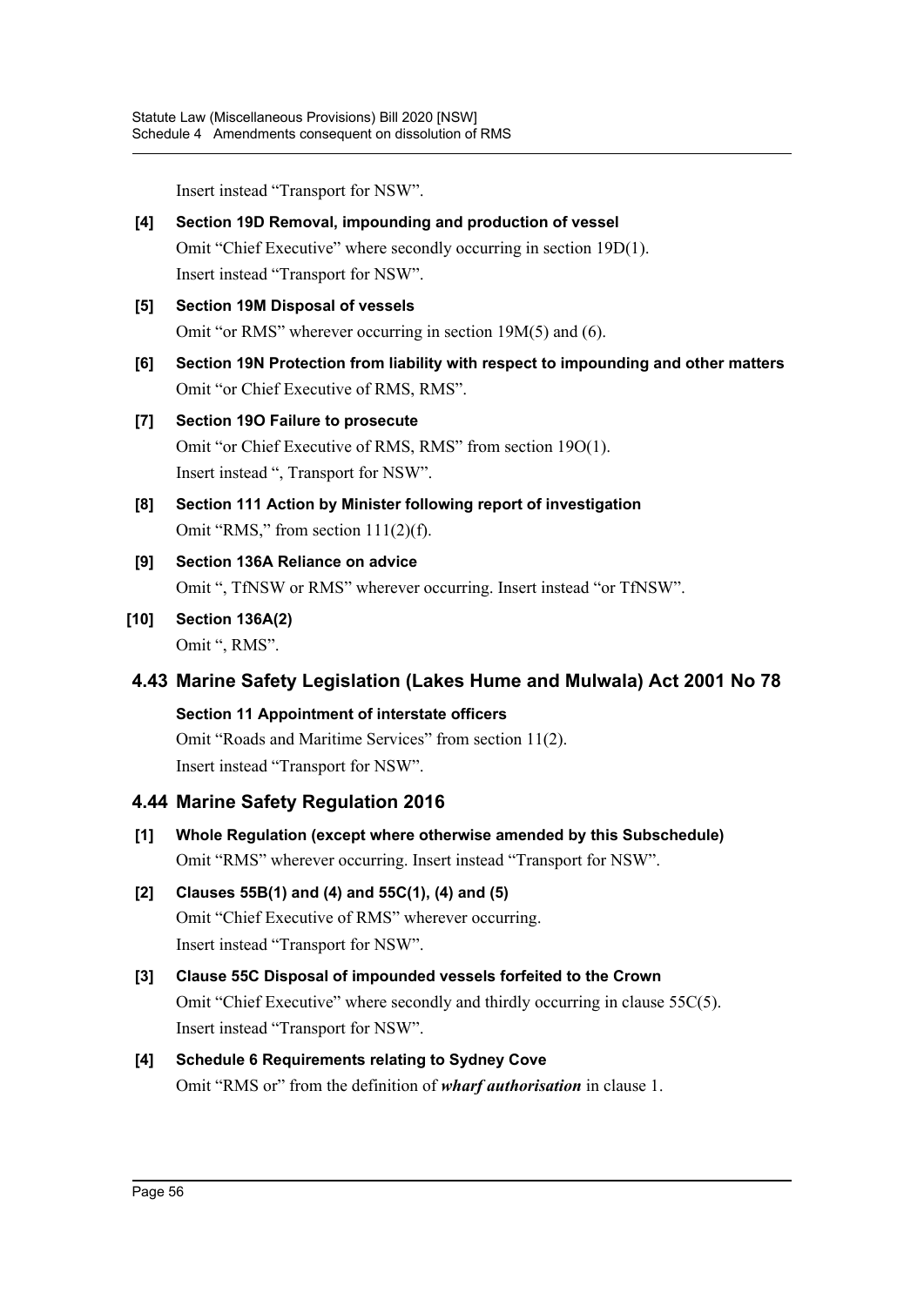Insert instead "Transport for NSW".

**[4] Section 19D Removal, impounding and production of vessel**

Omit "Chief Executive" where secondly occurring in section 19D(1).
Insert instead "Transport for NSW".

**[5] Section 19M Disposal of vessels**

Omit "or RMS" wherever occurring in section 19M(5) and (6).

**[6] Section 19N Protection from liability with respect to impounding and other matters**

Omit "or Chief Executive of RMS, RMS".

**[7] Section 19O Failure to prosecute**

Omit "or Chief Executive of RMS, RMS" from section 19O(1).
Insert instead ", Transport for NSW".

**[8] Section 111 Action by Minister following report of investigation**

Omit "RMS," from section 111(2)(f).

**[9] Section 136A Reliance on advice**

Omit ", TfNSW or RMS" wherever occurring. Insert instead "or TfNSW".

**[10] Section 136A(2)**

Omit ", RMS".

## 4.43 Marine Safety Legislation (Lakes Hume and Mulwala) Act 2001 No 78

**Section 11 Appointment of interstate officers**

Omit "Roads and Maritime Services" from section 11(2).
Insert instead "Transport for NSW".

## 4.44 Marine Safety Regulation 2016

**[1] Whole Regulation (except where otherwise amended by this Subschedule)**

Omit "RMS" wherever occurring. Insert instead "Transport for NSW".

**[2] Clauses 55B(1) and (4) and 55C(1), (4) and (5)**

Omit "Chief Executive of RMS" wherever occurring.
Insert instead "Transport for NSW".

**[3] Clause 55C Disposal of impounded vessels forfeited to the Crown**

Omit "Chief Executive" where secondly and thirdly occurring in clause 55C(5).
Insert instead "Transport for NSW".

**[4] Schedule 6 Requirements relating to Sydney Cove**

Omit "RMS or" from the definition of ***wharf authorisation*** in clause 1.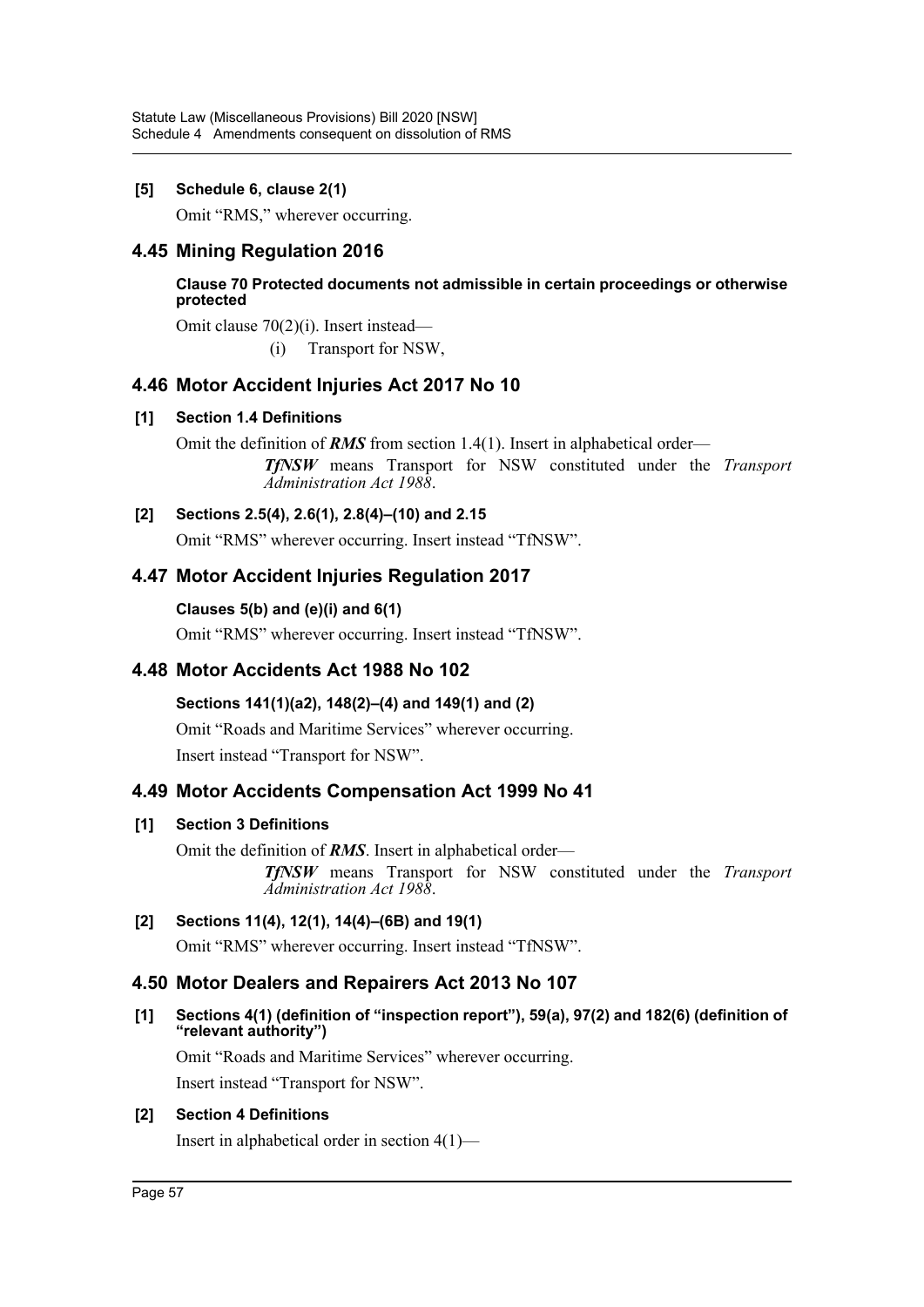**[5] Schedule 6, clause 2(1)**

Omit "RMS," wherever occurring.

## 4.45 Mining Regulation 2016

**Clause 70 Protected documents not admissible in certain proceedings or otherwise protected**

Omit clause 70(2)(i). Insert instead—

(i) Transport for NSW,

## 4.46 Motor Accident Injuries Act 2017 No 10

**[1] Section 1.4 Definitions**

Omit the definition of ***RMS*** from section 1.4(1). Insert in alphabetical order—

***TfNSW*** means Transport for NSW constituted under the *Transport Administration Act 1988*.

**[2] Sections 2.5(4), 2.6(1), 2.8(4)–(10) and 2.15**

Omit "RMS" wherever occurring. Insert instead "TfNSW".

## 4.47 Motor Accident Injuries Regulation 2017

**Clauses 5(b) and (e)(i) and 6(1)**

Omit "RMS" wherever occurring. Insert instead "TfNSW".

## 4.48 Motor Accidents Act 1988 No 102

**Sections 141(1)(a2), 148(2)–(4) and 149(1) and (2)**

Omit "Roads and Maritime Services" wherever occurring.

Insert instead "Transport for NSW".

## 4.49 Motor Accidents Compensation Act 1999 No 41

**[1] Section 3 Definitions**

Omit the definition of ***RMS***. Insert in alphabetical order—

***TfNSW*** means Transport for NSW constituted under the *Transport Administration Act 1988*.

**[2] Sections 11(4), 12(1), 14(4)–(6B) and 19(1)**

Omit "RMS" wherever occurring. Insert instead "TfNSW".

## 4.50 Motor Dealers and Repairers Act 2013 No 107

**[1] Sections 4(1) (definition of "inspection report"), 59(a), 97(2) and 182(6) (definition of "relevant authority")**

Omit "Roads and Maritime Services" wherever occurring.

Insert instead "Transport for NSW".

**[2] Section 4 Definitions**

Insert in alphabetical order in section 4(1)—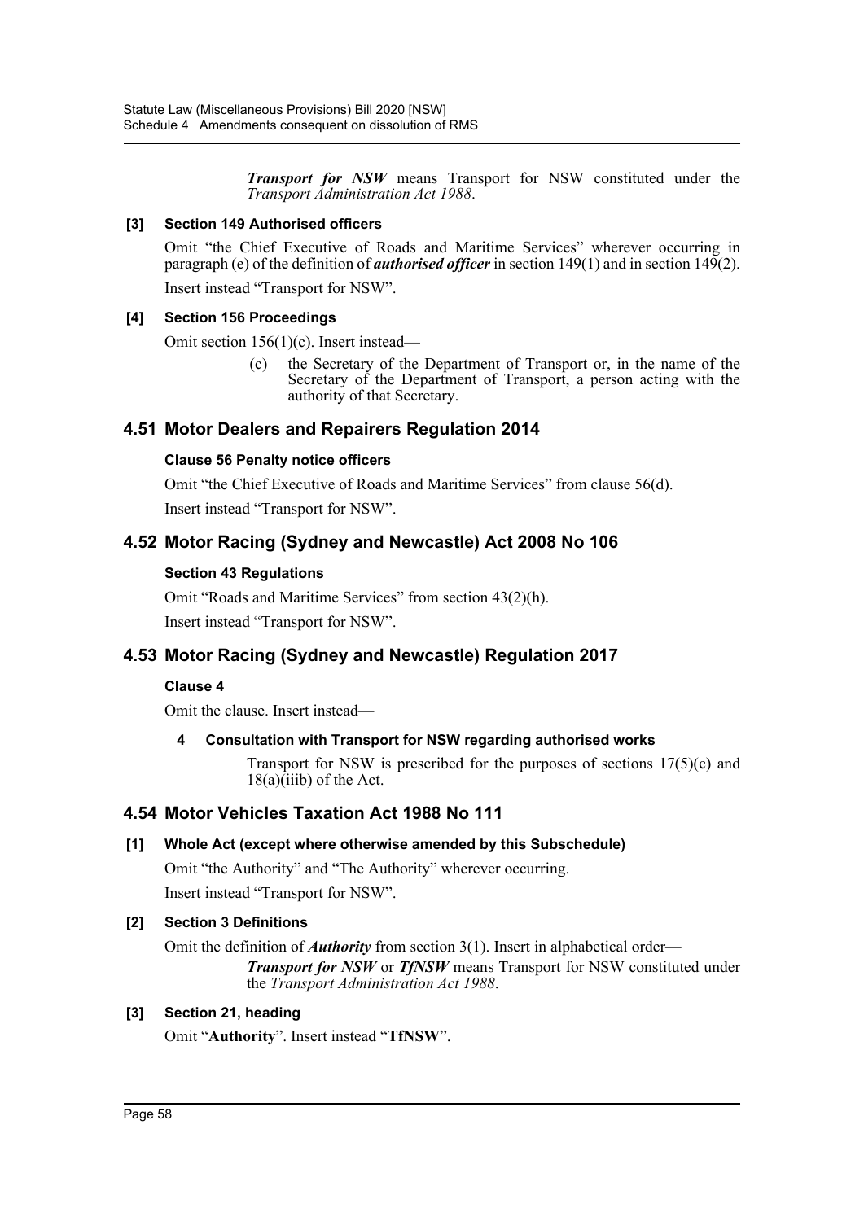***Transport for NSW*** means Transport for NSW constituted under the *Transport Administration Act 1988*.

**[3] Section 149 Authorised officers**

Omit "the Chief Executive of Roads and Maritime Services" wherever occurring in paragraph (e) of the definition of ***authorised officer*** in section 149(1) and in section 149(2).

Insert instead "Transport for NSW".

**[4] Section 156 Proceedings**

Omit section 156(1)(c). Insert instead—

(c) the Secretary of the Department of Transport or, in the name of the Secretary of the Department of Transport, a person acting with the authority of that Secretary.

## 4.51 Motor Dealers and Repairers Regulation 2014

**Clause 56 Penalty notice officers**

Omit "the Chief Executive of Roads and Maritime Services" from clause 56(d).

Insert instead "Transport for NSW".

## 4.52 Motor Racing (Sydney and Newcastle) Act 2008 No 106

**Section 43 Regulations**

Omit "Roads and Maritime Services" from section 43(2)(h).

Insert instead "Transport for NSW".

## 4.53 Motor Racing (Sydney and Newcastle) Regulation 2017

**Clause 4**

Omit the clause. Insert instead—

**4 Consultation with Transport for NSW regarding authorised works**

Transport for NSW is prescribed for the purposes of sections 17(5)(c) and 18(a)(iiib) of the Act.

## 4.54 Motor Vehicles Taxation Act 1988 No 111

**[1] Whole Act (except where otherwise amended by this Subschedule)**

Omit "the Authority" and "The Authority" wherever occurring.

Insert instead "Transport for NSW".

**[2] Section 3 Definitions**

Omit the definition of ***Authority*** from section 3(1). Insert in alphabetical order—

***Transport for NSW*** or ***TfNSW*** means Transport for NSW constituted under the *Transport Administration Act 1988*.

**[3] Section 21, heading**

Omit "**Authority**". Insert instead "**TfNSW**".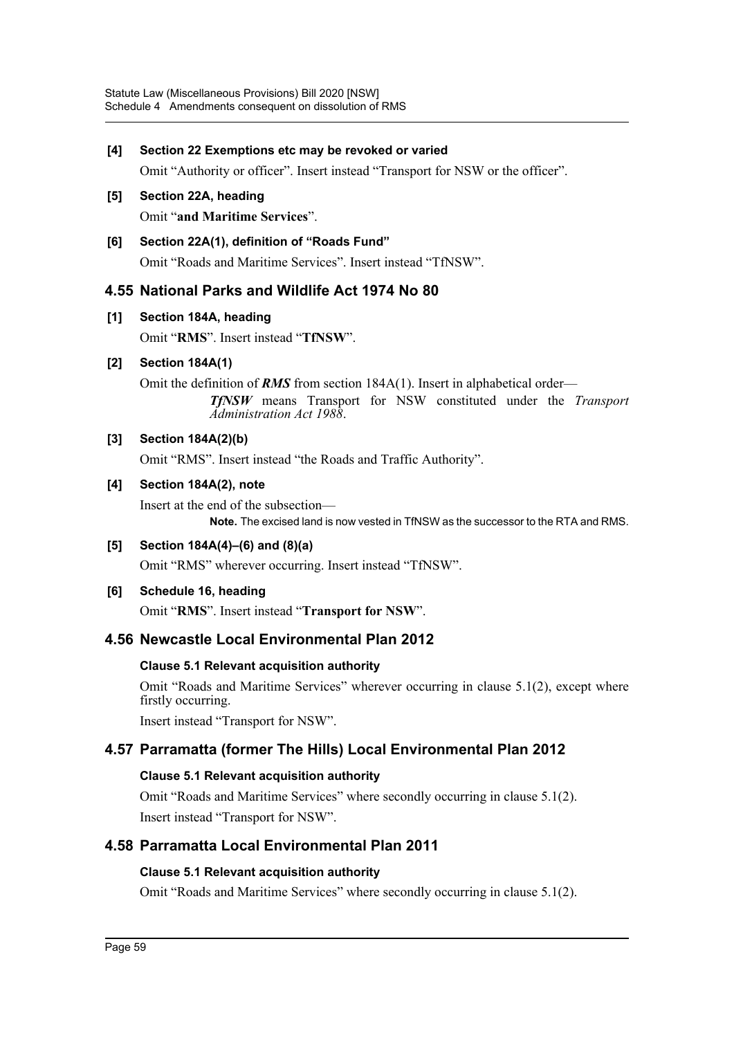**[4] Section 22 Exemptions etc may be revoked or varied**

Omit "Authority or officer". Insert instead "Transport for NSW or the officer".

**[5] Section 22A, heading**

Omit "**and Maritime Services**".

**[6] Section 22A(1), definition of "Roads Fund"**

Omit "Roads and Maritime Services". Insert instead "TfNSW".

## 4.55 National Parks and Wildlife Act 1974 No 80

**[1] Section 184A, heading**

Omit "**RMS**". Insert instead "**TfNSW**".

**[2] Section 184A(1)**

Omit the definition of ***RMS*** from section 184A(1). Insert in alphabetical order—

> ***TfNSW*** means Transport for NSW constituted under the *Transport Administration Act 1988*.

**[3] Section 184A(2)(b)**

Omit "RMS". Insert instead "the Roads and Traffic Authority".

**[4] Section 184A(2), note**

Insert at the end of the subsection—

> **Note.** The excised land is now vested in TfNSW as the successor to the RTA and RMS.

**[5] Section 184A(4)–(6) and (8)(a)**

Omit "RMS" wherever occurring. Insert instead "TfNSW".

**[6] Schedule 16, heading**

Omit "**RMS**". Insert instead "**Transport for NSW**".

## 4.56 Newcastle Local Environmental Plan 2012

**Clause 5.1 Relevant acquisition authority**

Omit "Roads and Maritime Services" wherever occurring in clause 5.1(2), except where firstly occurring.

Insert instead "Transport for NSW".

## 4.57 Parramatta (former The Hills) Local Environmental Plan 2012

**Clause 5.1 Relevant acquisition authority**

Omit "Roads and Maritime Services" where secondly occurring in clause 5.1(2).

Insert instead "Transport for NSW".

## 4.58 Parramatta Local Environmental Plan 2011

**Clause 5.1 Relevant acquisition authority**

Omit "Roads and Maritime Services" where secondly occurring in clause 5.1(2).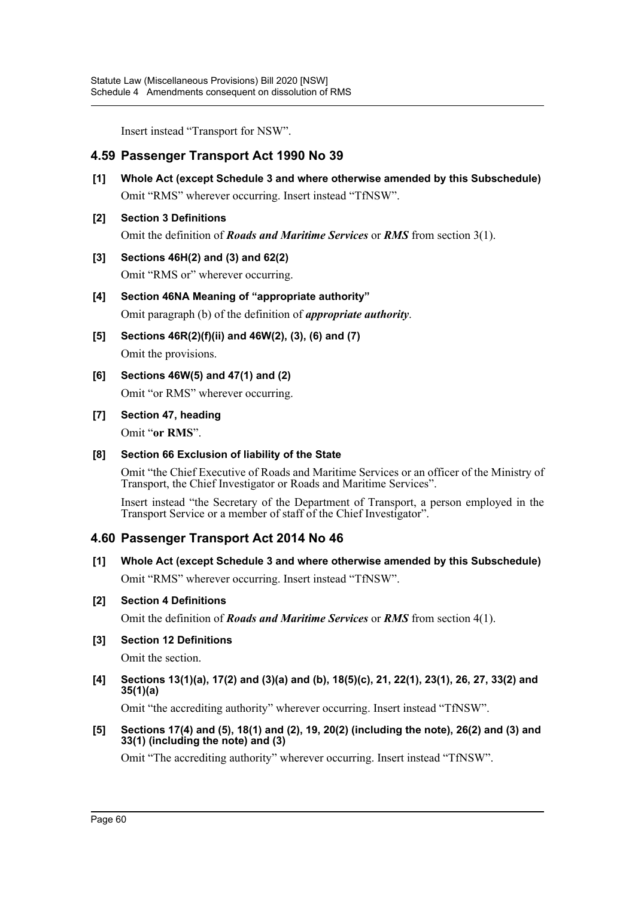Insert instead "Transport for NSW".

## 4.59 Passenger Transport Act 1990 No 39

**[1] Whole Act (except Schedule 3 and where otherwise amended by this Subschedule)**

Omit "RMS" wherever occurring. Insert instead "TfNSW".

**[2] Section 3 Definitions**

Omit the definition of ***Roads and Maritime Services*** or ***RMS*** from section 3(1).

**[3] Sections 46H(2) and (3) and 62(2)**

Omit "RMS or" wherever occurring.

**[4] Section 46NA Meaning of "appropriate authority"**

Omit paragraph (b) of the definition of ***appropriate authority***.

**[5] Sections 46R(2)(f)(ii) and 46W(2), (3), (6) and (7)**

Omit the provisions.

**[6] Sections 46W(5) and 47(1) and (2)**

Omit "or RMS" wherever occurring.

**[7] Section 47, heading**

Omit "**or RMS**".

**[8] Section 66 Exclusion of liability of the State**

Omit "the Chief Executive of Roads and Maritime Services or an officer of the Ministry of Transport, the Chief Investigator or Roads and Maritime Services".

Insert instead "the Secretary of the Department of Transport, a person employed in the Transport Service or a member of staff of the Chief Investigator".

## 4.60 Passenger Transport Act 2014 No 46

**[1] Whole Act (except Schedule 3 and where otherwise amended by this Subschedule)**

Omit "RMS" wherever occurring. Insert instead "TfNSW".

**[2] Section 4 Definitions**

Omit the definition of ***Roads and Maritime Services*** or ***RMS*** from section 4(1).

**[3] Section 12 Definitions**

Omit the section.

**[4] Sections 13(1)(a), 17(2) and (3)(a) and (b), 18(5)(c), 21, 22(1), 23(1), 26, 27, 33(2) and 35(1)(a)**

Omit "the accrediting authority" wherever occurring. Insert instead "TfNSW".

**[5] Sections 17(4) and (5), 18(1) and (2), 19, 20(2) (including the note), 26(2) and (3) and 33(1) (including the note) and (3)**

Omit "The accrediting authority" wherever occurring. Insert instead "TfNSW".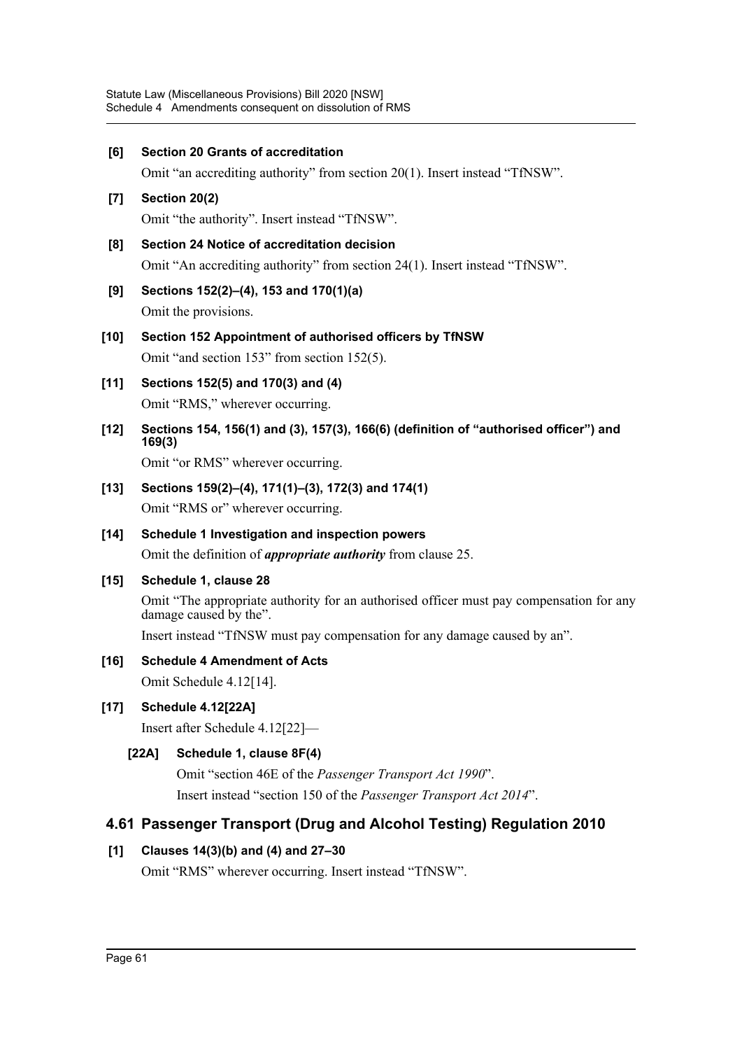**[6] Section 20 Grants of accreditation**

Omit “an accrediting authority” from section 20(1). Insert instead “TfNSW”.

**[7] Section 20(2)**

Omit “the authority”. Insert instead “TfNSW”.

**[8] Section 24 Notice of accreditation decision**

Omit “An accrediting authority” from section 24(1). Insert instead “TfNSW”.

**[9] Sections 152(2)–(4), 153 and 170(1)(a)**

Omit the provisions.

**[10] Section 152 Appointment of authorised officers by TfNSW**

Omit “and section 153” from section 152(5).

**[11] Sections 152(5) and 170(3) and (4)**

Omit “RMS,” wherever occurring.

**[12] Sections 154, 156(1) and (3), 157(3), 166(6) (definition of “authorised officer”) and 169(3)**

Omit “or RMS” wherever occurring.

**[13] Sections 159(2)–(4), 171(1)–(3), 172(3) and 174(1)**

Omit “RMS or” wherever occurring.

**[14] Schedule 1 Investigation and inspection powers**

Omit the definition of ***appropriate authority*** from clause 25.

**[15] Schedule 1, clause 28**

Omit “The appropriate authority for an authorised officer must pay compensation for any damage caused by the”.

Insert instead “TfNSW must pay compensation for any damage caused by an”.

**[16] Schedule 4 Amendment of Acts**

Omit Schedule 4.12[14].

**[17] Schedule 4.12[22A]**

Insert after Schedule 4.12[22]—

**[22A] Schedule 1, clause 8F(4)**

Omit “section 46E of the *Passenger Transport Act 1990*”.

Insert instead “section 150 of the *Passenger Transport Act 2014*”.

## 4.61 Passenger Transport (Drug and Alcohol Testing) Regulation 2010

**[1] Clauses 14(3)(b) and (4) and 27–30**

Omit “RMS” wherever occurring. Insert instead “TfNSW”.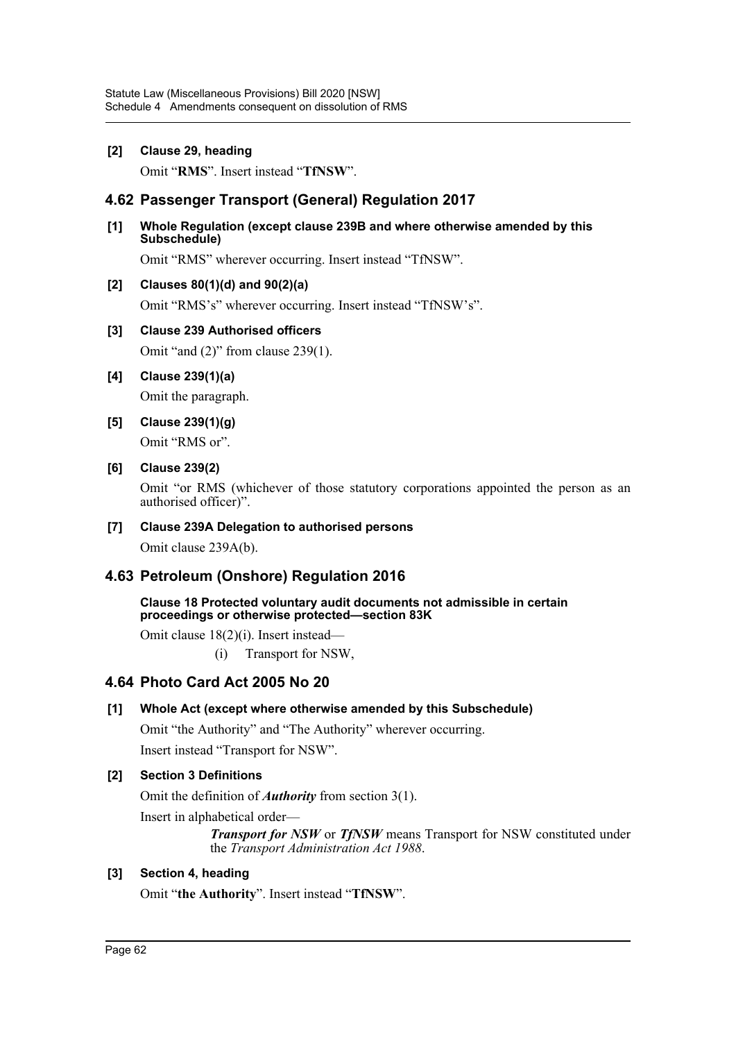**[2] Clause 29, heading**

Omit "**RMS**". Insert instead "**TfNSW**".

## 4.62 Passenger Transport (General) Regulation 2017

**[1] Whole Regulation (except clause 239B and where otherwise amended by this Subschedule)**

Omit "RMS" wherever occurring. Insert instead "TfNSW".

**[2] Clauses 80(1)(d) and 90(2)(a)**

Omit "RMS's" wherever occurring. Insert instead "TfNSW's".

**[3] Clause 239 Authorised officers**

Omit "and (2)" from clause 239(1).

**[4] Clause 239(1)(a)**

Omit the paragraph.

**[5] Clause 239(1)(g)**

Omit "RMS or".

**[6] Clause 239(2)**

Omit "or RMS (whichever of those statutory corporations appointed the person as an authorised officer)".

**[7] Clause 239A Delegation to authorised persons**

Omit clause 239A(b).

## 4.63 Petroleum (Onshore) Regulation 2016

**Clause 18 Protected voluntary audit documents not admissible in certain proceedings or otherwise protected—section 83K**

Omit clause 18(2)(i). Insert instead—

(i) Transport for NSW,

## 4.64 Photo Card Act 2005 No 20

**[1] Whole Act (except where otherwise amended by this Subschedule)**

Omit "the Authority" and "The Authority" wherever occurring.

Insert instead "Transport for NSW".

**[2] Section 3 Definitions**

Omit the definition of ***Authority*** from section 3(1).

Insert in alphabetical order—

***Transport for NSW*** or ***TfNSW*** means Transport for NSW constituted under the *Transport Administration Act 1988*.

**[3] Section 4, heading**

Omit "**the Authority**". Insert instead "**TfNSW**".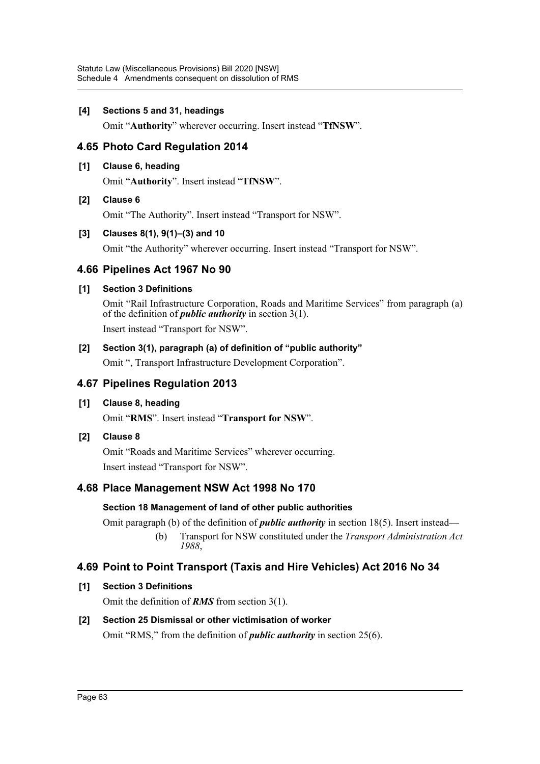**[4] Sections 5 and 31, headings**

Omit "**Authority**" wherever occurring. Insert instead "**TfNSW**".

## 4.65 Photo Card Regulation 2014

**[1] Clause 6, heading**

Omit "**Authority**". Insert instead "**TfNSW**".

**[2] Clause 6**

Omit "The Authority". Insert instead "Transport for NSW".

**[3] Clauses 8(1), 9(1)–(3) and 10**

Omit "the Authority" wherever occurring. Insert instead "Transport for NSW".

## 4.66 Pipelines Act 1967 No 90

**[1] Section 3 Definitions**

Omit "Rail Infrastructure Corporation, Roads and Maritime Services" from paragraph (a) of the definition of ***public authority*** in section 3(1).

Insert instead "Transport for NSW".

**[2] Section 3(1), paragraph (a) of definition of "public authority"**

Omit ", Transport Infrastructure Development Corporation".

## 4.67 Pipelines Regulation 2013

**[1] Clause 8, heading**

Omit "**RMS**". Insert instead "**Transport for NSW**".

**[2] Clause 8**

Omit "Roads and Maritime Services" wherever occurring.

Insert instead "Transport for NSW".

## 4.68 Place Management NSW Act 1998 No 170

**Section 18 Management of land of other public authorities**

Omit paragraph (b) of the definition of ***public authority*** in section 18(5). Insert instead—

(b) Transport for NSW constituted under the *Transport Administration Act 1988*,

## 4.69 Point to Point Transport (Taxis and Hire Vehicles) Act 2016 No 34

**[1] Section 3 Definitions**

Omit the definition of ***RMS*** from section 3(1).

**[2] Section 25 Dismissal or other victimisation of worker**

Omit "RMS," from the definition of ***public authority*** in section 25(6).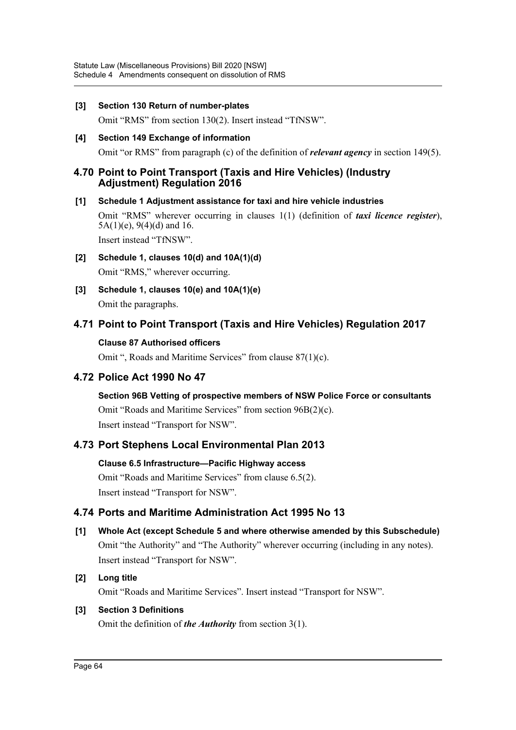**[3] Section 130 Return of number-plates**

Omit "RMS" from section 130(2). Insert instead "TfNSW".

**[4] Section 149 Exchange of information**

Omit "or RMS" from paragraph (c) of the definition of ***relevant agency*** in section 149(5).

## 4.70 Point to Point Transport (Taxis and Hire Vehicles) (Industry Adjustment) Regulation 2016

**[1] Schedule 1 Adjustment assistance for taxi and hire vehicle industries**

Omit "RMS" wherever occurring in clauses 1(1) (definition of ***taxi licence register***), 5A(1)(e), 9(4)(d) and 16.

Insert instead "TfNSW".

**[2] Schedule 1, clauses 10(d) and 10A(1)(d)**

Omit "RMS," wherever occurring.

**[3] Schedule 1, clauses 10(e) and 10A(1)(e)**

Omit the paragraphs.

## 4.71 Point to Point Transport (Taxis and Hire Vehicles) Regulation 2017

**Clause 87 Authorised officers**

Omit ", Roads and Maritime Services" from clause 87(1)(c).

## 4.72 Police Act 1990 No 47

**Section 96B Vetting of prospective members of NSW Police Force or consultants**

Omit "Roads and Maritime Services" from section 96B(2)(c).

Insert instead "Transport for NSW".

## 4.73 Port Stephens Local Environmental Plan 2013

**Clause 6.5 Infrastructure—Pacific Highway access**

Omit "Roads and Maritime Services" from clause 6.5(2).

Insert instead "Transport for NSW".

## 4.74 Ports and Maritime Administration Act 1995 No 13

**[1] Whole Act (except Schedule 5 and where otherwise amended by this Subschedule)**

Omit "the Authority" and "The Authority" wherever occurring (including in any notes).

Insert instead "Transport for NSW".

**[2] Long title**

Omit "Roads and Maritime Services". Insert instead "Transport for NSW".

**[3] Section 3 Definitions**

Omit the definition of ***the Authority*** from section 3(1).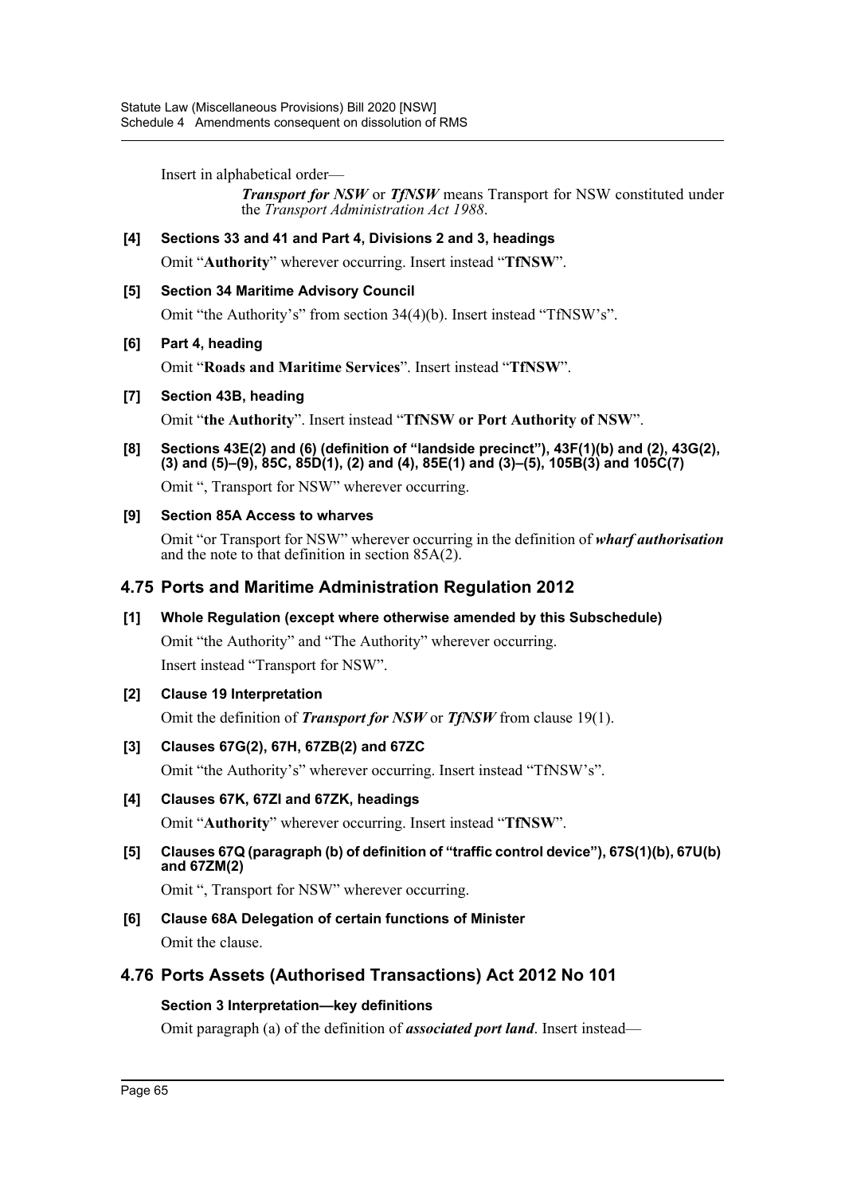Insert in alphabetical order—

> ***Transport for NSW*** or ***TfNSW*** means Transport for NSW constituted under the *Transport Administration Act 1988*.

**[4] Sections 33 and 41 and Part 4, Divisions 2 and 3, headings**

Omit "**Authority**" wherever occurring. Insert instead "**TfNSW**".

**[5] Section 34 Maritime Advisory Council**

Omit "the Authority's" from section 34(4)(b). Insert instead "TfNSW's".

**[6] Part 4, heading**

Omit "**Roads and Maritime Services**". Insert instead "**TfNSW**".

**[7] Section 43B, heading**

Omit "**the Authority**". Insert instead "**TfNSW or Port Authority of NSW**".

**[8] Sections 43E(2) and (6) (definition of "landside precinct"), 43F(1)(b) and (2), 43G(2), (3) and (5)–(9), 85C, 85D(1), (2) and (4), 85E(1) and (3)–(5), 105B(3) and 105C(7)**

Omit ", Transport for NSW" wherever occurring.

**[9] Section 85A Access to wharves**

Omit "or Transport for NSW" wherever occurring in the definition of ***wharf authorisation*** and the note to that definition in section 85A(2).

## 4.75 Ports and Maritime Administration Regulation 2012

**[1] Whole Regulation (except where otherwise amended by this Subschedule)**

Omit "the Authority" and "The Authority" wherever occurring.

Insert instead "Transport for NSW".

**[2] Clause 19 Interpretation**

Omit the definition of ***Transport for NSW*** or ***TfNSW*** from clause 19(1).

**[3] Clauses 67G(2), 67H, 67ZB(2) and 67ZC**

Omit "the Authority's" wherever occurring. Insert instead "TfNSW's".

**[4] Clauses 67K, 67ZI and 67ZK, headings**

Omit "**Authority**" wherever occurring. Insert instead "**TfNSW**".

**[5] Clauses 67Q (paragraph (b) of definition of "traffic control device"), 67S(1)(b), 67U(b) and 67ZM(2)**

Omit ", Transport for NSW" wherever occurring.

**[6] Clause 68A Delegation of certain functions of Minister**

Omit the clause.

## 4.76 Ports Assets (Authorised Transactions) Act 2012 No 101

**Section 3 Interpretation—key definitions**

Omit paragraph (a) of the definition of ***associated port land***. Insert instead—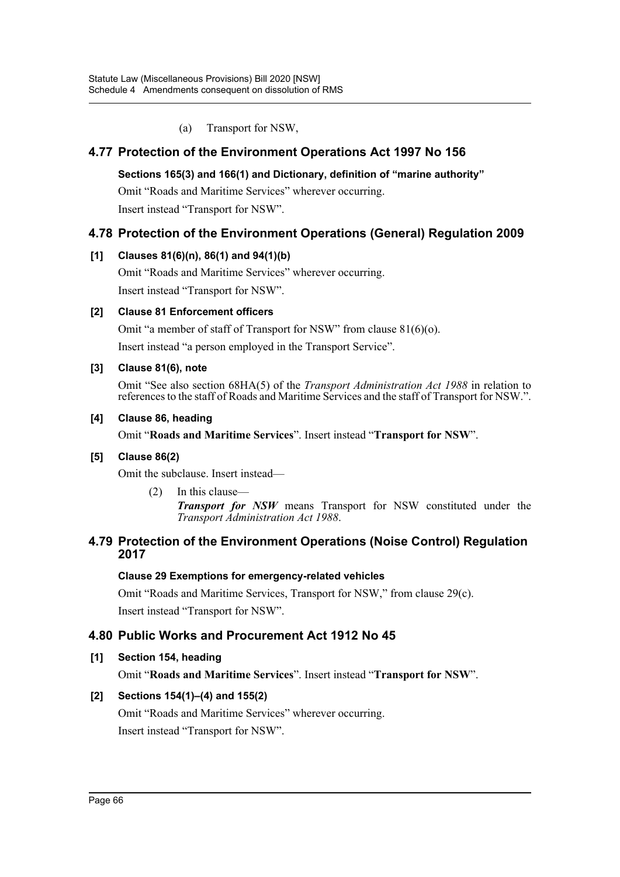(a) Transport for NSW,

## 4.77 Protection of the Environment Operations Act 1997 No 156

**Sections 165(3) and 166(1) and Dictionary, definition of "marine authority"**

Omit "Roads and Maritime Services" wherever occurring.

Insert instead "Transport for NSW".

## 4.78 Protection of the Environment Operations (General) Regulation 2009

**[1] Clauses 81(6)(n), 86(1) and 94(1)(b)**

Omit "Roads and Maritime Services" wherever occurring.

Insert instead "Transport for NSW".

**[2] Clause 81 Enforcement officers**

Omit "a member of staff of Transport for NSW" from clause 81(6)(o).

Insert instead "a person employed in the Transport Service".

**[3] Clause 81(6), note**

Omit "See also section 68HA(5) of the *Transport Administration Act 1988* in relation to references to the staff of Roads and Maritime Services and the staff of Transport for NSW.".

**[4] Clause 86, heading**

Omit "**Roads and Maritime Services**". Insert instead "**Transport for NSW**".

**[5] Clause 86(2)**

Omit the subclause. Insert instead—

(2) In this clause—

***Transport for NSW*** means Transport for NSW constituted under the *Transport Administration Act 1988*.

## 4.79 Protection of the Environment Operations (Noise Control) Regulation 2017

**Clause 29 Exemptions for emergency-related vehicles**

Omit "Roads and Maritime Services, Transport for NSW," from clause 29(c).

Insert instead "Transport for NSW".

## 4.80 Public Works and Procurement Act 1912 No 45

**[1] Section 154, heading**

Omit "**Roads and Maritime Services**". Insert instead "**Transport for NSW**".

**[2] Sections 154(1)–(4) and 155(2)**

Omit "Roads and Maritime Services" wherever occurring.

Insert instead "Transport for NSW".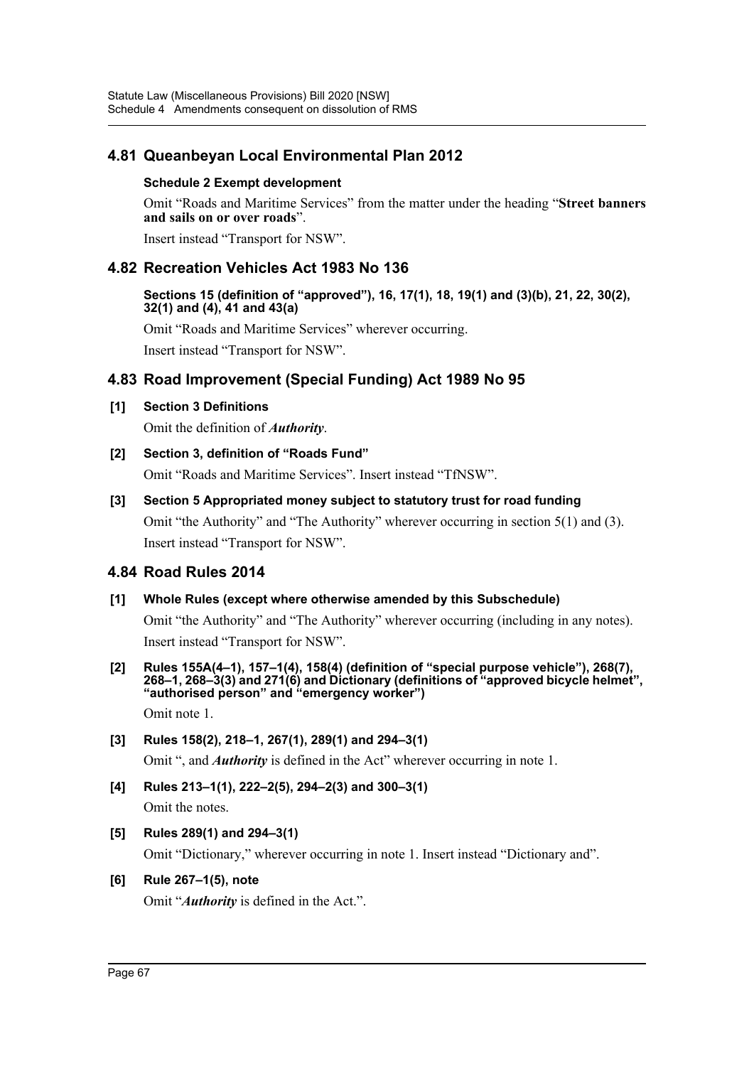## 4.81 Queanbeyan Local Environmental Plan 2012

**Schedule 2 Exempt development**

Omit "Roads and Maritime Services" from the matter under the heading "**Street banners and sails on or over roads**".

Insert instead "Transport for NSW".

## 4.82 Recreation Vehicles Act 1983 No 136

**Sections 15 (definition of "approved"), 16, 17(1), 18, 19(1) and (3)(b), 21, 22, 30(2), 32(1) and (4), 41 and 43(a)**

Omit "Roads and Maritime Services" wherever occurring.

Insert instead "Transport for NSW".

## 4.83 Road Improvement (Special Funding) Act 1989 No 95

**[1] Section 3 Definitions**

Omit the definition of ***Authority***.

**[2] Section 3, definition of "Roads Fund"**

Omit "Roads and Maritime Services". Insert instead "TfNSW".

**[3] Section 5 Appropriated money subject to statutory trust for road funding**

Omit "the Authority" and "The Authority" wherever occurring in section 5(1) and (3).

Insert instead "Transport for NSW".

## 4.84 Road Rules 2014

**[1] Whole Rules (except where otherwise amended by this Subschedule)**

Omit "the Authority" and "The Authority" wherever occurring (including in any notes).

Insert instead "Transport for NSW".

**[2] Rules 155A(4–1), 157–1(4), 158(4) (definition of "special purpose vehicle"), 268(7), 268–1, 268–3(3) and 271(6) and Dictionary (definitions of "approved bicycle helmet", "authorised person" and "emergency worker")**

Omit note 1.

**[3] Rules 158(2), 218–1, 267(1), 289(1) and 294–3(1)**

Omit ", and ***Authority*** is defined in the Act" wherever occurring in note 1.

**[4] Rules 213–1(1), 222–2(5), 294–2(3) and 300–3(1)**

Omit the notes.

**[5] Rules 289(1) and 294–3(1)**

Omit "Dictionary," wherever occurring in note 1. Insert instead "Dictionary and".

**[6] Rule 267–1(5), note**

Omit "***Authority*** is defined in the Act.".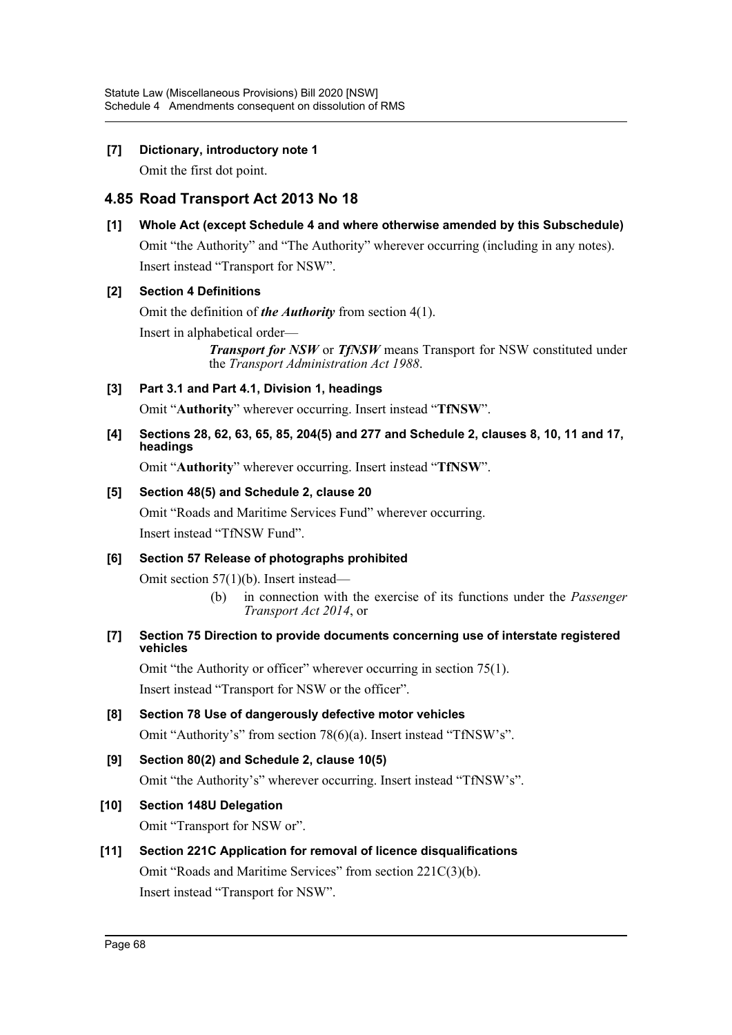**[7] Dictionary, introductory note 1**

Omit the first dot point.

## 4.85 Road Transport Act 2013 No 18

**[1] Whole Act (except Schedule 4 and where otherwise amended by this Subschedule)**

Omit “the Authority” and “The Authority” wherever occurring (including in any notes). Insert instead “Transport for NSW”.

**[2] Section 4 Definitions**

Omit the definition of ***the Authority*** from section 4(1).

Insert in alphabetical order—

> ***Transport for NSW*** or ***TfNSW*** means Transport for NSW constituted under the *Transport Administration Act 1988*.

**[3] Part 3.1 and Part 4.1, Division 1, headings**

Omit “**Authority**” wherever occurring. Insert instead “**TfNSW**”.

**[4] Sections 28, 62, 63, 65, 85, 204(5) and 277 and Schedule 2, clauses 8, 10, 11 and 17, headings**

Omit “**Authority**” wherever occurring. Insert instead “**TfNSW**”.

**[5] Section 48(5) and Schedule 2, clause 20**

Omit “Roads and Maritime Services Fund” wherever occurring.

Insert instead “TfNSW Fund”.

**[6] Section 57 Release of photographs prohibited**

Omit section 57(1)(b). Insert instead—

> (b) in connection with the exercise of its functions under the *Passenger Transport Act 2014*, or

**[7] Section 75 Direction to provide documents concerning use of interstate registered vehicles**

Omit “the Authority or officer” wherever occurring in section 75(1).

Insert instead “Transport for NSW or the officer”.

**[8] Section 78 Use of dangerously defective motor vehicles**

Omit “Authority’s” from section 78(6)(a). Insert instead “TfNSW’s”.

**[9] Section 80(2) and Schedule 2, clause 10(5)**

Omit “the Authority’s” wherever occurring. Insert instead “TfNSW’s”.

**[10] Section 148U Delegation**

Omit “Transport for NSW or”.

**[11] Section 221C Application for removal of licence disqualifications**

Omit “Roads and Maritime Services” from section 221C(3)(b).

Insert instead “Transport for NSW”.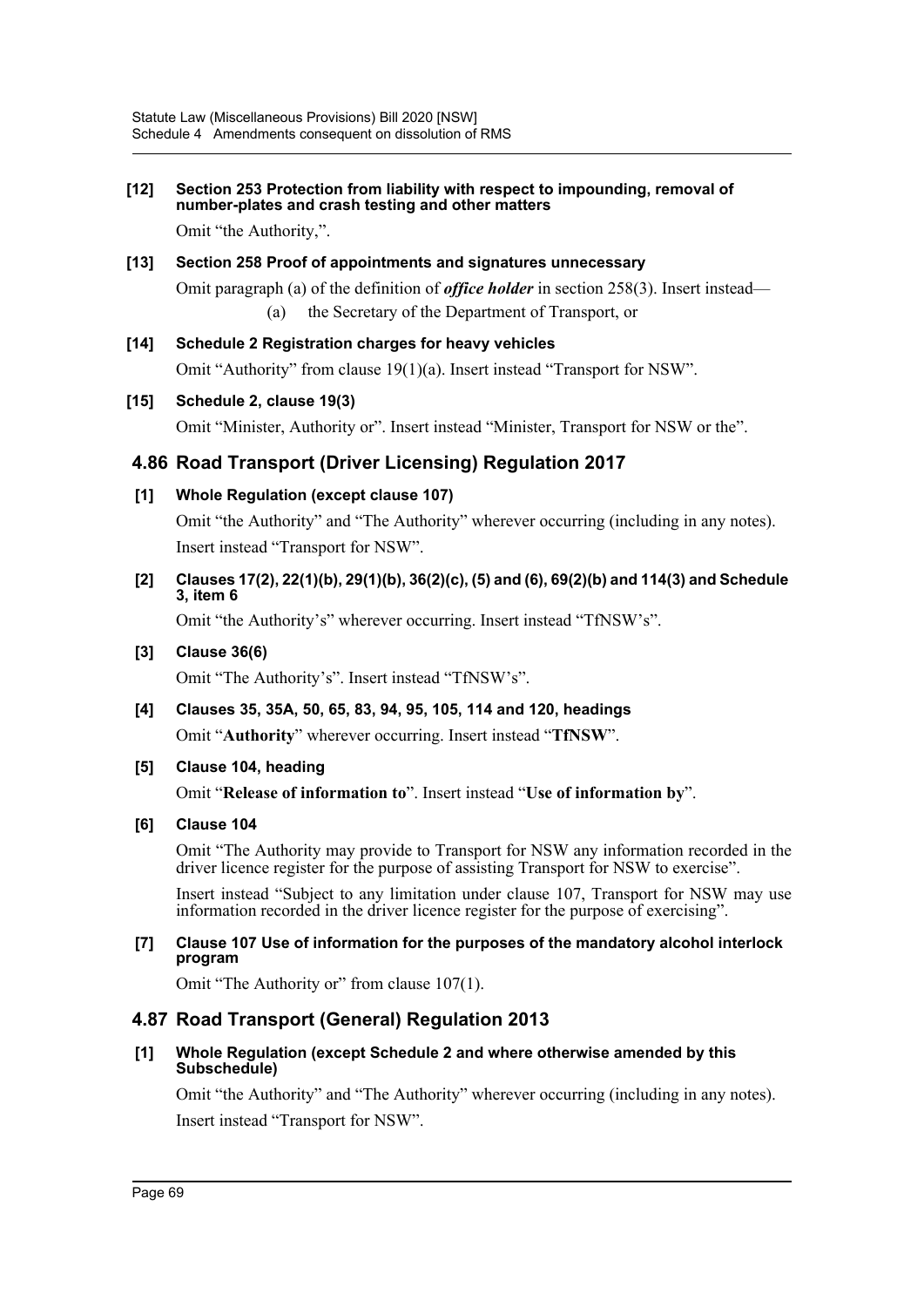**[12] Section 253 Protection from liability with respect to impounding, removal of number-plates and crash testing and other matters**

Omit "the Authority,".

**[13] Section 258 Proof of appointments and signatures unnecessary**

Omit paragraph (a) of the definition of ***office holder*** in section 258(3). Insert instead—

(a) the Secretary of the Department of Transport, or

**[14] Schedule 2 Registration charges for heavy vehicles**

Omit "Authority" from clause 19(1)(a). Insert instead "Transport for NSW".

**[15] Schedule 2, clause 19(3)**

Omit "Minister, Authority or". Insert instead "Minister, Transport for NSW or the".

## 4.86 Road Transport (Driver Licensing) Regulation 2017

**[1] Whole Regulation (except clause 107)**

Omit "the Authority" and "The Authority" wherever occurring (including in any notes). Insert instead "Transport for NSW".

**[2] Clauses 17(2), 22(1)(b), 29(1)(b), 36(2)(c), (5) and (6), 69(2)(b) and 114(3) and Schedule 3, item 6**

Omit "the Authority's" wherever occurring. Insert instead "TfNSW's".

**[3] Clause 36(6)**

Omit "The Authority's". Insert instead "TfNSW's".

**[4] Clauses 35, 35A, 50, 65, 83, 94, 95, 105, 114 and 120, headings**

Omit "**Authority**" wherever occurring. Insert instead "**TfNSW**".

**[5] Clause 104, heading**

Omit "**Release of information to**". Insert instead "**Use of information by**".

**[6] Clause 104**

Omit "The Authority may provide to Transport for NSW any information recorded in the driver licence register for the purpose of assisting Transport for NSW to exercise".

Insert instead "Subject to any limitation under clause 107, Transport for NSW may use information recorded in the driver licence register for the purpose of exercising".

**[7] Clause 107 Use of information for the purposes of the mandatory alcohol interlock program**

Omit "The Authority or" from clause 107(1).

## 4.87 Road Transport (General) Regulation 2013

**[1] Whole Regulation (except Schedule 2 and where otherwise amended by this Subschedule)**

Omit "the Authority" and "The Authority" wherever occurring (including in any notes). Insert instead "Transport for NSW".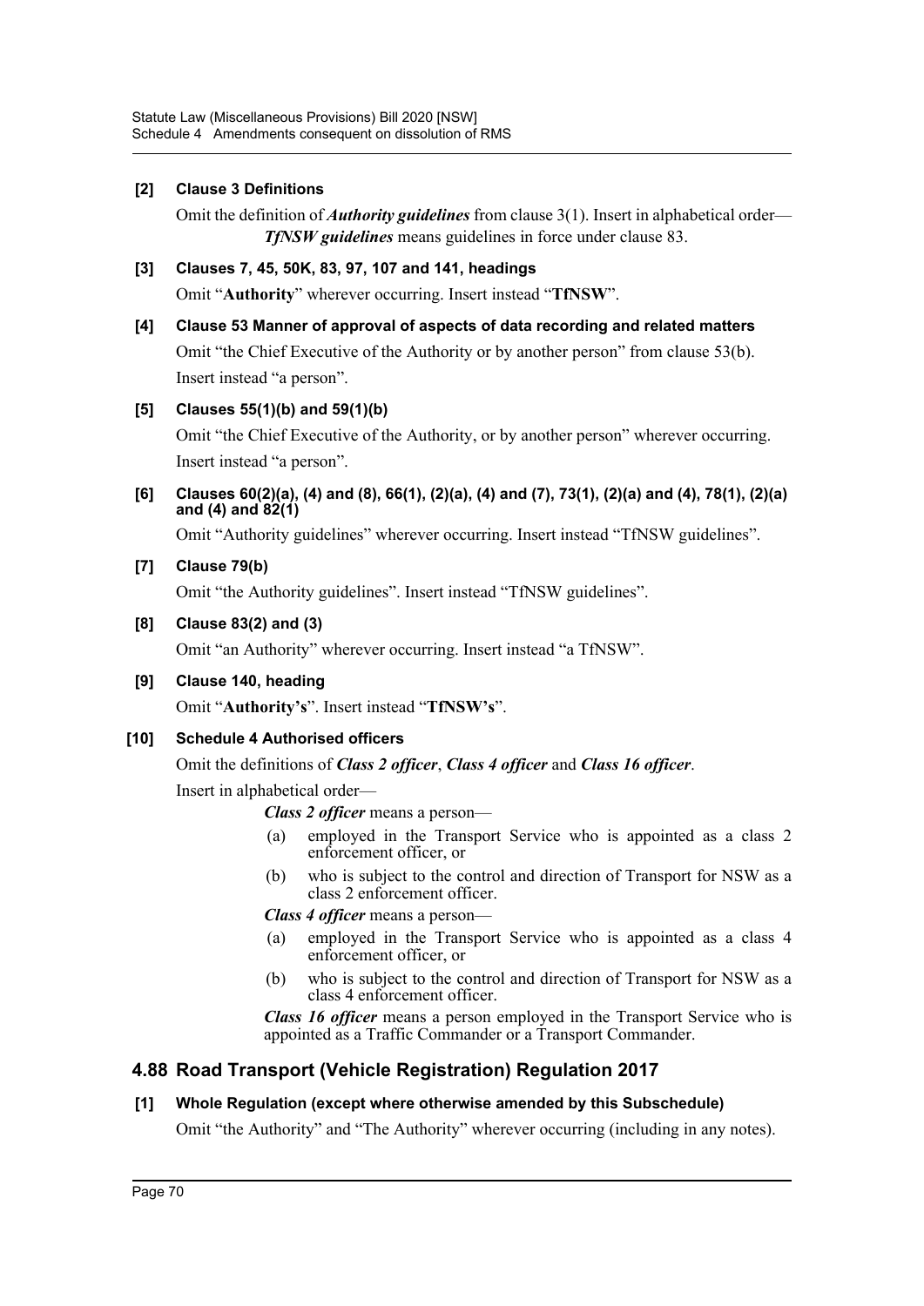**[2] Clause 3 Definitions**

Omit the definition of ***Authority guidelines*** from clause 3(1). Insert in alphabetical order—

> ***TfNSW guidelines*** means guidelines in force under clause 83.

**[3] Clauses 7, 45, 50K, 83, 97, 107 and 141, headings**

Omit "**Authority**" wherever occurring. Insert instead "**TfNSW**".

**[4] Clause 53 Manner of approval of aspects of data recording and related matters**

Omit "the Chief Executive of the Authority or by another person" from clause 53(b). Insert instead "a person".

**[5] Clauses 55(1)(b) and 59(1)(b)**

Omit "the Chief Executive of the Authority, or by another person" wherever occurring. Insert instead "a person".

**[6] Clauses 60(2)(a), (4) and (8), 66(1), (2)(a), (4) and (7), 73(1), (2)(a) and (4), 78(1), (2)(a) and (4) and 82(1)**

Omit "Authority guidelines" wherever occurring. Insert instead "TfNSW guidelines".

**[7] Clause 79(b)**

Omit "the Authority guidelines". Insert instead "TfNSW guidelines".

**[8] Clause 83(2) and (3)**

Omit "an Authority" wherever occurring. Insert instead "a TfNSW".

**[9] Clause 140, heading**

Omit "**Authority's**". Insert instead "**TfNSW's**".

**[10] Schedule 4 Authorised officers**

Omit the definitions of ***Class 2 officer***, ***Class 4 officer*** and ***Class 16 officer***.

Insert in alphabetical order—

> ***Class 2 officer*** means a person—
>
> (a) employed in the Transport Service who is appointed as a class 2 enforcement officer, or
>
> (b) who is subject to the control and direction of Transport for NSW as a class 2 enforcement officer.
>
> ***Class 4 officer*** means a person—
>
> (a) employed in the Transport Service who is appointed as a class 4 enforcement officer, or
>
> (b) who is subject to the control and direction of Transport for NSW as a class 4 enforcement officer.
>
> ***Class 16 officer*** means a person employed in the Transport Service who is appointed as a Traffic Commander or a Transport Commander.

## 4.88 Road Transport (Vehicle Registration) Regulation 2017

**[1] Whole Regulation (except where otherwise amended by this Subschedule)**

Omit "the Authority" and "The Authority" wherever occurring (including in any notes).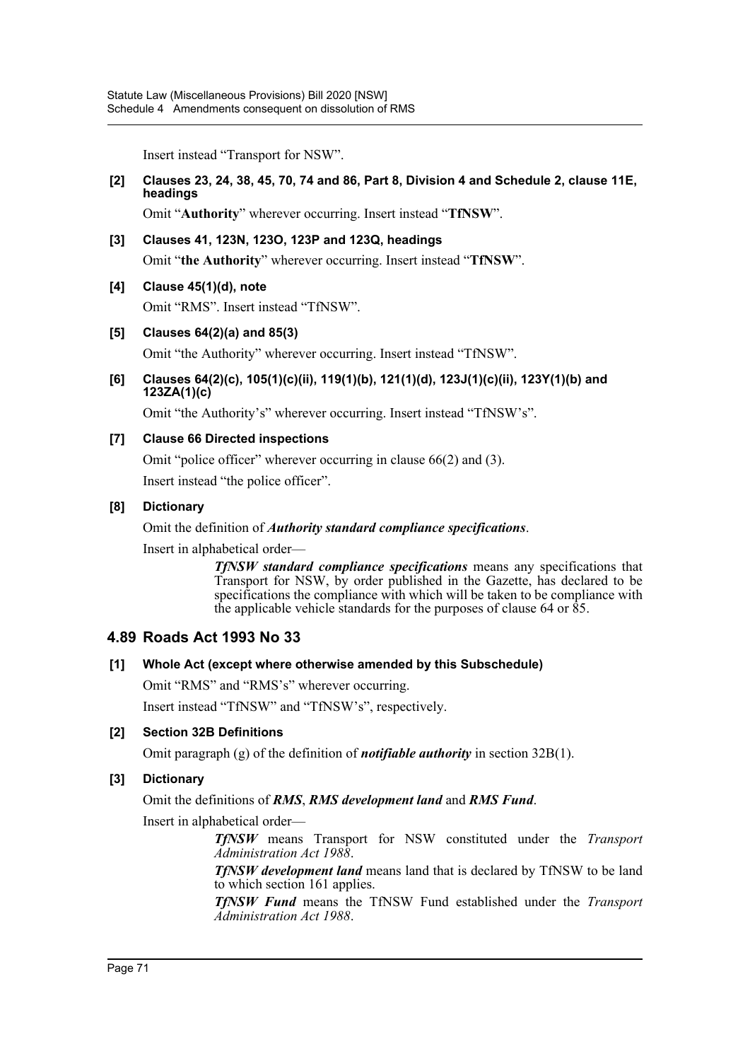Insert instead "Transport for NSW".

**[2] Clauses 23, 24, 38, 45, 70, 74 and 86, Part 8, Division 4 and Schedule 2, clause 11E, headings**

Omit "**Authority**" wherever occurring. Insert instead "**TfNSW**".

**[3] Clauses 41, 123N, 123O, 123P and 123Q, headings**

Omit "**the Authority**" wherever occurring. Insert instead "**TfNSW**".

**[4] Clause 45(1)(d), note**

Omit "RMS". Insert instead "TfNSW".

**[5] Clauses 64(2)(a) and 85(3)**

Omit "the Authority" wherever occurring. Insert instead "TfNSW".

**[6] Clauses 64(2)(c), 105(1)(c)(ii), 119(1)(b), 121(1)(d), 123J(1)(c)(ii), 123Y(1)(b) and 123ZA(1)(c)**

Omit "the Authority's" wherever occurring. Insert instead "TfNSW's".

**[7] Clause 66 Directed inspections**

Omit "police officer" wherever occurring in clause 66(2) and (3).

Insert instead "the police officer".

**[8] Dictionary**

Omit the definition of ***Authority standard compliance specifications***.

Insert in alphabetical order—

> ***TfNSW standard compliance specifications*** means any specifications that Transport for NSW, by order published in the Gazette, has declared to be specifications the compliance with which will be taken to be compliance with the applicable vehicle standards for the purposes of clause 64 or 85.

## 4.89 Roads Act 1993 No 33

**[1] Whole Act (except where otherwise amended by this Subschedule)**

Omit "RMS" and "RMS's" wherever occurring.

Insert instead "TfNSW" and "TfNSW's", respectively.

**[2] Section 32B Definitions**

Omit paragraph (g) of the definition of ***notifiable authority*** in section 32B(1).

**[3] Dictionary**

Omit the definitions of ***RMS***, ***RMS development land*** and ***RMS Fund***.

Insert in alphabetical order—

> ***TfNSW*** means Transport for NSW constituted under the *Transport Administration Act 1988*.
>
> ***TfNSW development land*** means land that is declared by TfNSW to be land to which section 161 applies.
>
> ***TfNSW Fund*** means the TfNSW Fund established under the *Transport Administration Act 1988*.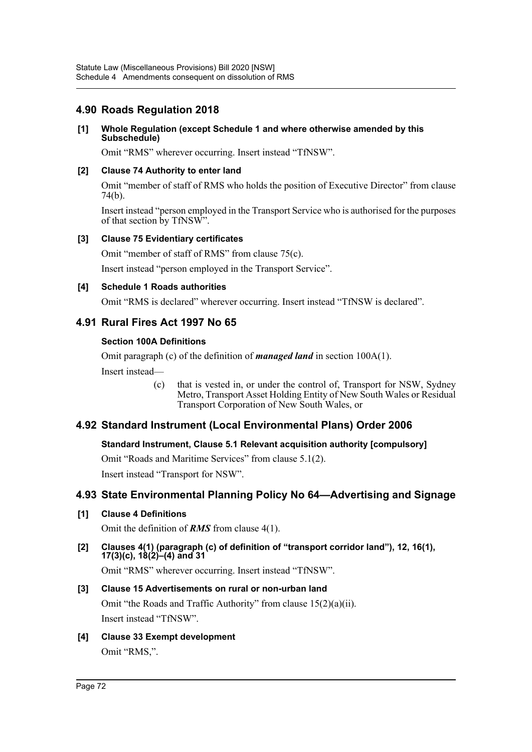## 4.90 Roads Regulation 2018

**[1] Whole Regulation (except Schedule 1 and where otherwise amended by this Subschedule)**

Omit "RMS" wherever occurring. Insert instead "TfNSW".

**[2] Clause 74 Authority to enter land**

Omit "member of staff of RMS who holds the position of Executive Director" from clause 74(b).

Insert instead "person employed in the Transport Service who is authorised for the purposes of that section by TfNSW".

**[3] Clause 75 Evidentiary certificates**

Omit "member of staff of RMS" from clause 75(c).

Insert instead "person employed in the Transport Service".

**[4] Schedule 1 Roads authorities**

Omit "RMS is declared" wherever occurring. Insert instead "TfNSW is declared".

## 4.91 Rural Fires Act 1997 No 65

**Section 100A Definitions**

Omit paragraph (c) of the definition of ***managed land*** in section 100A(1).

Insert instead—

> (c) that is vested in, or under the control of, Transport for NSW, Sydney Metro, Transport Asset Holding Entity of New South Wales or Residual Transport Corporation of New South Wales, or

## 4.92 Standard Instrument (Local Environmental Plans) Order 2006

**Standard Instrument, Clause 5.1 Relevant acquisition authority [compulsory]**

Omit "Roads and Maritime Services" from clause 5.1(2).

Insert instead "Transport for NSW".

## 4.93 State Environmental Planning Policy No 64—Advertising and Signage

**[1] Clause 4 Definitions**

Omit the definition of ***RMS*** from clause 4(1).

**[2] Clauses 4(1) (paragraph (c) of definition of "transport corridor land"), 12, 16(1), 17(3)(c), 18(2)–(4) and 31**

Omit "RMS" wherever occurring. Insert instead "TfNSW".

**[3] Clause 15 Advertisements on rural or non-urban land**

Omit "the Roads and Traffic Authority" from clause 15(2)(a)(ii).

Insert instead "TfNSW".

**[4] Clause 33 Exempt development**

Omit "RMS,".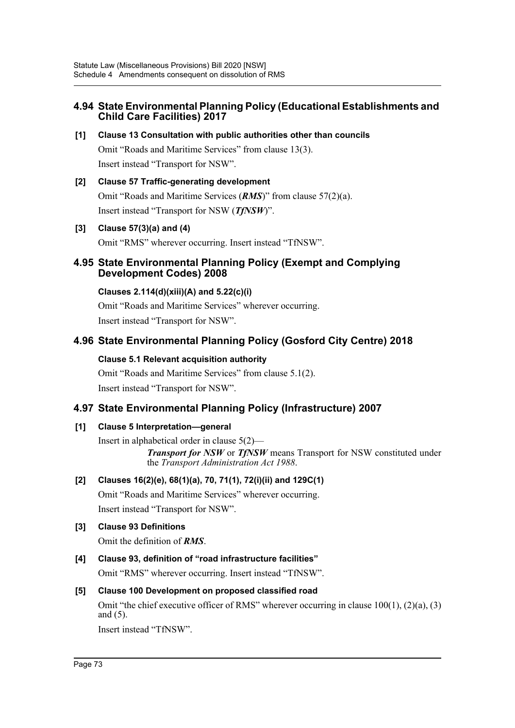## 4.94 State Environmental Planning Policy (Educational Establishments and Child Care Facilities) 2017

**[1] Clause 13 Consultation with public authorities other than councils**

Omit "Roads and Maritime Services" from clause 13(3).

Insert instead "Transport for NSW".

**[2] Clause 57 Traffic-generating development**

Omit "Roads and Maritime Services (***RMS***)" from clause 57(2)(a).

Insert instead "Transport for NSW (***TfNSW***)".

**[3] Clause 57(3)(a) and (4)**

Omit "RMS" wherever occurring. Insert instead "TfNSW".

## 4.95 State Environmental Planning Policy (Exempt and Complying Development Codes) 2008

**Clauses 2.114(d)(xiii)(A) and 5.22(c)(i)**

Omit "Roads and Maritime Services" wherever occurring.

Insert instead "Transport for NSW".

## 4.96 State Environmental Planning Policy (Gosford City Centre) 2018

**Clause 5.1 Relevant acquisition authority**

Omit "Roads and Maritime Services" from clause 5.1(2).

Insert instead "Transport for NSW".

## 4.97 State Environmental Planning Policy (Infrastructure) 2007

**[1] Clause 5 Interpretation—general**

Insert in alphabetical order in clause 5(2)—

> ***Transport for NSW*** or ***TfNSW*** means Transport for NSW constituted under the *Transport Administration Act 1988*.

**[2] Clauses 16(2)(e), 68(1)(a), 70, 71(1), 72(i)(ii) and 129C(1)**

Omit "Roads and Maritime Services" wherever occurring.

Insert instead "Transport for NSW".

**[3] Clause 93 Definitions**

Omit the definition of ***RMS***.

**[4] Clause 93, definition of "road infrastructure facilities"**

Omit "RMS" wherever occurring. Insert instead "TfNSW".

**[5] Clause 100 Development on proposed classified road**

Omit "the chief executive officer of RMS" wherever occurring in clause 100(1), (2)(a), (3) and (5).

Insert instead "TfNSW".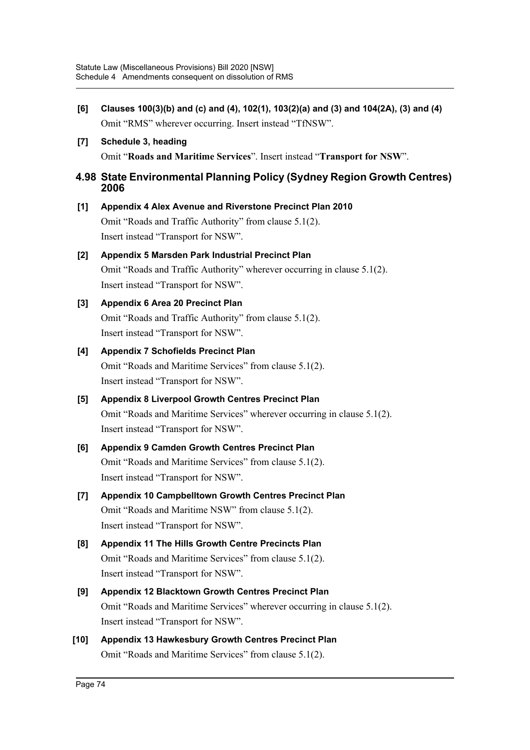**[6] Clauses 100(3)(b) and (c) and (4), 102(1), 103(2)(a) and (3) and 104(2A), (3) and (4)**

Omit "RMS" wherever occurring. Insert instead "TfNSW".

**[7] Schedule 3, heading**

Omit "**Roads and Maritime Services**". Insert instead "**Transport for NSW**".

## 4.98 State Environmental Planning Policy (Sydney Region Growth Centres) 2006

**[1] Appendix 4 Alex Avenue and Riverstone Precinct Plan 2010**

Omit "Roads and Traffic Authority" from clause 5.1(2).
Insert instead "Transport for NSW".

**[2] Appendix 5 Marsden Park Industrial Precinct Plan**

Omit "Roads and Traffic Authority" wherever occurring in clause 5.1(2).
Insert instead "Transport for NSW".

**[3] Appendix 6 Area 20 Precinct Plan**

Omit "Roads and Traffic Authority" from clause 5.1(2).
Insert instead "Transport for NSW".

**[4] Appendix 7 Schofields Precinct Plan**

Omit "Roads and Maritime Services" from clause 5.1(2).
Insert instead "Transport for NSW".

**[5] Appendix 8 Liverpool Growth Centres Precinct Plan**

Omit "Roads and Maritime Services" wherever occurring in clause 5.1(2).
Insert instead "Transport for NSW".

**[6] Appendix 9 Camden Growth Centres Precinct Plan**

Omit "Roads and Maritime Services" from clause 5.1(2).
Insert instead "Transport for NSW".

**[7] Appendix 10 Campbelltown Growth Centres Precinct Plan**

Omit "Roads and Maritime NSW" from clause 5.1(2).
Insert instead "Transport for NSW".

**[8] Appendix 11 The Hills Growth Centre Precincts Plan**

Omit "Roads and Maritime Services" from clause 5.1(2).
Insert instead "Transport for NSW".

**[9] Appendix 12 Blacktown Growth Centres Precinct Plan**

Omit "Roads and Maritime Services" wherever occurring in clause 5.1(2).
Insert instead "Transport for NSW".

**[10] Appendix 13 Hawkesbury Growth Centres Precinct Plan**

Omit "Roads and Maritime Services" from clause 5.1(2).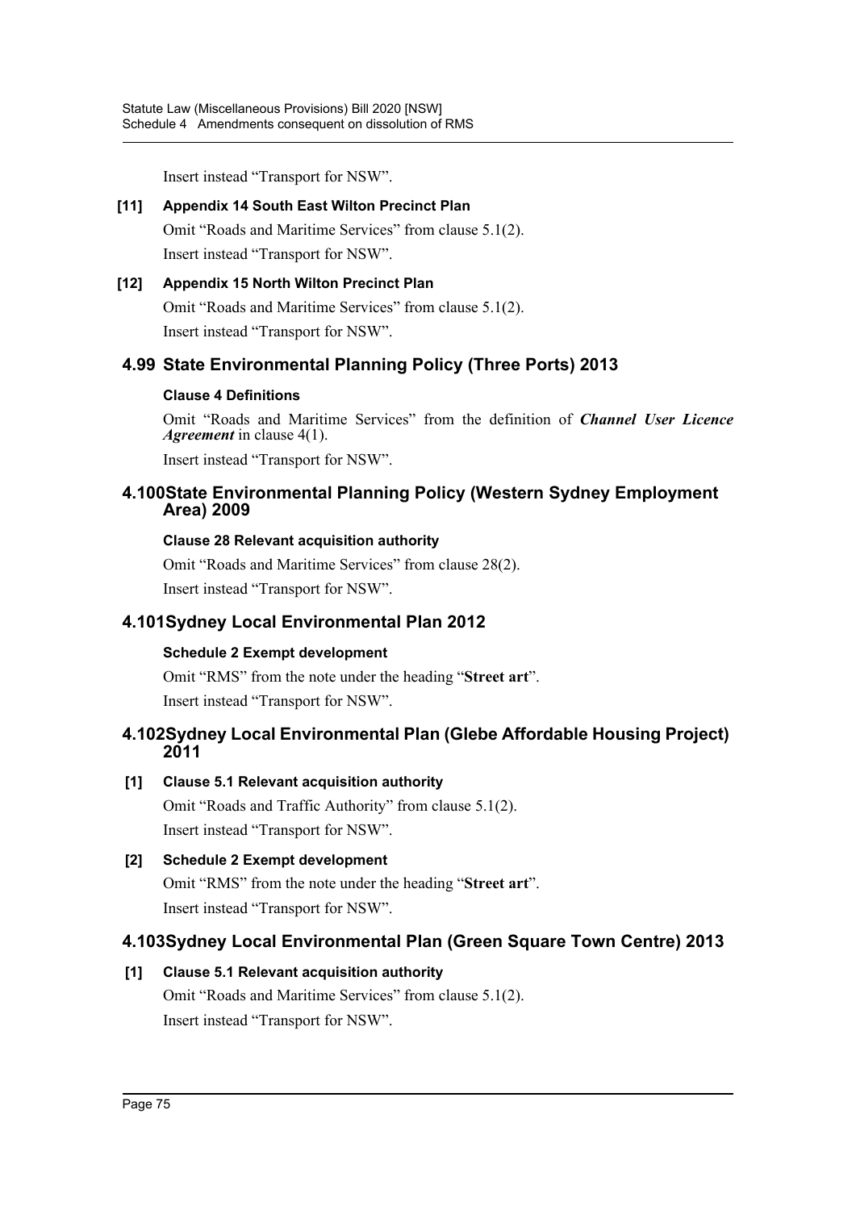Insert instead “Transport for NSW”.

**[11] Appendix 14 South East Wilton Precinct Plan**

Omit “Roads and Maritime Services” from clause 5.1(2).

Insert instead “Transport for NSW”.

**[12] Appendix 15 North Wilton Precinct Plan**

Omit “Roads and Maritime Services” from clause 5.1(2).

Insert instead “Transport for NSW”.

## 4.99 State Environmental Planning Policy (Three Ports) 2013

**Clause 4 Definitions**

Omit “Roads and Maritime Services” from the definition of ***Channel User Licence Agreement*** in clause 4(1).

Insert instead “Transport for NSW”.

## 4.100 State Environmental Planning Policy (Western Sydney Employment Area) 2009

**Clause 28 Relevant acquisition authority**

Omit “Roads and Maritime Services” from clause 28(2).

Insert instead “Transport for NSW”.

## 4.101 Sydney Local Environmental Plan 2012

**Schedule 2 Exempt development**

Omit “RMS” from the note under the heading “**Street art**”.

Insert instead “Transport for NSW”.

## 4.102 Sydney Local Environmental Plan (Glebe Affordable Housing Project) 2011

**[1] Clause 5.1 Relevant acquisition authority**

Omit “Roads and Traffic Authority” from clause 5.1(2).

Insert instead “Transport for NSW”.

**[2] Schedule 2 Exempt development**

Omit “RMS” from the note under the heading “**Street art**”.

Insert instead “Transport for NSW”.

## 4.103 Sydney Local Environmental Plan (Green Square Town Centre) 2013

**[1] Clause 5.1 Relevant acquisition authority**

Omit “Roads and Maritime Services” from clause 5.1(2).

Insert instead “Transport for NSW”.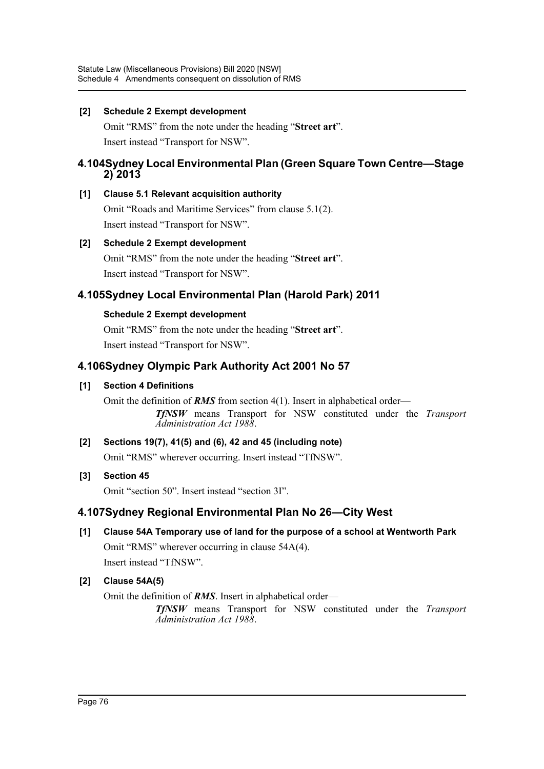**[2] Schedule 2 Exempt development**

Omit "RMS" from the note under the heading "**Street art**".

Insert instead "Transport for NSW".

## 4.104 Sydney Local Environmental Plan (Green Square Town Centre—Stage 2) 2013

**[1] Clause 5.1 Relevant acquisition authority**

Omit "Roads and Maritime Services" from clause 5.1(2).

Insert instead "Transport for NSW".

**[2] Schedule 2 Exempt development**

Omit "RMS" from the note under the heading "**Street art**".

Insert instead "Transport for NSW".

## 4.105 Sydney Local Environmental Plan (Harold Park) 2011

**Schedule 2 Exempt development**

Omit "RMS" from the note under the heading "**Street art**".

Insert instead "Transport for NSW".

## 4.106 Sydney Olympic Park Authority Act 2001 No 57

**[1] Section 4 Definitions**

Omit the definition of ***RMS*** from section 4(1). Insert in alphabetical order—

> ***TfNSW*** means Transport for NSW constituted under the *Transport Administration Act 1988*.

**[2] Sections 19(7), 41(5) and (6), 42 and 45 (including note)**

Omit "RMS" wherever occurring. Insert instead "TfNSW".

**[3] Section 45**

Omit "section 50". Insert instead "section 3I".

## 4.107 Sydney Regional Environmental Plan No 26—City West

**[1] Clause 54A Temporary use of land for the purpose of a school at Wentworth Park**

Omit "RMS" wherever occurring in clause 54A(4).

Insert instead "TfNSW".

**[2] Clause 54A(5)**

Omit the definition of ***RMS***. Insert in alphabetical order—

> ***TfNSW*** means Transport for NSW constituted under the *Transport Administration Act 1988*.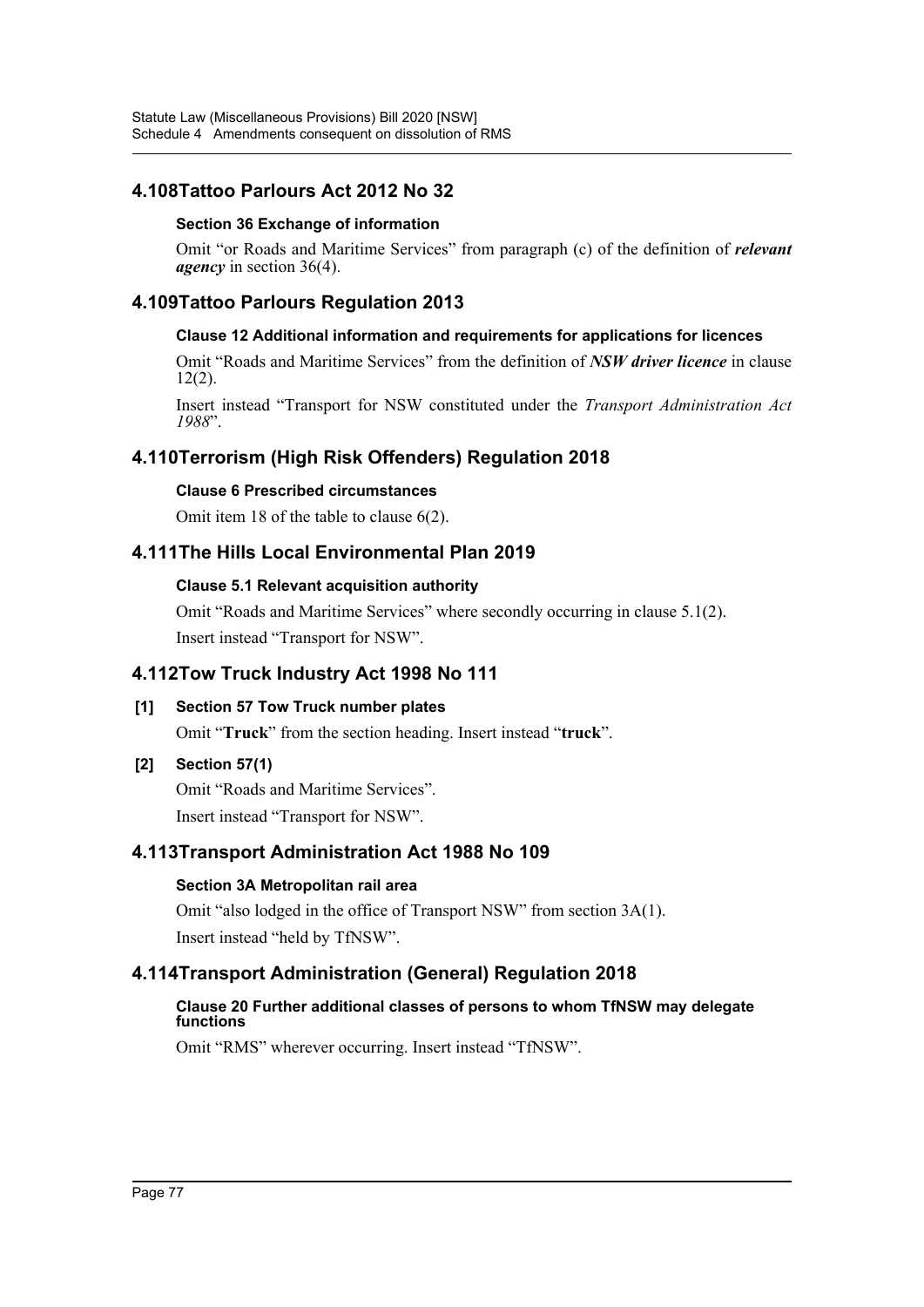## 4.108 Tattoo Parlours Act 2012 No 32

### Section 36 Exchange of information

Omit "or Roads and Maritime Services" from paragraph (c) of the definition of ***relevant agency*** in section 36(4).

## 4.109 Tattoo Parlours Regulation 2013

### Clause 12 Additional information and requirements for applications for licences

Omit "Roads and Maritime Services" from the definition of ***NSW driver licence*** in clause 12(2).

Insert instead "Transport for NSW constituted under the *Transport Administration Act 1988*".

## 4.110 Terrorism (High Risk Offenders) Regulation 2018

### Clause 6 Prescribed circumstances

Omit item 18 of the table to clause 6(2).

## 4.111 The Hills Local Environmental Plan 2019

### Clause 5.1 Relevant acquisition authority

Omit "Roads and Maritime Services" where secondly occurring in clause 5.1(2).

Insert instead "Transport for NSW".

## 4.112 Tow Truck Industry Act 1998 No 111

### [1] Section 57 Tow Truck number plates

Omit "**Truck**" from the section heading. Insert instead "**truck**".

### [2] Section 57(1)

Omit "Roads and Maritime Services".

Insert instead "Transport for NSW".

## 4.113 Transport Administration Act 1988 No 109

### Section 3A Metropolitan rail area

Omit "also lodged in the office of Transport NSW" from section 3A(1).

Insert instead "held by TfNSW".

## 4.114 Transport Administration (General) Regulation 2018

### Clause 20 Further additional classes of persons to whom TfNSW may delegate functions

Omit "RMS" wherever occurring. Insert instead "TfNSW".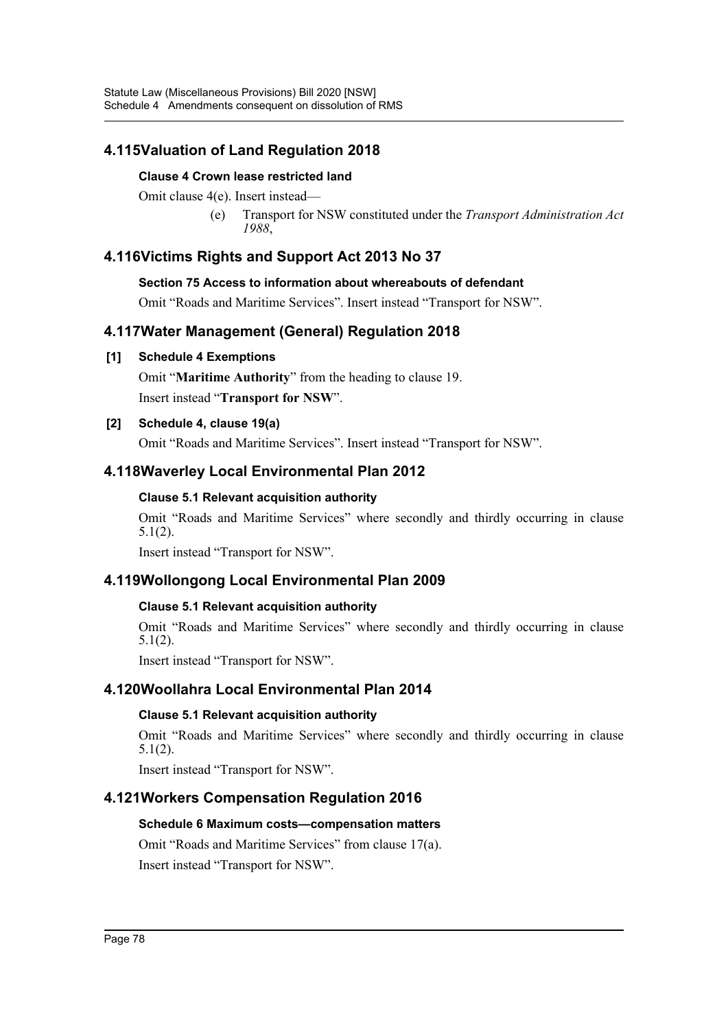## 4.115 Valuation of Land Regulation 2018

### Clause 4 Crown lease restricted land

Omit clause 4(e). Insert instead—

(e) Transport for NSW constituted under the *Transport Administration Act 1988*,

## 4.116 Victims Rights and Support Act 2013 No 37

### Section 75 Access to information about whereabouts of defendant

Omit "Roads and Maritime Services". Insert instead "Transport for NSW".

## 4.117 Water Management (General) Regulation 2018

### [1] Schedule 4 Exemptions

Omit "**Maritime Authority**" from the heading to clause 19.

Insert instead "**Transport for NSW**".

### [2] Schedule 4, clause 19(a)

Omit "Roads and Maritime Services". Insert instead "Transport for NSW".

## 4.118 Waverley Local Environmental Plan 2012

### Clause 5.1 Relevant acquisition authority

Omit "Roads and Maritime Services" where secondly and thirdly occurring in clause 5.1(2).

Insert instead "Transport for NSW".

## 4.119 Wollongong Local Environmental Plan 2009

### Clause 5.1 Relevant acquisition authority

Omit "Roads and Maritime Services" where secondly and thirdly occurring in clause 5.1(2).

Insert instead "Transport for NSW".

## 4.120 Woollahra Local Environmental Plan 2014

### Clause 5.1 Relevant acquisition authority

Omit "Roads and Maritime Services" where secondly and thirdly occurring in clause 5.1(2).

Insert instead "Transport for NSW".

## 4.121 Workers Compensation Regulation 2016

### Schedule 6 Maximum costs—compensation matters

Omit "Roads and Maritime Services" from clause 17(a).

Insert instead "Transport for NSW".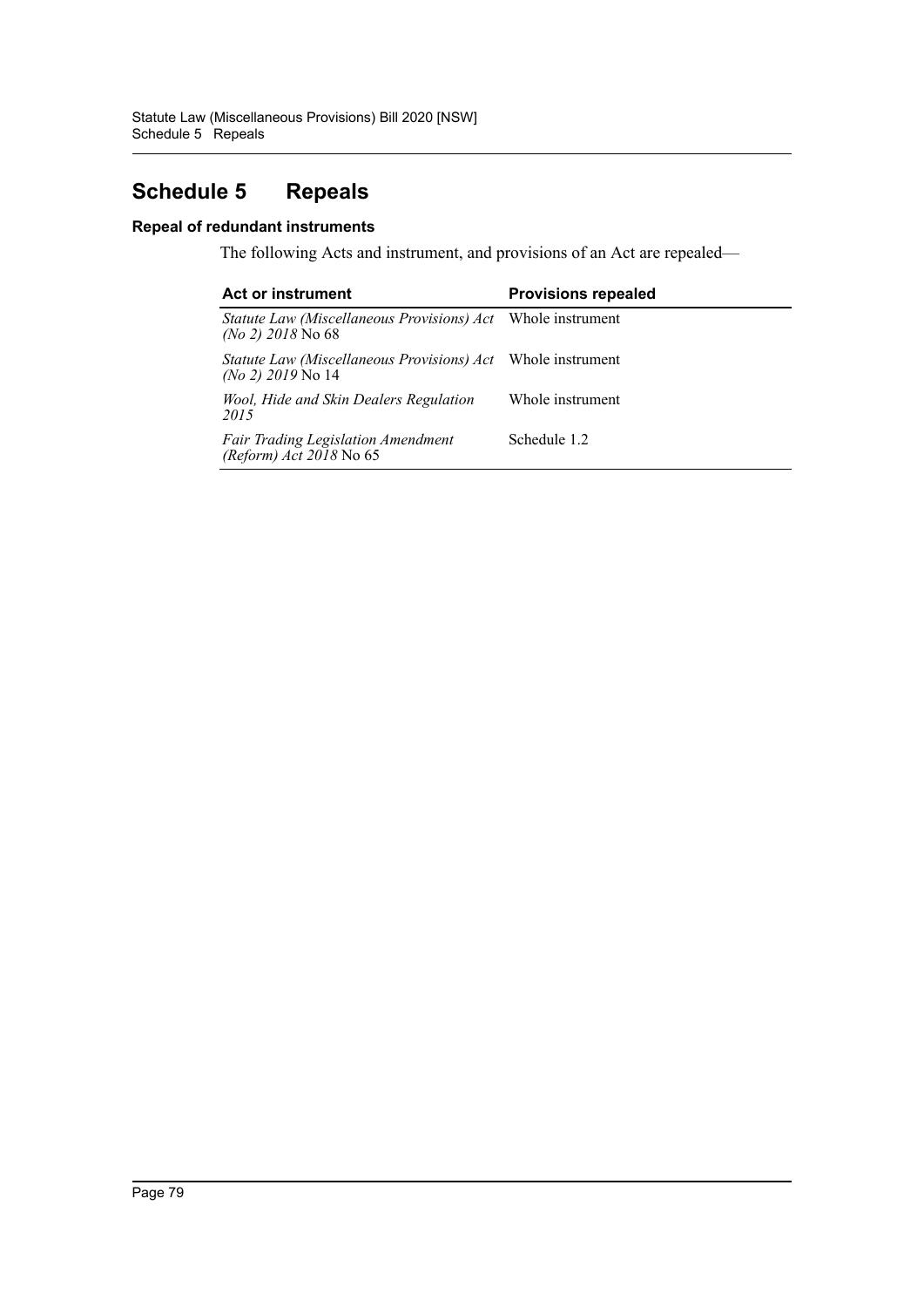# Schedule 5 Repeals

### Repeal of redundant instruments

The following Acts and instrument, and provisions of an Act are repealed—

| Act or instrument | Provisions repealed |
| --- | --- |
| *Statute Law (Miscellaneous Provisions) Act (No 2) 2018* No 68 | Whole instrument |
| *Statute Law (Miscellaneous Provisions) Act (No 2) 2019* No 14 | Whole instrument |
| *Wool, Hide and Skin Dealers Regulation 2015* | Whole instrument |
| *Fair Trading Legislation Amendment (Reform) Act 2018* No 65 | Schedule 1.2 |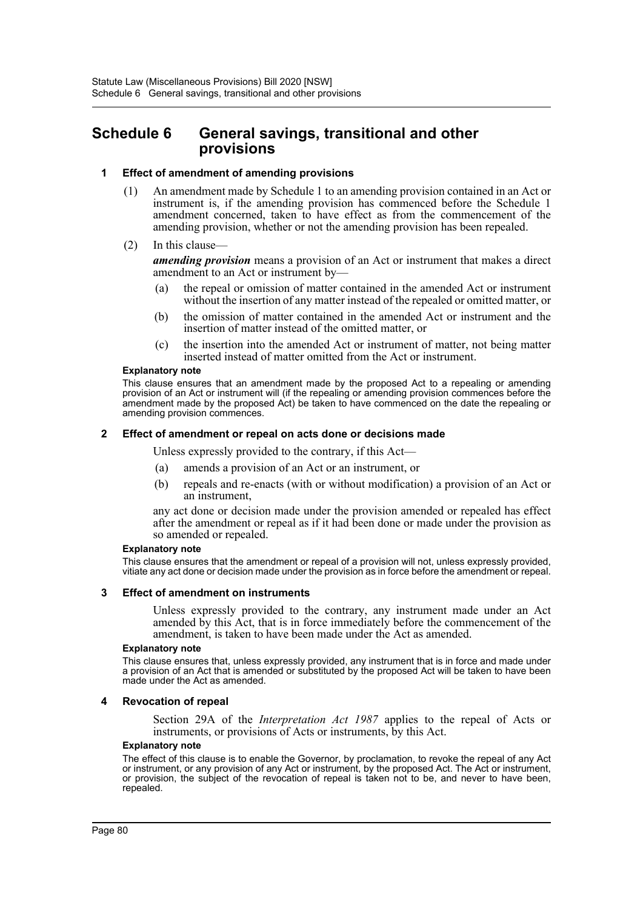# Schedule 6 General savings, transitional and other provisions

### 1 Effect of amendment of amending provisions

(1) An amendment made by Schedule 1 to an amending provision contained in an Act or instrument is, if the amending provision has commenced before the Schedule 1 amendment concerned, taken to have effect as from the commencement of the amending provision, whether or not the amending provision has been repealed.

(2) In this clause—

***amending provision*** means a provision of an Act or instrument that makes a direct amendment to an Act or instrument by—

- (a) the repeal or omission of matter contained in the amended Act or instrument without the insertion of any matter instead of the repealed or omitted matter, or
- (b) the omission of matter contained in the amended Act or instrument and the insertion of matter instead of the omitted matter, or
- (c) the insertion into the amended Act or instrument of matter, not being matter inserted instead of matter omitted from the Act or instrument.

**Explanatory note**

This clause ensures that an amendment made by the proposed Act to a repealing or amending provision of an Act or instrument will (if the repealing or amending provision commences before the amendment made by the proposed Act) be taken to have commenced on the date the repealing or amending provision commences.

### 2 Effect of amendment or repeal on acts done or decisions made

Unless expressly provided to the contrary, if this Act—

- (a) amends a provision of an Act or an instrument, or
- (b) repeals and re-enacts (with or without modification) a provision of an Act or an instrument,

any act done or decision made under the provision amended or repealed has effect after the amendment or repeal as if it had been done or made under the provision as so amended or repealed.

**Explanatory note**

This clause ensures that the amendment or repeal of a provision will not, unless expressly provided, vitiate any act done or decision made under the provision as in force before the amendment or repeal.

### 3 Effect of amendment on instruments

Unless expressly provided to the contrary, any instrument made under an Act amended by this Act, that is in force immediately before the commencement of the amendment, is taken to have been made under the Act as amended.

**Explanatory note**

This clause ensures that, unless expressly provided, any instrument that is in force and made under a provision of an Act that is amended or substituted by the proposed Act will be taken to have been made under the Act as amended.

### 4 Revocation of repeal

Section 29A of the *Interpretation Act 1987* applies to the repeal of Acts or instruments, or provisions of Acts or instruments, by this Act.

**Explanatory note**

The effect of this clause is to enable the Governor, by proclamation, to revoke the repeal of any Act or instrument, or any provision of any Act or instrument, by the proposed Act. The Act or instrument, or provision, the subject of the revocation of repeal is taken not to be, and never to have been, repealed.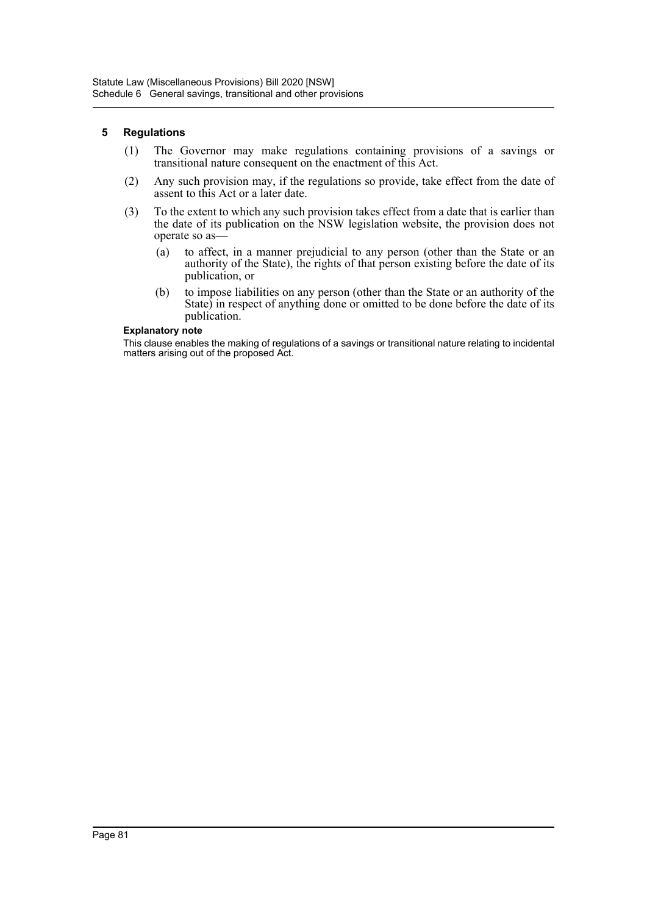### 5 Regulations

(1) The Governor may make regulations containing provisions of a savings or transitional nature consequent on the enactment of this Act.

(2) Any such provision may, if the regulations so provide, take effect from the date of assent to this Act or a later date.

(3) To the extent to which any such provision takes effect from a date that is earlier than the date of its publication on the NSW legislation website, the provision does not operate so as—

(a) to affect, in a manner prejudicial to any person (other than the State or an authority of the State), the rights of that person existing before the date of its publication, or

(b) to impose liabilities on any person (other than the State or an authority of the State) in respect of anything done or omitted to be done before the date of its publication.

**Explanatory note**

This clause enables the making of regulations of a savings or transitional nature relating to incidental matters arising out of the proposed Act.